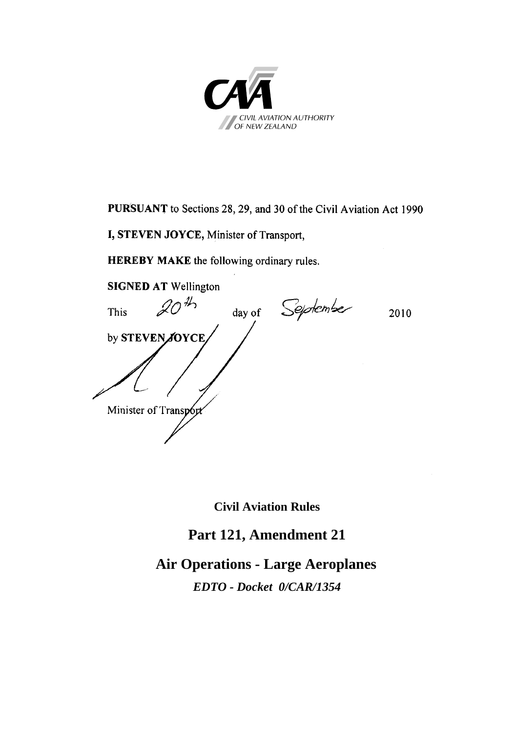CIVIL AVIATION AUTHORITY OF NEW ZEALAND

**PURSUANT** to Sections 28, 29, and 30 of the Civil Aviation Act 1990

**I, STEVEN JOYCE,** Minister of Transport,

**HEREBY MAKE** the following ordinary rules.

**SIGNED AT** Wellington

This 20th day of September 2010

by **STEVEN JOYCE**

Minister of Transport

**Civil Aviation Rules**

# Part 121, Amendment 21

# Air Operations - Large Aeroplanes

***EDTO - Docket 0/CAR/1354***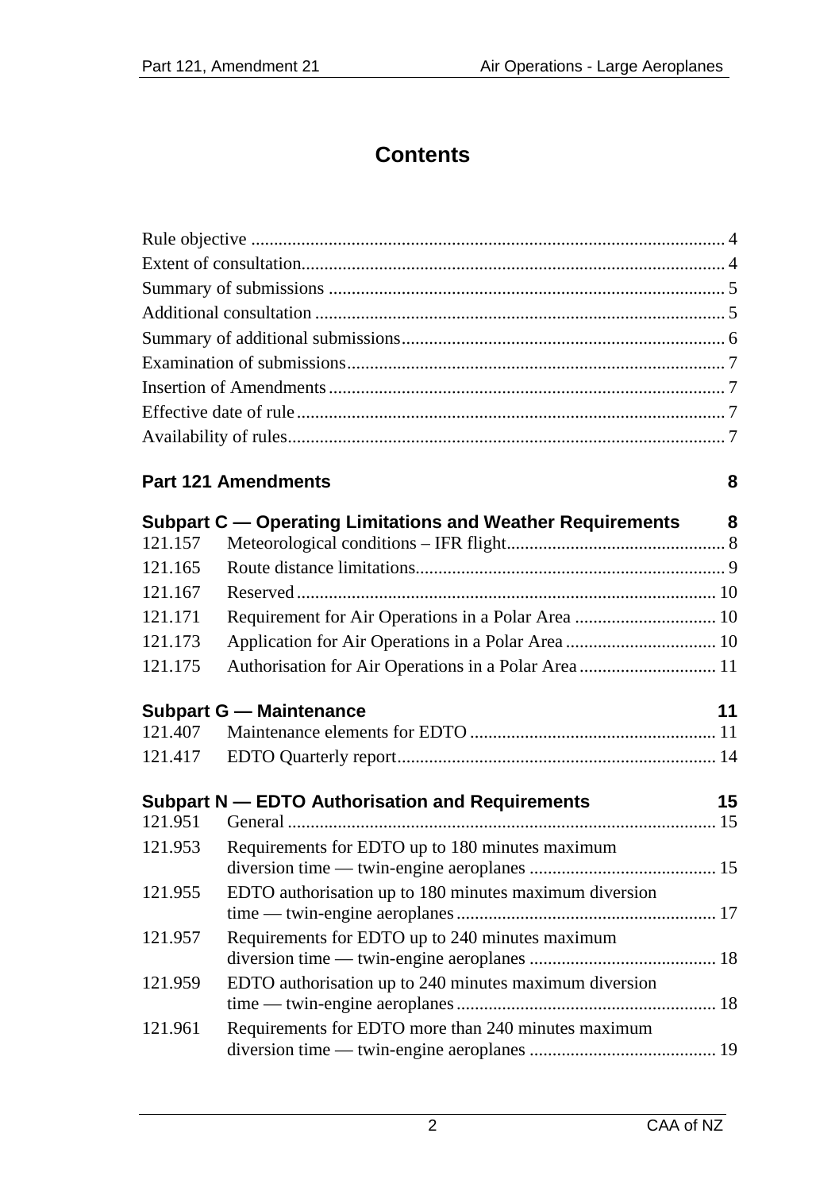# Contents

Rule objective ........................................................................................................ 4
Extent of consultation............................................................................................ 4
Summary of submissions ....................................................................................... 5
Additional consultation .......................................................................................... 5
Summary of additional submissions....................................................................... 6
Examination of submissions................................................................................... 7
Insertion of Amendments....................................................................................... 7
Effective date of rule .............................................................................................. 7
Availability of rules................................................................................................ 7

**Part 121 Amendments** 8

**Subpart C — Operating Limitations and Weather Requirements** 8

121.157 Meteorological conditions – IFR flight................................................ 8
121.165 Route distance limitations.................................................................... 9
121.167 Reserved ............................................................................................ 10
121.171 Requirement for Air Operations in a Polar Area ............................... 10
121.173 Application for Air Operations in a Polar Area ................................. 10
121.175 Authorisation for Air Operations in a Polar Area .............................. 11

**Subpart G — Maintenance** 11

121.407 Maintenance elements for EDTO ...................................................... 11
121.417 EDTO Quarterly report...................................................................... 14

**Subpart N — EDTO Authorisation and Requirements** 15

121.951 General .............................................................................................. 15
121.953 Requirements for EDTO up to 180 minutes maximum diversion time — twin-engine aeroplanes ......................................... 15
121.955 EDTO authorisation up to 180 minutes maximum diversion time — twin-engine aeroplanes......................................................... 17
121.957 Requirements for EDTO up to 240 minutes maximum diversion time — twin-engine aeroplanes ......................................... 18
121.959 EDTO authorisation up to 240 minutes maximum diversion time — twin-engine aeroplanes......................................................... 18
121.961 Requirements for EDTO more than 240 minutes maximum diversion time — twin-engine aeroplanes ......................................... 19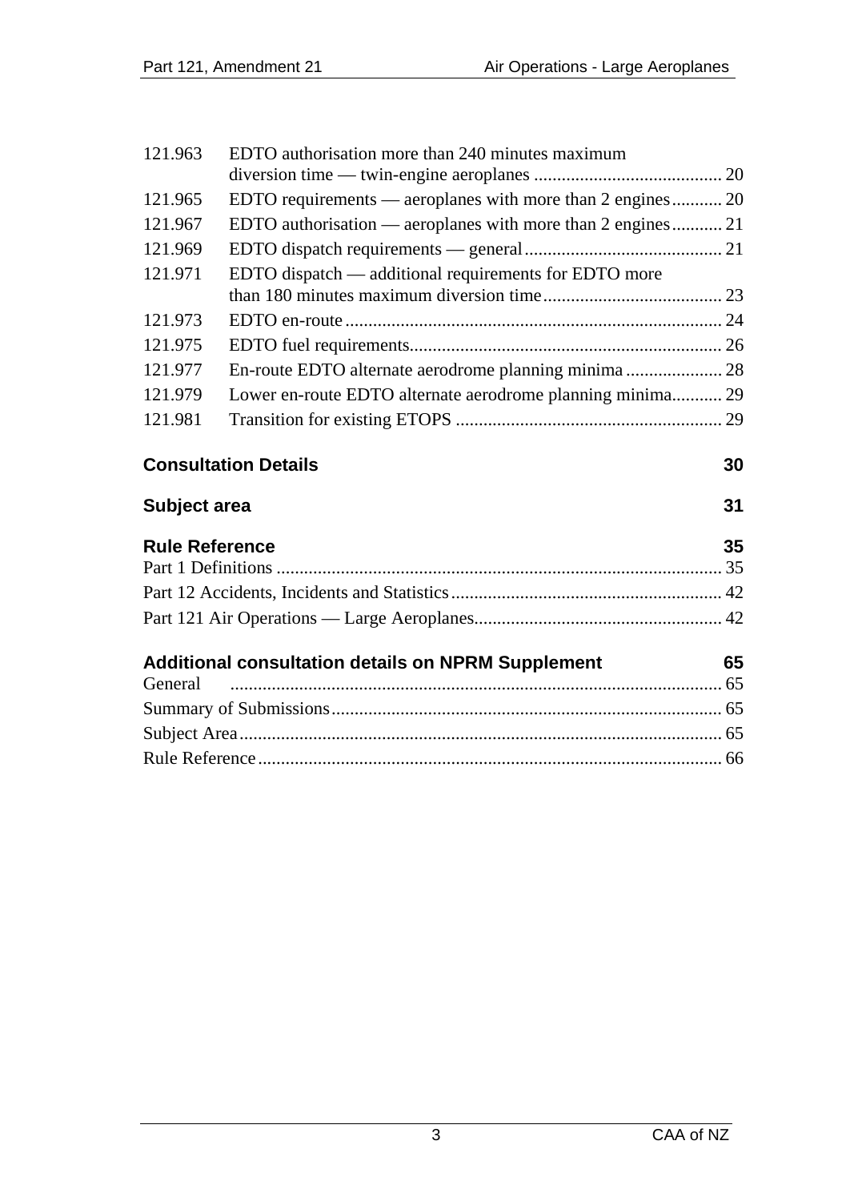| | | |
|---|---|---|
| 121.963 | EDTO authorisation more than 240 minutes maximum diversion time — twin-engine aeroplanes | 20 |
| 121.965 | EDTO requirements — aeroplanes with more than 2 engines | 20 |
| 121.967 | EDTO authorisation — aeroplanes with more than 2 engines | 21 |
| 121.969 | EDTO dispatch requirements — general | 21 |
| 121.971 | EDTO dispatch — additional requirements for EDTO more than 180 minutes maximum diversion time | 23 |
| 121.973 | EDTO en-route | 24 |
| 121.975 | EDTO fuel requirements | 26 |
| 121.977 | En-route EDTO alternate aerodrome planning minima | 28 |
| 121.979 | Lower en-route EDTO alternate aerodrome planning minima | 29 |
| 121.981 | Transition for existing ETOPS | 29 |

**Consultation Details** 30

**Subject area** 31

**Rule Reference** 35

Part 1 Definitions ... 35
Part 12 Accidents, Incidents and Statistics ... 42
Part 121 Air Operations — Large Aeroplanes ... 42

**Additional consultation details on NPRM Supplement** 65

General ... 65
Summary of Submissions ... 65
Subject Area ... 65
Rule Reference ... 66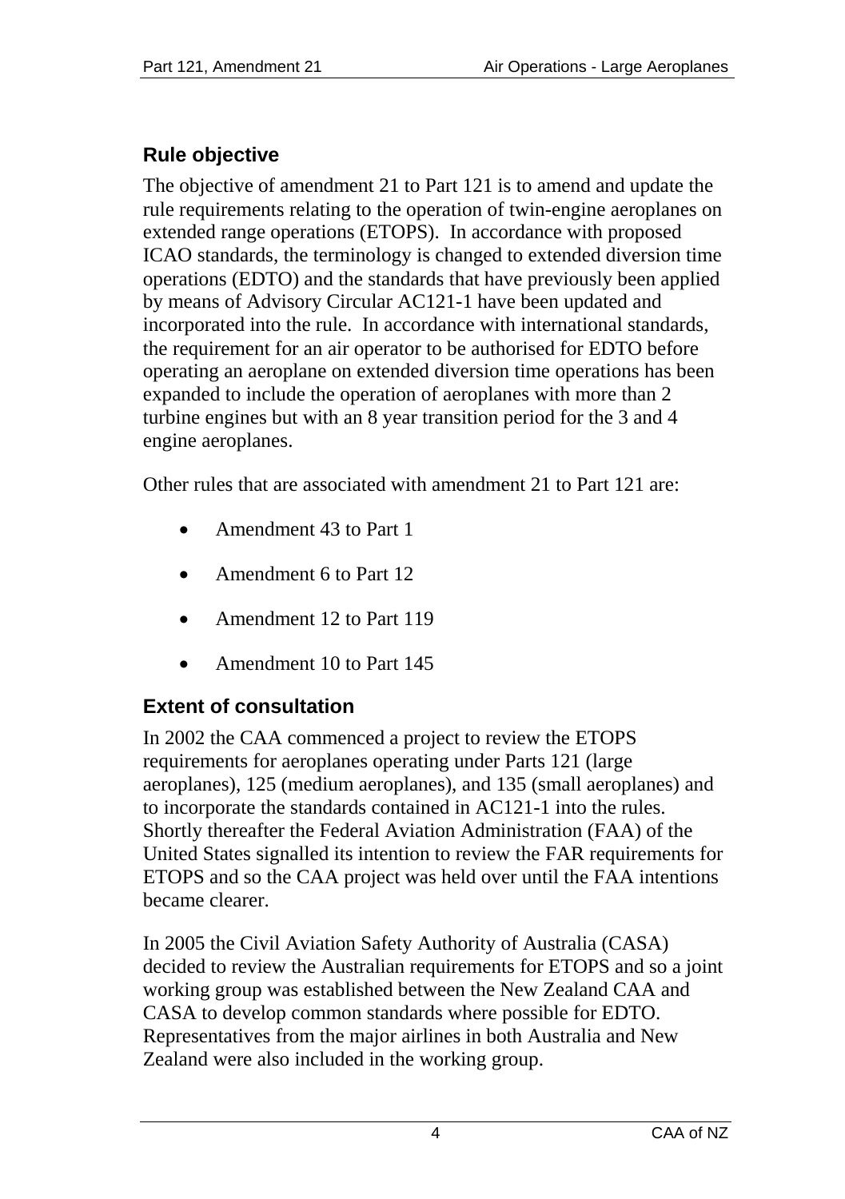## Rule objective

The objective of amendment 21 to Part 121 is to amend and update the rule requirements relating to the operation of twin-engine aeroplanes on extended range operations (ETOPS). In accordance with proposed ICAO standards, the terminology is changed to extended diversion time operations (EDTO) and the standards that have previously been applied by means of Advisory Circular AC121-1 have been updated and incorporated into the rule. In accordance with international standards, the requirement for an air operator to be authorised for EDTO before operating an aeroplane on extended diversion time operations has been expanded to include the operation of aeroplanes with more than 2 turbine engines but with an 8 year transition period for the 3 and 4 engine aeroplanes.

Other rules that are associated with amendment 21 to Part 121 are:

- Amendment 43 to Part 1
- Amendment 6 to Part 12
- Amendment 12 to Part 119
- Amendment 10 to Part 145

## Extent of consultation

In 2002 the CAA commenced a project to review the ETOPS requirements for aeroplanes operating under Parts 121 (large aeroplanes), 125 (medium aeroplanes), and 135 (small aeroplanes) and to incorporate the standards contained in AC121-1 into the rules. Shortly thereafter the Federal Aviation Administration (FAA) of the United States signalled its intention to review the FAR requirements for ETOPS and so the CAA project was held over until the FAA intentions became clearer.

In 2005 the Civil Aviation Safety Authority of Australia (CASA) decided to review the Australian requirements for ETOPS and so a joint working group was established between the New Zealand CAA and CASA to develop common standards where possible for EDTO. Representatives from the major airlines in both Australia and New Zealand were also included in the working group.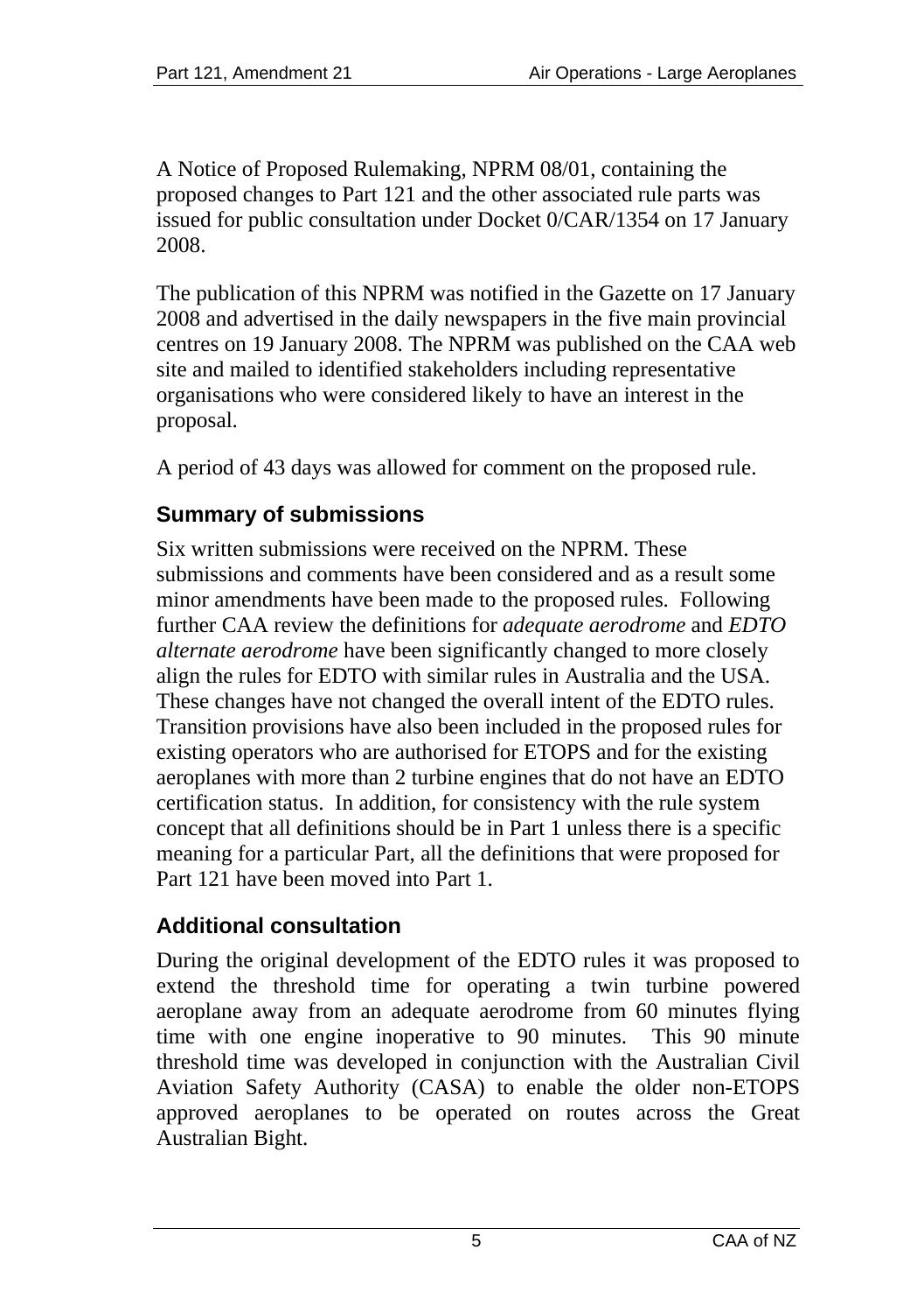A Notice of Proposed Rulemaking, NPRM 08/01, containing the proposed changes to Part 121 and the other associated rule parts was issued for public consultation under Docket 0/CAR/1354 on 17 January 2008.

The publication of this NPRM was notified in the Gazette on 17 January 2008 and advertised in the daily newspapers in the five main provincial centres on 19 January 2008. The NPRM was published on the CAA web site and mailed to identified stakeholders including representative organisations who were considered likely to have an interest in the proposal.

A period of 43 days was allowed for comment on the proposed rule.

## Summary of submissions

Six written submissions were received on the NPRM. These submissions and comments have been considered and as a result some minor amendments have been made to the proposed rules. Following further CAA review the definitions for *adequate aerodrome* and *EDTO alternate aerodrome* have been significantly changed to more closely align the rules for EDTO with similar rules in Australia and the USA. These changes have not changed the overall intent of the EDTO rules. Transition provisions have also been included in the proposed rules for existing operators who are authorised for ETOPS and for the existing aeroplanes with more than 2 turbine engines that do not have an EDTO certification status. In addition, for consistency with the rule system concept that all definitions should be in Part 1 unless there is a specific meaning for a particular Part, all the definitions that were proposed for Part 121 have been moved into Part 1.

## Additional consultation

During the original development of the EDTO rules it was proposed to extend the threshold time for operating a twin turbine powered aeroplane away from an adequate aerodrome from 60 minutes flying time with one engine inoperative to 90 minutes. This 90 minute threshold time was developed in conjunction with the Australian Civil Aviation Safety Authority (CASA) to enable the older non-ETOPS approved aeroplanes to be operated on routes across the Great Australian Bight.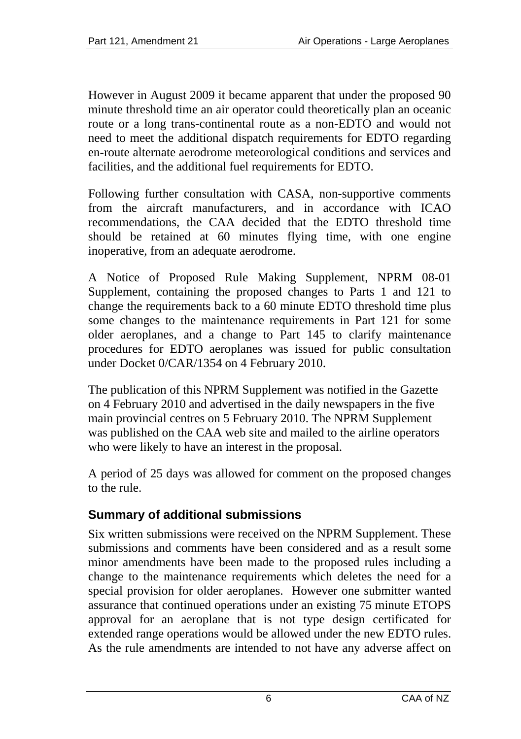However in August 2009 it became apparent that under the proposed 90 minute threshold time an air operator could theoretically plan an oceanic route or a long trans-continental route as a non-EDTO and would not need to meet the additional dispatch requirements for EDTO regarding en-route alternate aerodrome meteorological conditions and services and facilities, and the additional fuel requirements for EDTO.

Following further consultation with CASA, non-supportive comments from the aircraft manufacturers, and in accordance with ICAO recommendations, the CAA decided that the EDTO threshold time should be retained at 60 minutes flying time, with one engine inoperative, from an adequate aerodrome.

A Notice of Proposed Rule Making Supplement, NPRM 08-01 Supplement, containing the proposed changes to Parts 1 and 121 to change the requirements back to a 60 minute EDTO threshold time plus some changes to the maintenance requirements in Part 121 for some older aeroplanes, and a change to Part 145 to clarify maintenance procedures for EDTO aeroplanes was issued for public consultation under Docket 0/CAR/1354 on 4 February 2010.

The publication of this NPRM Supplement was notified in the Gazette on 4 February 2010 and advertised in the daily newspapers in the five main provincial centres on 5 February 2010. The NPRM Supplement was published on the CAA web site and mailed to the airline operators who were likely to have an interest in the proposal.

A period of 25 days was allowed for comment on the proposed changes to the rule.

## Summary of additional submissions

Six written submissions were received on the NPRM Supplement. These submissions and comments have been considered and as a result some minor amendments have been made to the proposed rules including a change to the maintenance requirements which deletes the need for a special provision for older aeroplanes. However one submitter wanted assurance that continued operations under an existing 75 minute ETOPS approval for an aeroplane that is not type design certificated for extended range operations would be allowed under the new EDTO rules. As the rule amendments are intended to not have any adverse affect on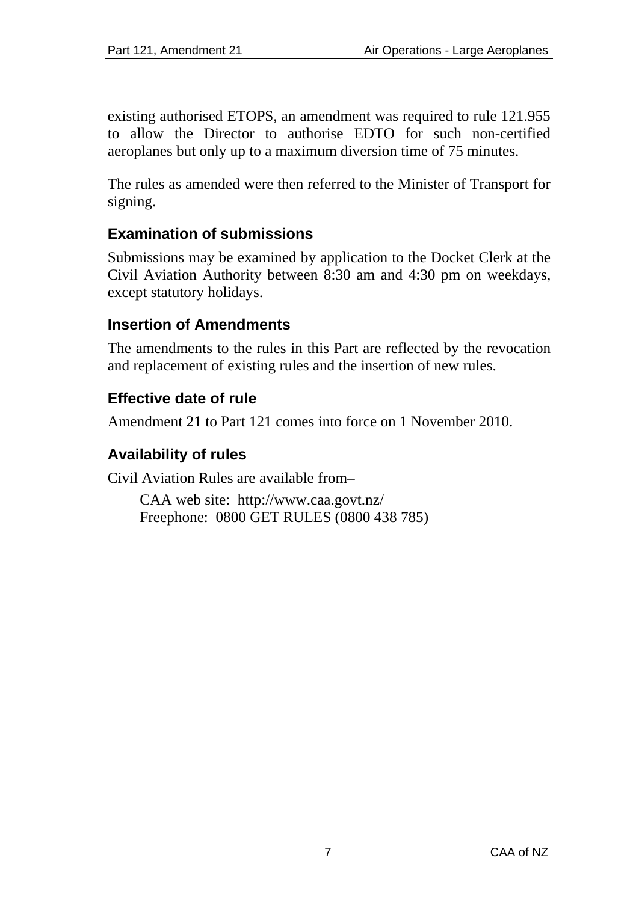existing authorised ETOPS, an amendment was required to rule 121.955 to allow the Director to authorise EDTO for such non-certified aeroplanes but only up to a maximum diversion time of 75 minutes.

The rules as amended were then referred to the Minister of Transport for signing.

## Examination of submissions

Submissions may be examined by application to the Docket Clerk at the Civil Aviation Authority between 8:30 am and 4:30 pm on weekdays, except statutory holidays.

## Insertion of Amendments

The amendments to the rules in this Part are reflected by the revocation and replacement of existing rules and the insertion of new rules.

## Effective date of rule

Amendment 21 to Part 121 comes into force on 1 November 2010.

## Availability of rules

Civil Aviation Rules are available from–

CAA web site: http://www.caa.govt.nz/
Freephone: 0800 GET RULES (0800 438 785)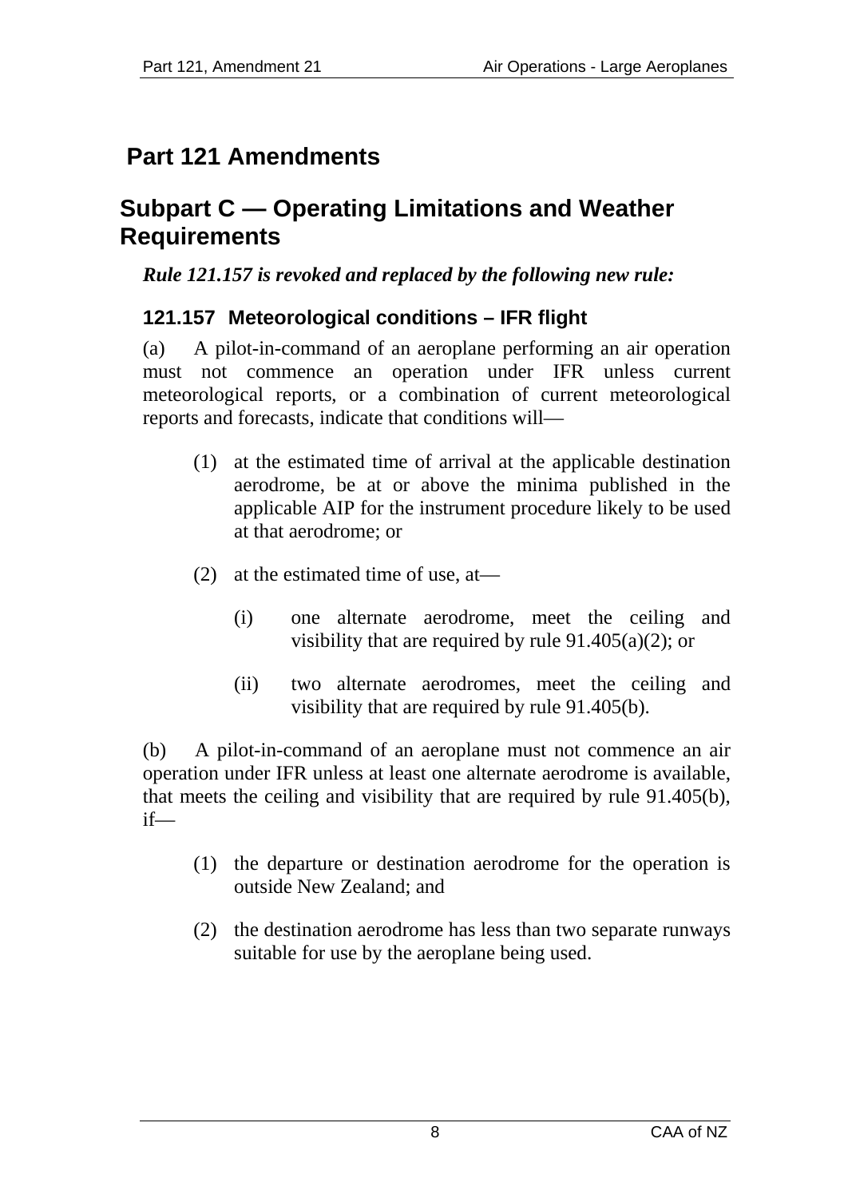# Part 121 Amendments

## Subpart C — Operating Limitations and Weather Requirements

***Rule 121.157 is revoked and replaced by the following new rule:***

### 121.157 Meteorological conditions – IFR flight

(a) A pilot-in-command of an aeroplane performing an air operation must not commence an operation under IFR unless current meteorological reports, or a combination of current meteorological reports and forecasts, indicate that conditions will—

(1) at the estimated time of arrival at the applicable destination aerodrome, be at or above the minima published in the applicable AIP for the instrument procedure likely to be used at that aerodrome; or

(2) at the estimated time of use, at—

(i) one alternate aerodrome, meet the ceiling and visibility that are required by rule 91.405(a)(2); or

(ii) two alternate aerodromes, meet the ceiling and visibility that are required by rule 91.405(b).

(b) A pilot-in-command of an aeroplane must not commence an air operation under IFR unless at least one alternate aerodrome is available, that meets the ceiling and visibility that are required by rule 91.405(b), if—

(1) the departure or destination aerodrome for the operation is outside New Zealand; and

(2) the destination aerodrome has less than two separate runways suitable for use by the aeroplane being used.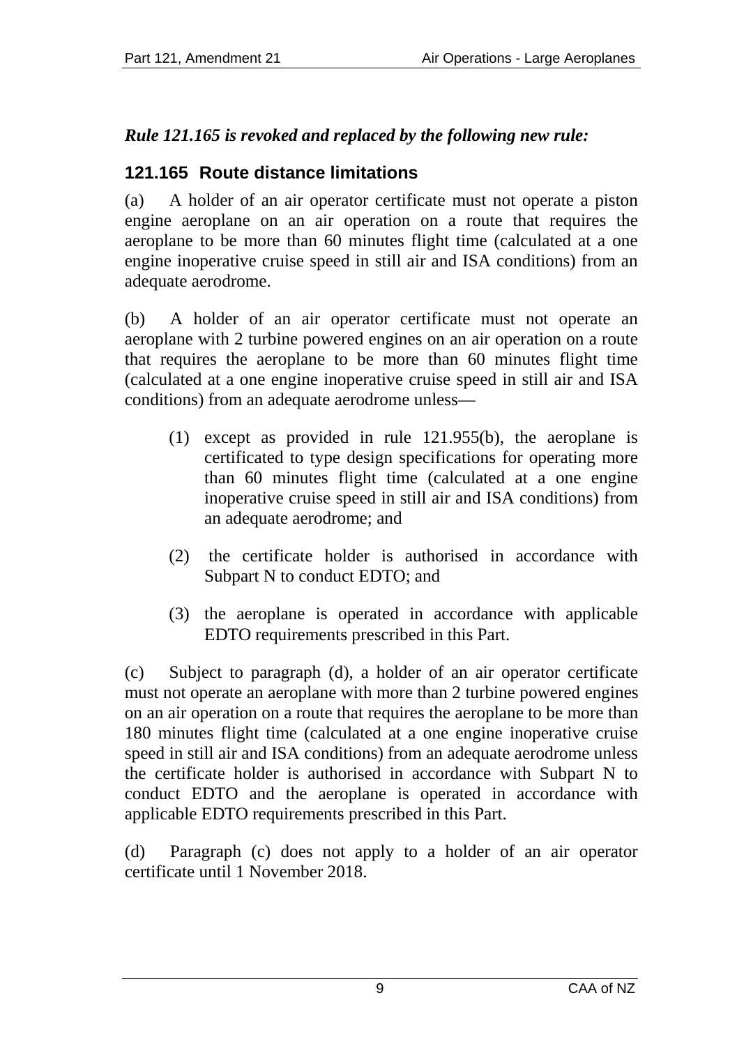***Rule 121.165 is revoked and replaced by the following new rule:***

## 121.165 Route distance limitations

(a) A holder of an air operator certificate must not operate a piston engine aeroplane on an air operation on a route that requires the aeroplane to be more than 60 minutes flight time (calculated at a one engine inoperative cruise speed in still air and ISA conditions) from an adequate aerodrome.

(b) A holder of an air operator certificate must not operate an aeroplane with 2 turbine powered engines on an air operation on a route that requires the aeroplane to be more than 60 minutes flight time (calculated at a one engine inoperative cruise speed in still air and ISA conditions) from an adequate aerodrome unless—

(1) except as provided in rule 121.955(b), the aeroplane is certificated to type design specifications for operating more than 60 minutes flight time (calculated at a one engine inoperative cruise speed in still air and ISA conditions) from an adequate aerodrome; and

(2) the certificate holder is authorised in accordance with Subpart N to conduct EDTO; and

(3) the aeroplane is operated in accordance with applicable EDTO requirements prescribed in this Part.

(c) Subject to paragraph (d), a holder of an air operator certificate must not operate an aeroplane with more than 2 turbine powered engines on an air operation on a route that requires the aeroplane to be more than 180 minutes flight time (calculated at a one engine inoperative cruise speed in still air and ISA conditions) from an adequate aerodrome unless the certificate holder is authorised in accordance with Subpart N to conduct EDTO and the aeroplane is operated in accordance with applicable EDTO requirements prescribed in this Part.

(d) Paragraph (c) does not apply to a holder of an air operator certificate until 1 November 2018.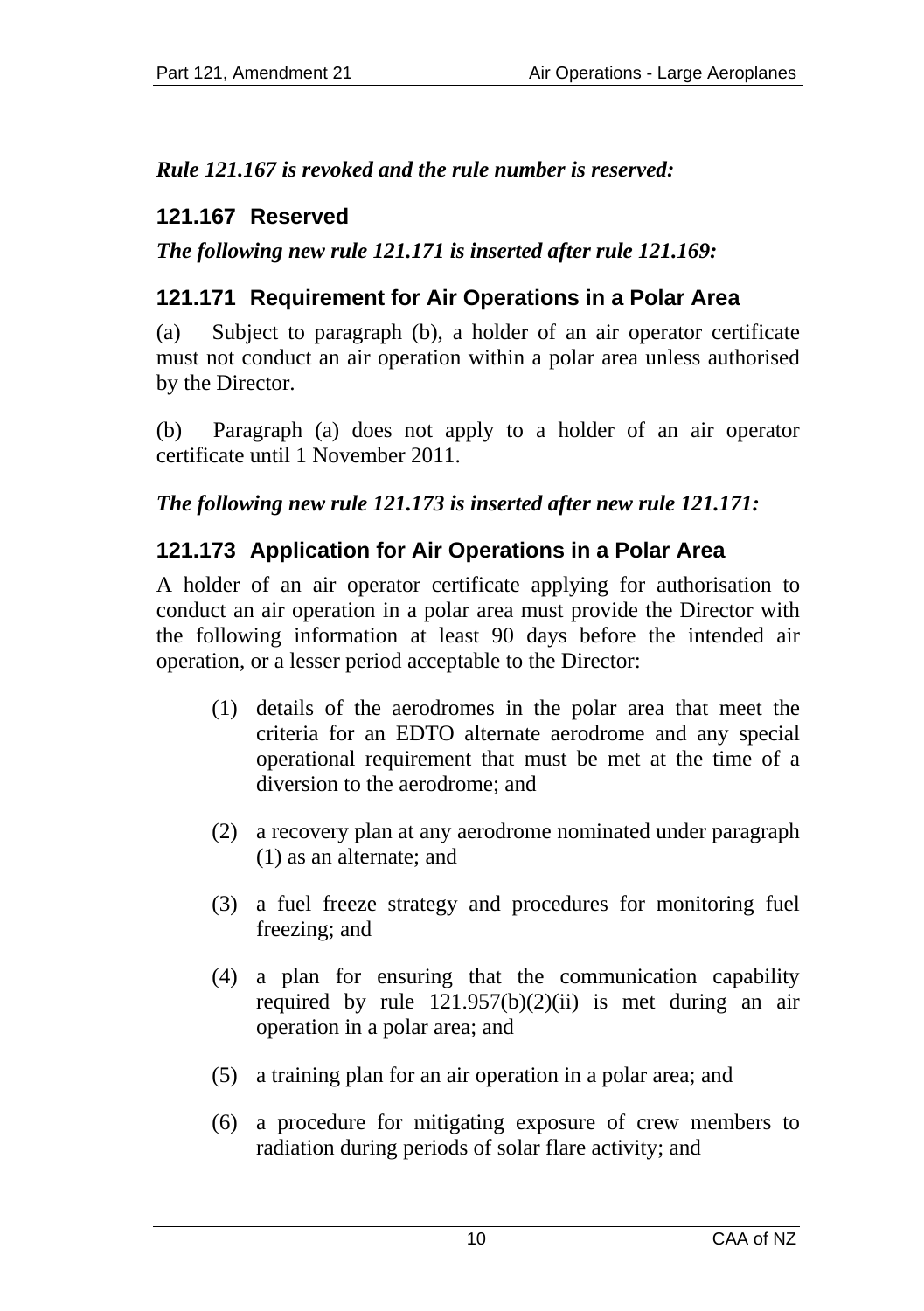*Rule 121.167 is revoked and the rule number is reserved:*

## 121.167 Reserved

*The following new rule 121.171 is inserted after rule 121.169:*

## 121.171 Requirement for Air Operations in a Polar Area

(a) Subject to paragraph (b), a holder of an air operator certificate must not conduct an air operation within a polar area unless authorised by the Director.

(b) Paragraph (a) does not apply to a holder of an air operator certificate until 1 November 2011.

*The following new rule 121.173 is inserted after new rule 121.171:*

## 121.173 Application for Air Operations in a Polar Area

A holder of an air operator certificate applying for authorisation to conduct an air operation in a polar area must provide the Director with the following information at least 90 days before the intended air operation, or a lesser period acceptable to the Director:

(1) details of the aerodromes in the polar area that meet the criteria for an EDTO alternate aerodrome and any special operational requirement that must be met at the time of a diversion to the aerodrome; and

(2) a recovery plan at any aerodrome nominated under paragraph (1) as an alternate; and

(3) a fuel freeze strategy and procedures for monitoring fuel freezing; and

(4) a plan for ensuring that the communication capability required by rule 121.957(b)(2)(ii) is met during an air operation in a polar area; and

(5) a training plan for an air operation in a polar area; and

(6) a procedure for mitigating exposure of crew members to radiation during periods of solar flare activity; and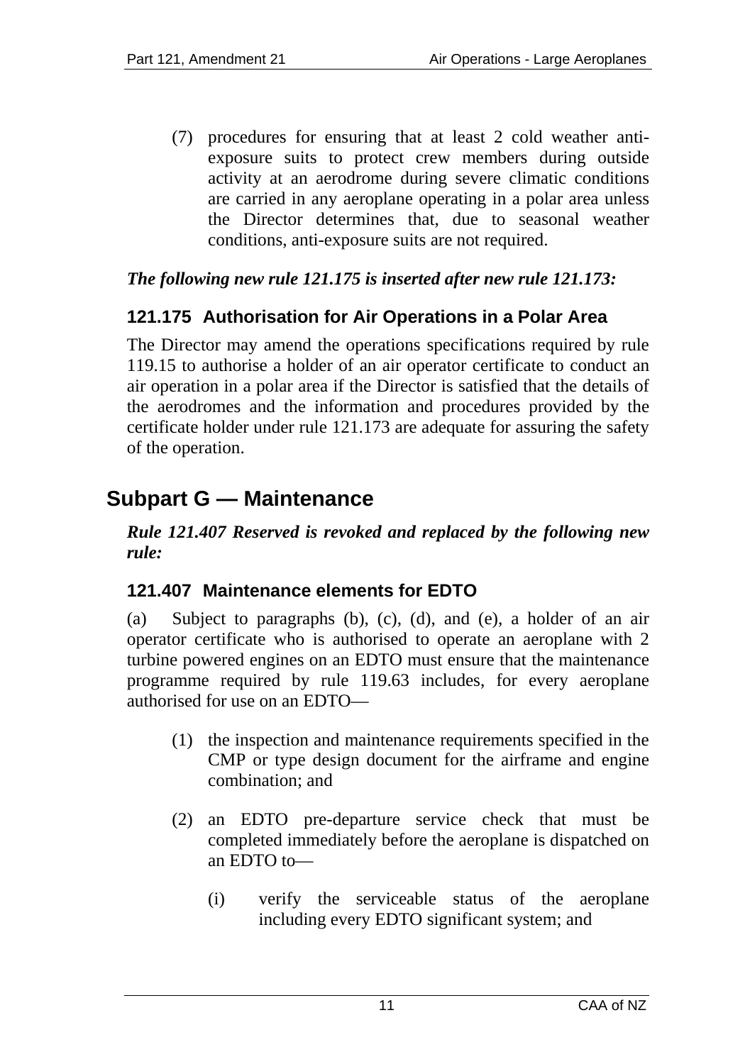(7) procedures for ensuring that at least 2 cold weather anti-exposure suits to protect crew members during outside activity at an aerodrome during severe climatic conditions are carried in any aeroplane operating in a polar area unless the Director determines that, due to seasonal weather conditions, anti-exposure suits are not required.

***The following new rule 121.175 is inserted after new rule 121.173:***

### 121.175 Authorisation for Air Operations in a Polar Area

The Director may amend the operations specifications required by rule 119.15 to authorise a holder of an air operator certificate to conduct an air operation in a polar area if the Director is satisfied that the details of the aerodromes and the information and procedures provided by the certificate holder under rule 121.173 are adequate for assuring the safety of the operation.

## Subpart G — Maintenance

***Rule 121.407 Reserved is revoked and replaced by the following new rule:***

### 121.407 Maintenance elements for EDTO

(a) Subject to paragraphs (b), (c), (d), and (e), a holder of an air operator certificate who is authorised to operate an aeroplane with 2 turbine powered engines on an EDTO must ensure that the maintenance programme required by rule 119.63 includes, for every aeroplane authorised for use on an EDTO—

(1) the inspection and maintenance requirements specified in the CMP or type design document for the airframe and engine combination; and

(2) an EDTO pre-departure service check that must be completed immediately before the aeroplane is dispatched on an EDTO to—

(i) verify the serviceable status of the aeroplane including every EDTO significant system; and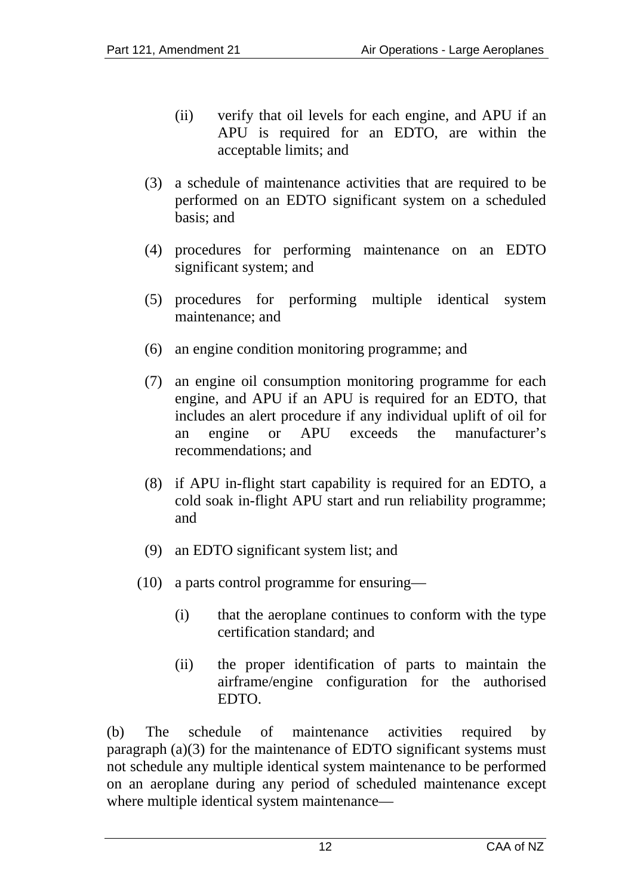(ii) verify that oil levels for each engine, and APU if an APU is required for an EDTO, are within the acceptable limits; and

(3) a schedule of maintenance activities that are required to be performed on an EDTO significant system on a scheduled basis; and

(4) procedures for performing maintenance on an EDTO significant system; and

(5) procedures for performing multiple identical system maintenance; and

(6) an engine condition monitoring programme; and

(7) an engine oil consumption monitoring programme for each engine, and APU if an APU is required for an EDTO, that includes an alert procedure if any individual uplift of oil for an engine or APU exceeds the manufacturer's recommendations; and

(8) if APU in-flight start capability is required for an EDTO, a cold soak in-flight APU start and run reliability programme; and

(9) an EDTO significant system list; and

(10) a parts control programme for ensuring—

(i) that the aeroplane continues to conform with the type certification standard; and

(ii) the proper identification of parts to maintain the airframe/engine configuration for the authorised EDTO.

(b) The schedule of maintenance activities required by paragraph (a)(3) for the maintenance of EDTO significant systems must not schedule any multiple identical system maintenance to be performed on an aeroplane during any period of scheduled maintenance except where multiple identical system maintenance—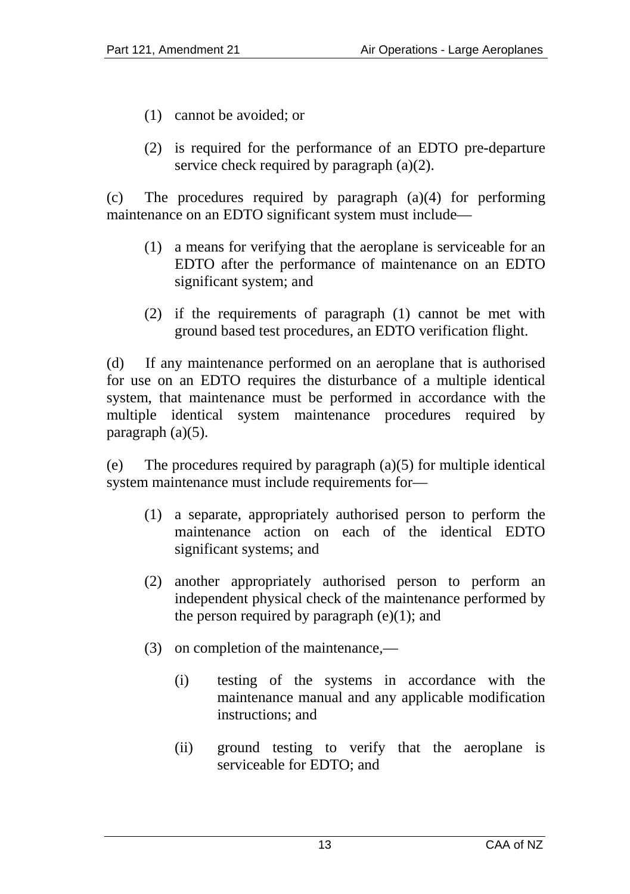(1) cannot be avoided; or

(2) is required for the performance of an EDTO pre-departure service check required by paragraph (a)(2).

(c) The procedures required by paragraph (a)(4) for performing maintenance on an EDTO significant system must include—

(1) a means for verifying that the aeroplane is serviceable for an EDTO after the performance of maintenance on an EDTO significant system; and

(2) if the requirements of paragraph (1) cannot be met with ground based test procedures, an EDTO verification flight.

(d) If any maintenance performed on an aeroplane that is authorised for use on an EDTO requires the disturbance of a multiple identical system, that maintenance must be performed in accordance with the multiple identical system maintenance procedures required by paragraph (a)(5).

(e) The procedures required by paragraph (a)(5) for multiple identical system maintenance must include requirements for—

(1) a separate, appropriately authorised person to perform the maintenance action on each of the identical EDTO significant systems; and

(2) another appropriately authorised person to perform an independent physical check of the maintenance performed by the person required by paragraph (e)(1); and

(3) on completion of the maintenance,—

(i) testing of the systems in accordance with the maintenance manual and any applicable modification instructions; and

(ii) ground testing to verify that the aeroplane is serviceable for EDTO; and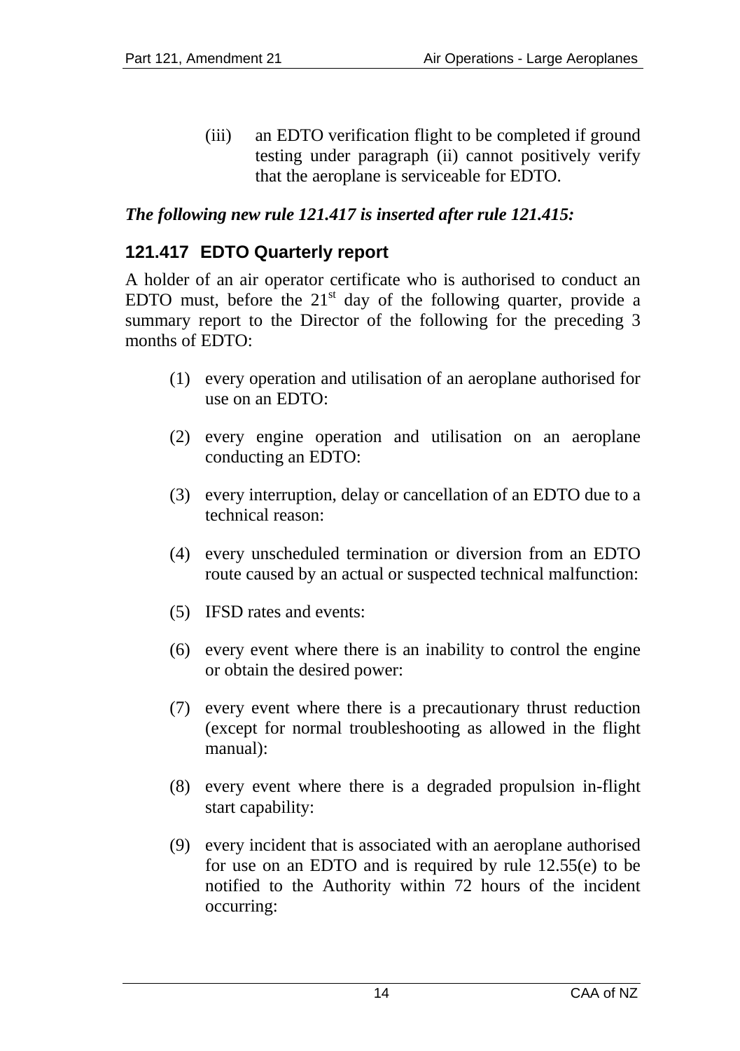(iii) an EDTO verification flight to be completed if ground testing under paragraph (ii) cannot positively verify that the aeroplane is serviceable for EDTO.

***The following new rule 121.417 is inserted after rule 121.415:***

### 121.417 EDTO Quarterly report

A holder of an air operator certificate who is authorised to conduct an EDTO must, before the 21st day of the following quarter, provide a summary report to the Director of the following for the preceding 3 months of EDTO:

(1) every operation and utilisation of an aeroplane authorised for use on an EDTO:

(2) every engine operation and utilisation on an aeroplane conducting an EDTO:

(3) every interruption, delay or cancellation of an EDTO due to a technical reason:

(4) every unscheduled termination or diversion from an EDTO route caused by an actual or suspected technical malfunction:

(5) IFSD rates and events:

(6) every event where there is an inability to control the engine or obtain the desired power:

(7) every event where there is a precautionary thrust reduction (except for normal troubleshooting as allowed in the flight manual):

(8) every event where there is a degraded propulsion in-flight start capability:

(9) every incident that is associated with an aeroplane authorised for use on an EDTO and is required by rule 12.55(e) to be notified to the Authority within 72 hours of the incident occurring: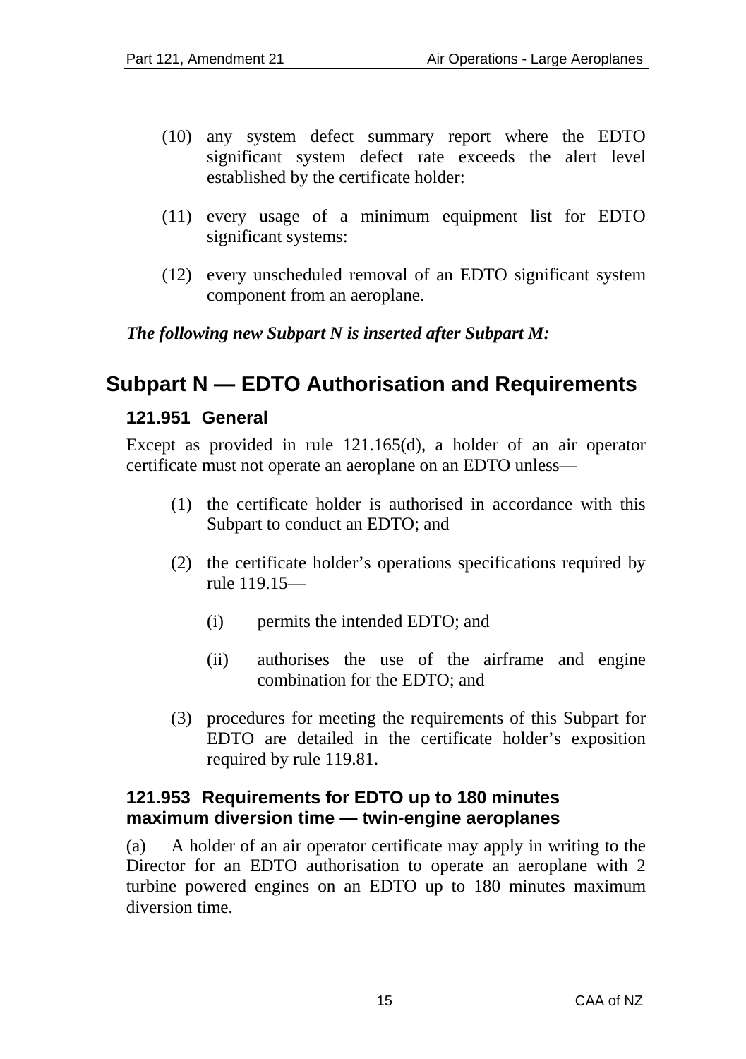(10) any system defect summary report where the EDTO significant system defect rate exceeds the alert level established by the certificate holder:

(11) every usage of a minimum equipment list for EDTO significant systems:

(12) every unscheduled removal of an EDTO significant system component from an aeroplane.

***The following new Subpart N is inserted after Subpart M:***

## Subpart N — EDTO Authorisation and Requirements

### 121.951 General

Except as provided in rule 121.165(d), a holder of an air operator certificate must not operate an aeroplane on an EDTO unless—

(1) the certificate holder is authorised in accordance with this Subpart to conduct an EDTO; and

(2) the certificate holder's operations specifications required by rule 119.15—

  (i) permits the intended EDTO; and

  (ii) authorises the use of the airframe and engine combination for the EDTO; and

(3) procedures for meeting the requirements of this Subpart for EDTO are detailed in the certificate holder's exposition required by rule 119.81.

### 121.953 Requirements for EDTO up to 180 minutes maximum diversion time — twin-engine aeroplanes

(a) A holder of an air operator certificate may apply in writing to the Director for an EDTO authorisation to operate an aeroplane with 2 turbine powered engines on an EDTO up to 180 minutes maximum diversion time.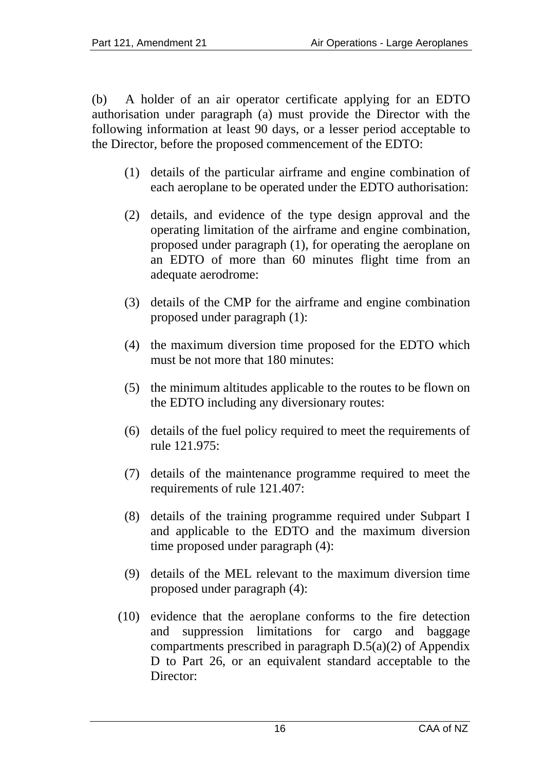(b) A holder of an air operator certificate applying for an EDTO authorisation under paragraph (a) must provide the Director with the following information at least 90 days, or a lesser period acceptable to the Director, before the proposed commencement of the EDTO:

(1) details of the particular airframe and engine combination of each aeroplane to be operated under the EDTO authorisation:

(2) details, and evidence of the type design approval and the operating limitation of the airframe and engine combination, proposed under paragraph (1), for operating the aeroplane on an EDTO of more than 60 minutes flight time from an adequate aerodrome:

(3) details of the CMP for the airframe and engine combination proposed under paragraph (1):

(4) the maximum diversion time proposed for the EDTO which must be not more that 180 minutes:

(5) the minimum altitudes applicable to the routes to be flown on the EDTO including any diversionary routes:

(6) details of the fuel policy required to meet the requirements of rule 121.975:

(7) details of the maintenance programme required to meet the requirements of rule 121.407:

(8) details of the training programme required under Subpart I and applicable to the EDTO and the maximum diversion time proposed under paragraph (4):

(9) details of the MEL relevant to the maximum diversion time proposed under paragraph (4):

(10) evidence that the aeroplane conforms to the fire detection and suppression limitations for cargo and baggage compartments prescribed in paragraph D.5(a)(2) of Appendix D to Part 26, or an equivalent standard acceptable to the Director: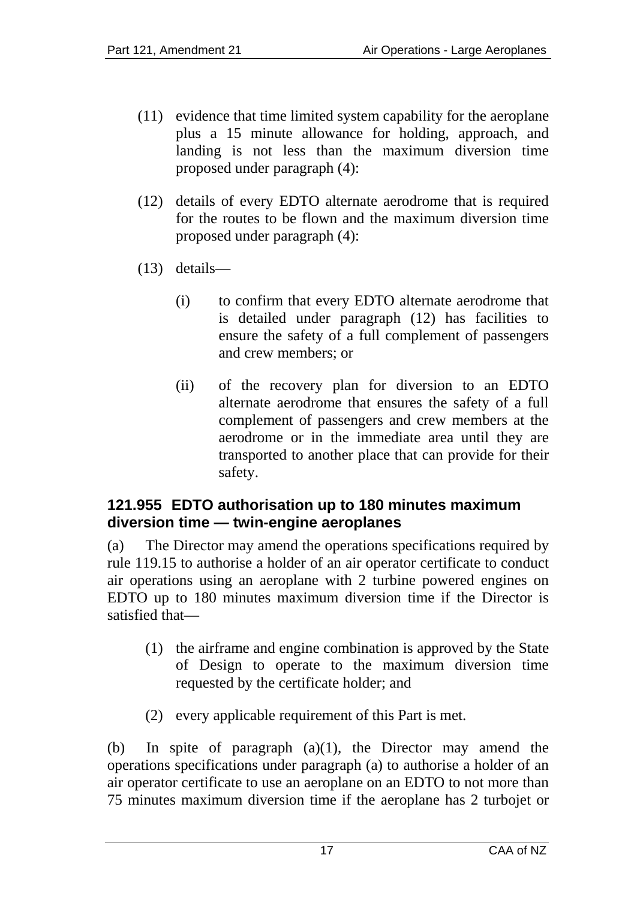(11) evidence that time limited system capability for the aeroplane plus a 15 minute allowance for holding, approach, and landing is not less than the maximum diversion time proposed under paragraph (4):

(12) details of every EDTO alternate aerodrome that is required for the routes to be flown and the maximum diversion time proposed under paragraph (4):

(13) details—

(i) to confirm that every EDTO alternate aerodrome that is detailed under paragraph (12) has facilities to ensure the safety of a full complement of passengers and crew members; or

(ii) of the recovery plan for diversion to an EDTO alternate aerodrome that ensures the safety of a full complement of passengers and crew members at the aerodrome or in the immediate area until they are transported to another place that can provide for their safety.

### 121.955 EDTO authorisation up to 180 minutes maximum diversion time — twin-engine aeroplanes

(a) The Director may amend the operations specifications required by rule 119.15 to authorise a holder of an air operator certificate to conduct air operations using an aeroplane with 2 turbine powered engines on EDTO up to 180 minutes maximum diversion time if the Director is satisfied that—

(1) the airframe and engine combination is approved by the State of Design to operate to the maximum diversion time requested by the certificate holder; and

(2) every applicable requirement of this Part is met.

(b) In spite of paragraph (a)(1), the Director may amend the operations specifications under paragraph (a) to authorise a holder of an air operator certificate to use an aeroplane on an EDTO to not more than 75 minutes maximum diversion time if the aeroplane has 2 turbojet or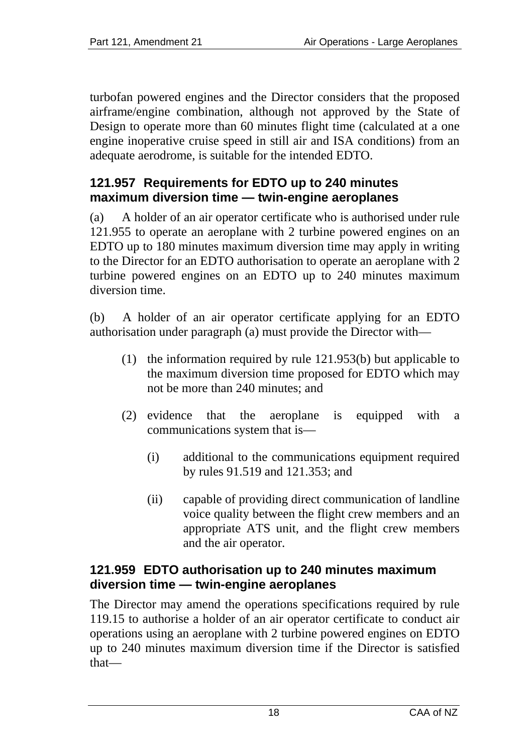turbofan powered engines and the Director considers that the proposed airframe/engine combination, although not approved by the State of Design to operate more than 60 minutes flight time (calculated at a one engine inoperative cruise speed in still air and ISA conditions) from an adequate aerodrome, is suitable for the intended EDTO.

### 121.957 Requirements for EDTO up to 240 minutes maximum diversion time — twin-engine aeroplanes

(a) A holder of an air operator certificate who is authorised under rule 121.955 to operate an aeroplane with 2 turbine powered engines on an EDTO up to 180 minutes maximum diversion time may apply in writing to the Director for an EDTO authorisation to operate an aeroplane with 2 turbine powered engines on an EDTO up to 240 minutes maximum diversion time.

(b) A holder of an air operator certificate applying for an EDTO authorisation under paragraph (a) must provide the Director with—

(1) the information required by rule 121.953(b) but applicable to the maximum diversion time proposed for EDTO which may not be more than 240 minutes; and

(2) evidence that the aeroplane is equipped with a communications system that is—

(i) additional to the communications equipment required by rules 91.519 and 121.353; and

(ii) capable of providing direct communication of landline voice quality between the flight crew members and an appropriate ATS unit, and the flight crew members and the air operator.

### 121.959 EDTO authorisation up to 240 minutes maximum diversion time — twin-engine aeroplanes

The Director may amend the operations specifications required by rule 119.15 to authorise a holder of an air operator certificate to conduct air operations using an aeroplane with 2 turbine powered engines on EDTO up to 240 minutes maximum diversion time if the Director is satisfied that—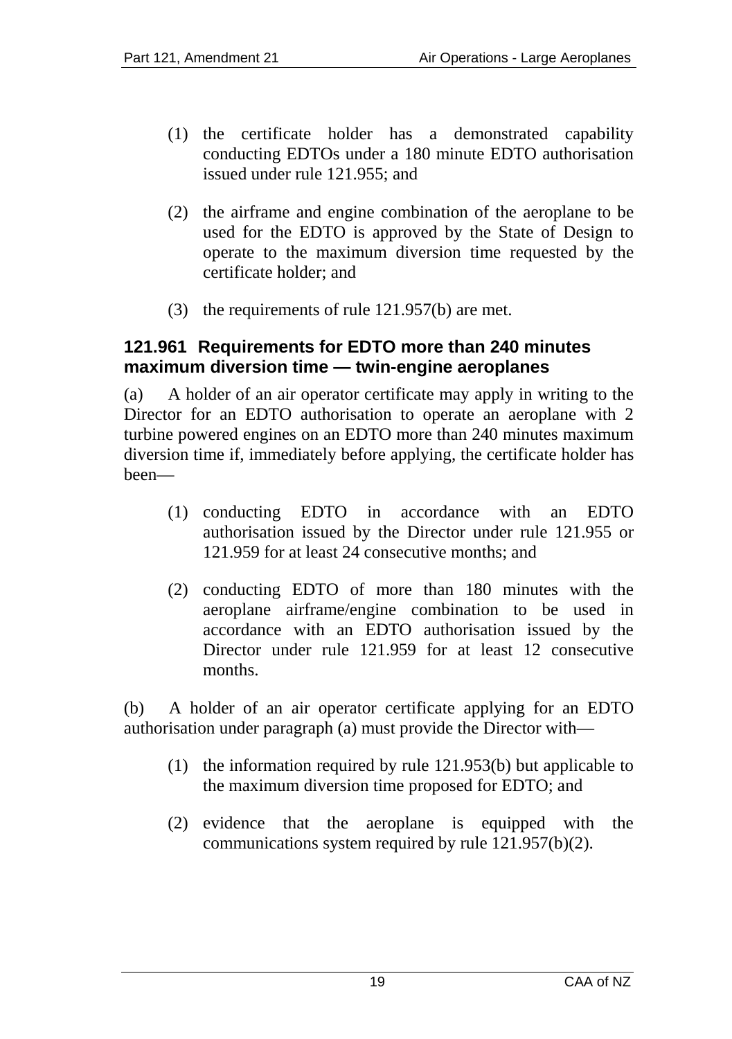(1) the certificate holder has a demonstrated capability conducting EDTOs under a 180 minute EDTO authorisation issued under rule 121.955; and

(2) the airframe and engine combination of the aeroplane to be used for the EDTO is approved by the State of Design to operate to the maximum diversion time requested by the certificate holder; and

(3) the requirements of rule 121.957(b) are met.

### 121.961 Requirements for EDTO more than 240 minutes maximum diversion time — twin-engine aeroplanes

(a) A holder of an air operator certificate may apply in writing to the Director for an EDTO authorisation to operate an aeroplane with 2 turbine powered engines on an EDTO more than 240 minutes maximum diversion time if, immediately before applying, the certificate holder has been—

(1) conducting EDTO in accordance with an EDTO authorisation issued by the Director under rule 121.955 or 121.959 for at least 24 consecutive months; and

(2) conducting EDTO of more than 180 minutes with the aeroplane airframe/engine combination to be used in accordance with an EDTO authorisation issued by the Director under rule 121.959 for at least 12 consecutive months.

(b) A holder of an air operator certificate applying for an EDTO authorisation under paragraph (a) must provide the Director with—

(1) the information required by rule 121.953(b) but applicable to the maximum diversion time proposed for EDTO; and

(2) evidence that the aeroplane is equipped with the communications system required by rule 121.957(b)(2).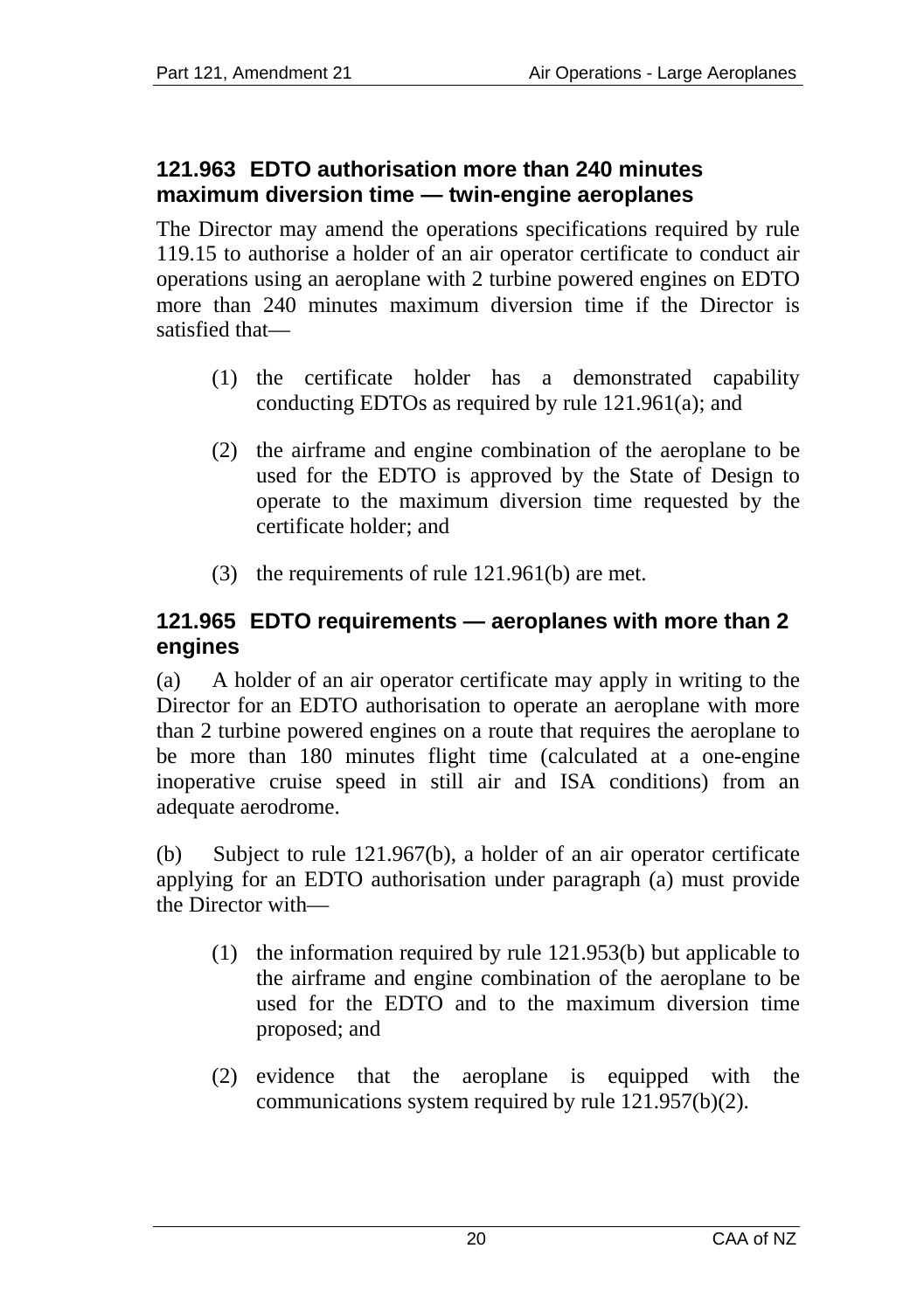### 121.963 EDTO authorisation more than 240 minutes maximum diversion time — twin-engine aeroplanes

The Director may amend the operations specifications required by rule 119.15 to authorise a holder of an air operator certificate to conduct air operations using an aeroplane with 2 turbine powered engines on EDTO more than 240 minutes maximum diversion time if the Director is satisfied that—

(1) the certificate holder has a demonstrated capability conducting EDTOs as required by rule 121.961(a); and

(2) the airframe and engine combination of the aeroplane to be used for the EDTO is approved by the State of Design to operate to the maximum diversion time requested by the certificate holder; and

(3) the requirements of rule 121.961(b) are met.

### 121.965 EDTO requirements — aeroplanes with more than 2 engines

(a) A holder of an air operator certificate may apply in writing to the Director for an EDTO authorisation to operate an aeroplane with more than 2 turbine powered engines on a route that requires the aeroplane to be more than 180 minutes flight time (calculated at a one-engine inoperative cruise speed in still air and ISA conditions) from an adequate aerodrome.

(b) Subject to rule 121.967(b), a holder of an air operator certificate applying for an EDTO authorisation under paragraph (a) must provide the Director with—

(1) the information required by rule 121.953(b) but applicable to the airframe and engine combination of the aeroplane to be used for the EDTO and to the maximum diversion time proposed; and

(2) evidence that the aeroplane is equipped with the communications system required by rule 121.957(b)(2).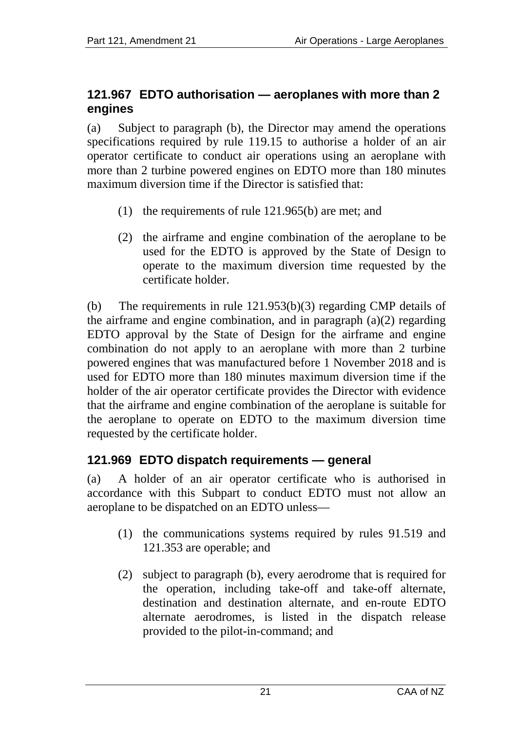### 121.967 EDTO authorisation — aeroplanes with more than 2 engines

(a) Subject to paragraph (b), the Director may amend the operations specifications required by rule 119.15 to authorise a holder of an air operator certificate to conduct air operations using an aeroplane with more than 2 turbine powered engines on EDTO more than 180 minutes maximum diversion time if the Director is satisfied that:

(1) the requirements of rule 121.965(b) are met; and

(2) the airframe and engine combination of the aeroplane to be used for the EDTO is approved by the State of Design to operate to the maximum diversion time requested by the certificate holder.

(b) The requirements in rule 121.953(b)(3) regarding CMP details of the airframe and engine combination, and in paragraph (a)(2) regarding EDTO approval by the State of Design for the airframe and engine combination do not apply to an aeroplane with more than 2 turbine powered engines that was manufactured before 1 November 2018 and is used for EDTO more than 180 minutes maximum diversion time if the holder of the air operator certificate provides the Director with evidence that the airframe and engine combination of the aeroplane is suitable for the aeroplane to operate on EDTO to the maximum diversion time requested by the certificate holder.

### 121.969 EDTO dispatch requirements — general

(a) A holder of an air operator certificate who is authorised in accordance with this Subpart to conduct EDTO must not allow an aeroplane to be dispatched on an EDTO unless—

(1) the communications systems required by rules 91.519 and 121.353 are operable; and

(2) subject to paragraph (b), every aerodrome that is required for the operation, including take-off and take-off alternate, destination and destination alternate, and en-route EDTO alternate aerodromes, is listed in the dispatch release provided to the pilot-in-command; and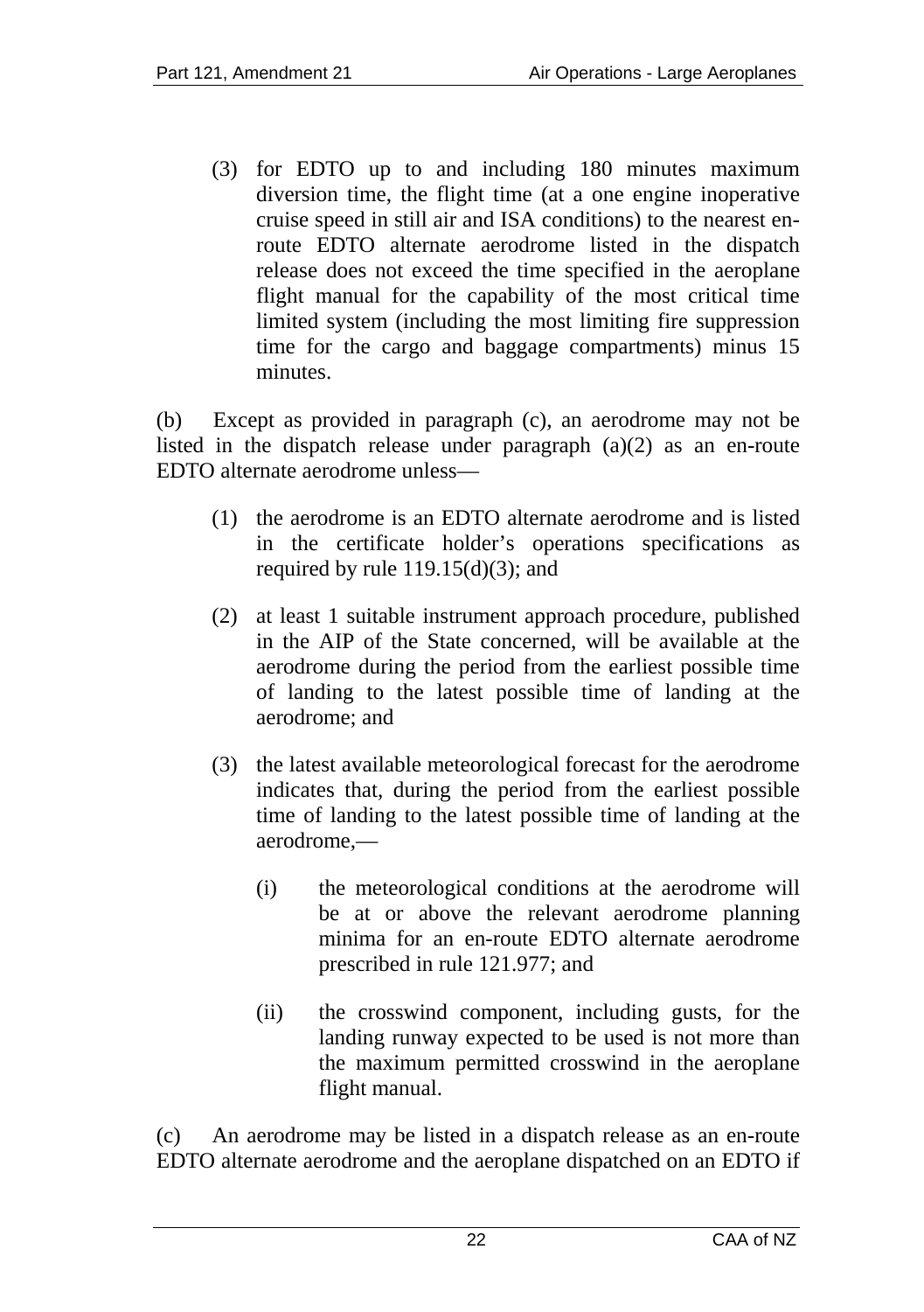(3) for EDTO up to and including 180 minutes maximum diversion time, the flight time (at a one engine inoperative cruise speed in still air and ISA conditions) to the nearest en-route EDTO alternate aerodrome listed in the dispatch release does not exceed the time specified in the aeroplane flight manual for the capability of the most critical time limited system (including the most limiting fire suppression time for the cargo and baggage compartments) minus 15 minutes.

(b) Except as provided in paragraph (c), an aerodrome may not be listed in the dispatch release under paragraph (a)(2) as an en-route EDTO alternate aerodrome unless—

(1) the aerodrome is an EDTO alternate aerodrome and is listed in the certificate holder's operations specifications as required by rule 119.15(d)(3); and

(2) at least 1 suitable instrument approach procedure, published in the AIP of the State concerned, will be available at the aerodrome during the period from the earliest possible time of landing to the latest possible time of landing at the aerodrome; and

(3) the latest available meteorological forecast for the aerodrome indicates that, during the period from the earliest possible time of landing to the latest possible time of landing at the aerodrome,—

(i) the meteorological conditions at the aerodrome will be at or above the relevant aerodrome planning minima for an en-route EDTO alternate aerodrome prescribed in rule 121.977; and

(ii) the crosswind component, including gusts, for the landing runway expected to be used is not more than the maximum permitted crosswind in the aeroplane flight manual.

(c) An aerodrome may be listed in a dispatch release as an en-route EDTO alternate aerodrome and the aeroplane dispatched on an EDTO if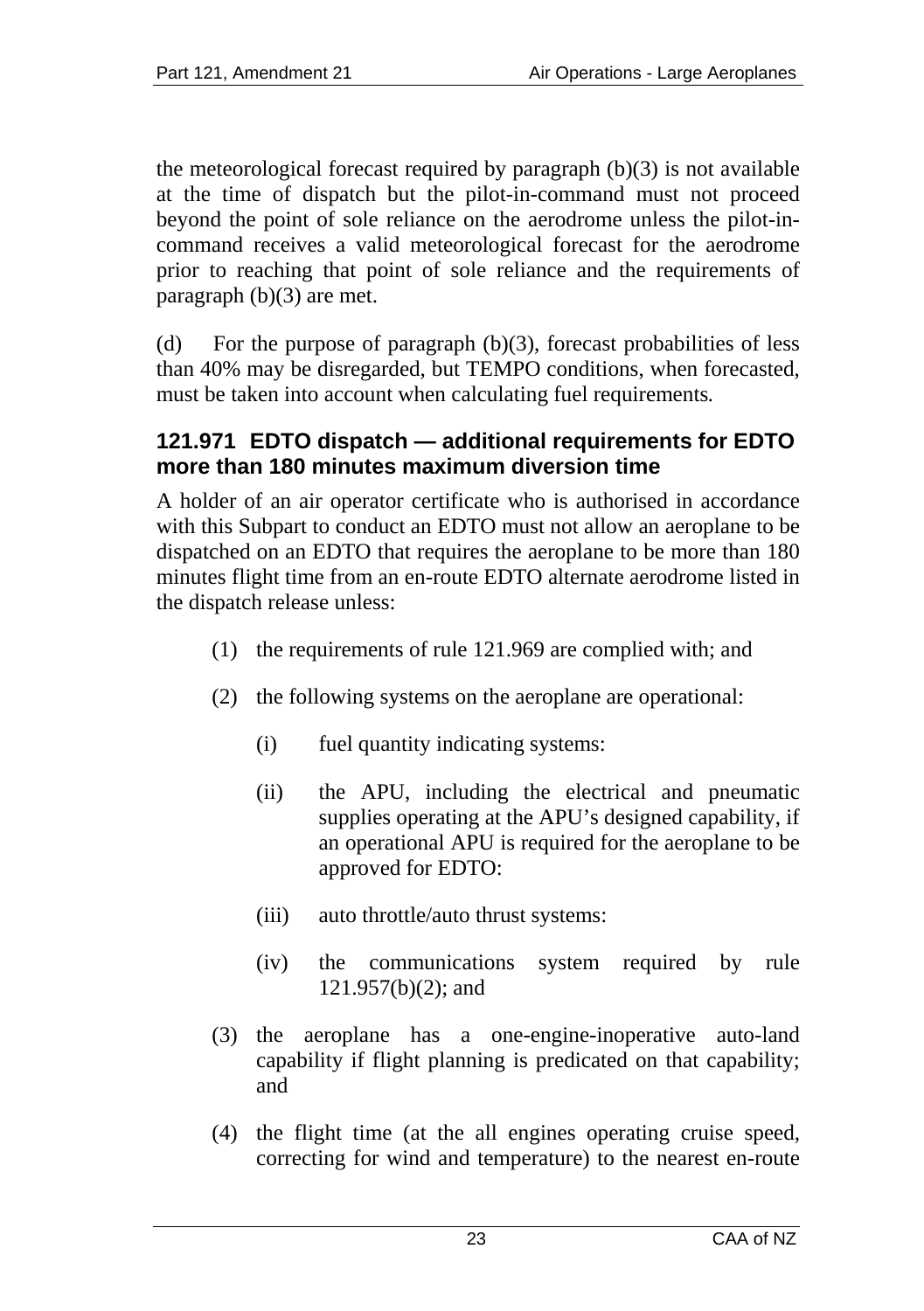the meteorological forecast required by paragraph (b)(3) is not available at the time of dispatch but the pilot-in-command must not proceed beyond the point of sole reliance on the aerodrome unless the pilot-in-command receives a valid meteorological forecast for the aerodrome prior to reaching that point of sole reliance and the requirements of paragraph (b)(3) are met.

(d) For the purpose of paragraph (b)(3), forecast probabilities of less than 40% may be disregarded, but TEMPO conditions, when forecasted, must be taken into account when calculating fuel requirements.

### 121.971 EDTO dispatch — additional requirements for EDTO more than 180 minutes maximum diversion time

A holder of an air operator certificate who is authorised in accordance with this Subpart to conduct an EDTO must not allow an aeroplane to be dispatched on an EDTO that requires the aeroplane to be more than 180 minutes flight time from an en-route EDTO alternate aerodrome listed in the dispatch release unless:

(1) the requirements of rule 121.969 are complied with; and

(2) the following systems on the aeroplane are operational:

(i) fuel quantity indicating systems:

(ii) the APU, including the electrical and pneumatic supplies operating at the APU's designed capability, if an operational APU is required for the aeroplane to be approved for EDTO:

(iii) auto throttle/auto thrust systems:

(iv) the communications system required by rule 121.957(b)(2); and

(3) the aeroplane has a one-engine-inoperative auto-land capability if flight planning is predicated on that capability; and

(4) the flight time (at the all engines operating cruise speed, correcting for wind and temperature) to the nearest en-route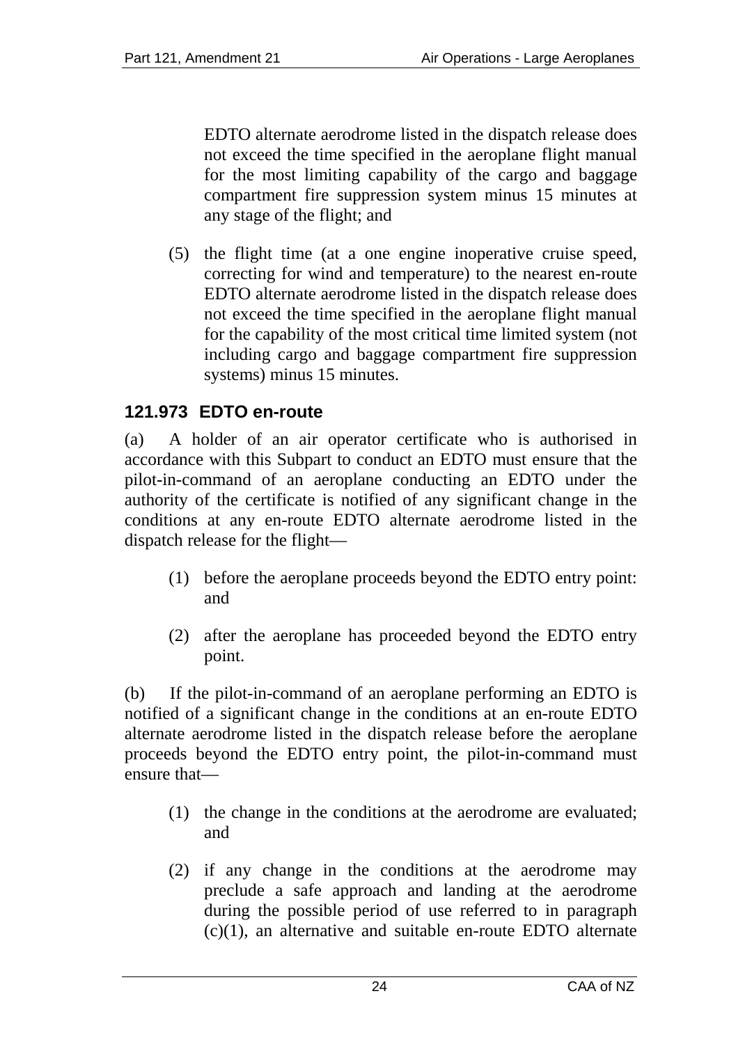EDTO alternate aerodrome listed in the dispatch release does not exceed the time specified in the aeroplane flight manual for the most limiting capability of the cargo and baggage compartment fire suppression system minus 15 minutes at any stage of the flight; and

(5) the flight time (at a one engine inoperative cruise speed, correcting for wind and temperature) to the nearest en-route EDTO alternate aerodrome listed in the dispatch release does not exceed the time specified in the aeroplane flight manual for the capability of the most critical time limited system (not including cargo and baggage compartment fire suppression systems) minus 15 minutes.

### 121.973 EDTO en-route

(a) A holder of an air operator certificate who is authorised in accordance with this Subpart to conduct an EDTO must ensure that the pilot-in-command of an aeroplane conducting an EDTO under the authority of the certificate is notified of any significant change in the conditions at any en-route EDTO alternate aerodrome listed in the dispatch release for the flight—

(1) before the aeroplane proceeds beyond the EDTO entry point: and

(2) after the aeroplane has proceeded beyond the EDTO entry point.

(b) If the pilot-in-command of an aeroplane performing an EDTO is notified of a significant change in the conditions at an en-route EDTO alternate aerodrome listed in the dispatch release before the aeroplane proceeds beyond the EDTO entry point, the pilot-in-command must ensure that—

(1) the change in the conditions at the aerodrome are evaluated; and

(2) if any change in the conditions at the aerodrome may preclude a safe approach and landing at the aerodrome during the possible period of use referred to in paragraph (c)(1), an alternative and suitable en-route EDTO alternate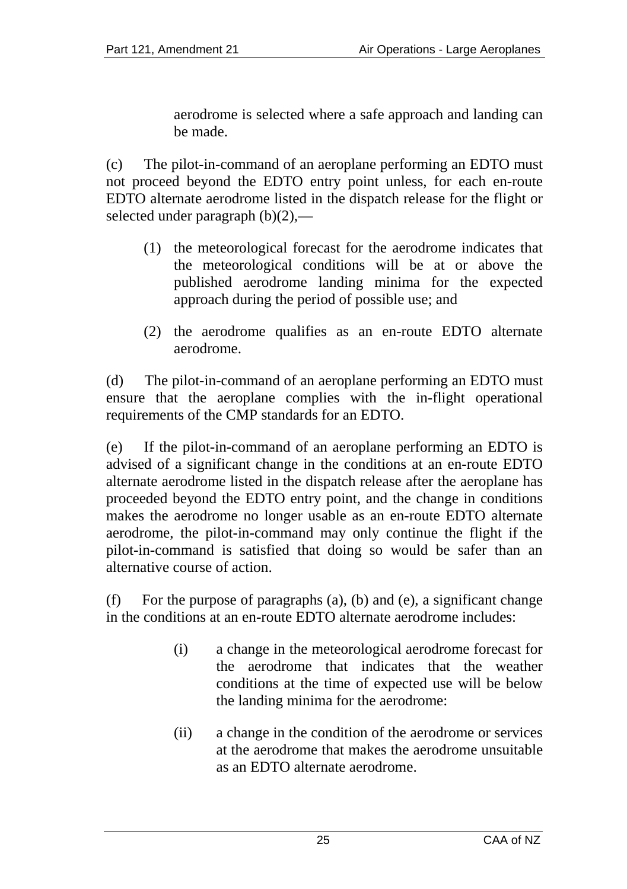aerodrome is selected where a safe approach and landing can be made.

(c) The pilot-in-command of an aeroplane performing an EDTO must not proceed beyond the EDTO entry point unless, for each en-route EDTO alternate aerodrome listed in the dispatch release for the flight or selected under paragraph (b)(2),—

(1) the meteorological forecast for the aerodrome indicates that the meteorological conditions will be at or above the published aerodrome landing minima for the expected approach during the period of possible use; and

(2) the aerodrome qualifies as an en-route EDTO alternate aerodrome.

(d) The pilot-in-command of an aeroplane performing an EDTO must ensure that the aeroplane complies with the in-flight operational requirements of the CMP standards for an EDTO.

(e) If the pilot-in-command of an aeroplane performing an EDTO is advised of a significant change in the conditions at an en-route EDTO alternate aerodrome listed in the dispatch release after the aeroplane has proceeded beyond the EDTO entry point, and the change in conditions makes the aerodrome no longer usable as an en-route EDTO alternate aerodrome, the pilot-in-command may only continue the flight if the pilot-in-command is satisfied that doing so would be safer than an alternative course of action.

(f) For the purpose of paragraphs (a), (b) and (e), a significant change in the conditions at an en-route EDTO alternate aerodrome includes:

(i) a change in the meteorological aerodrome forecast for the aerodrome that indicates that the weather conditions at the time of expected use will be below the landing minima for the aerodrome:

(ii) a change in the condition of the aerodrome or services at the aerodrome that makes the aerodrome unsuitable as an EDTO alternate aerodrome.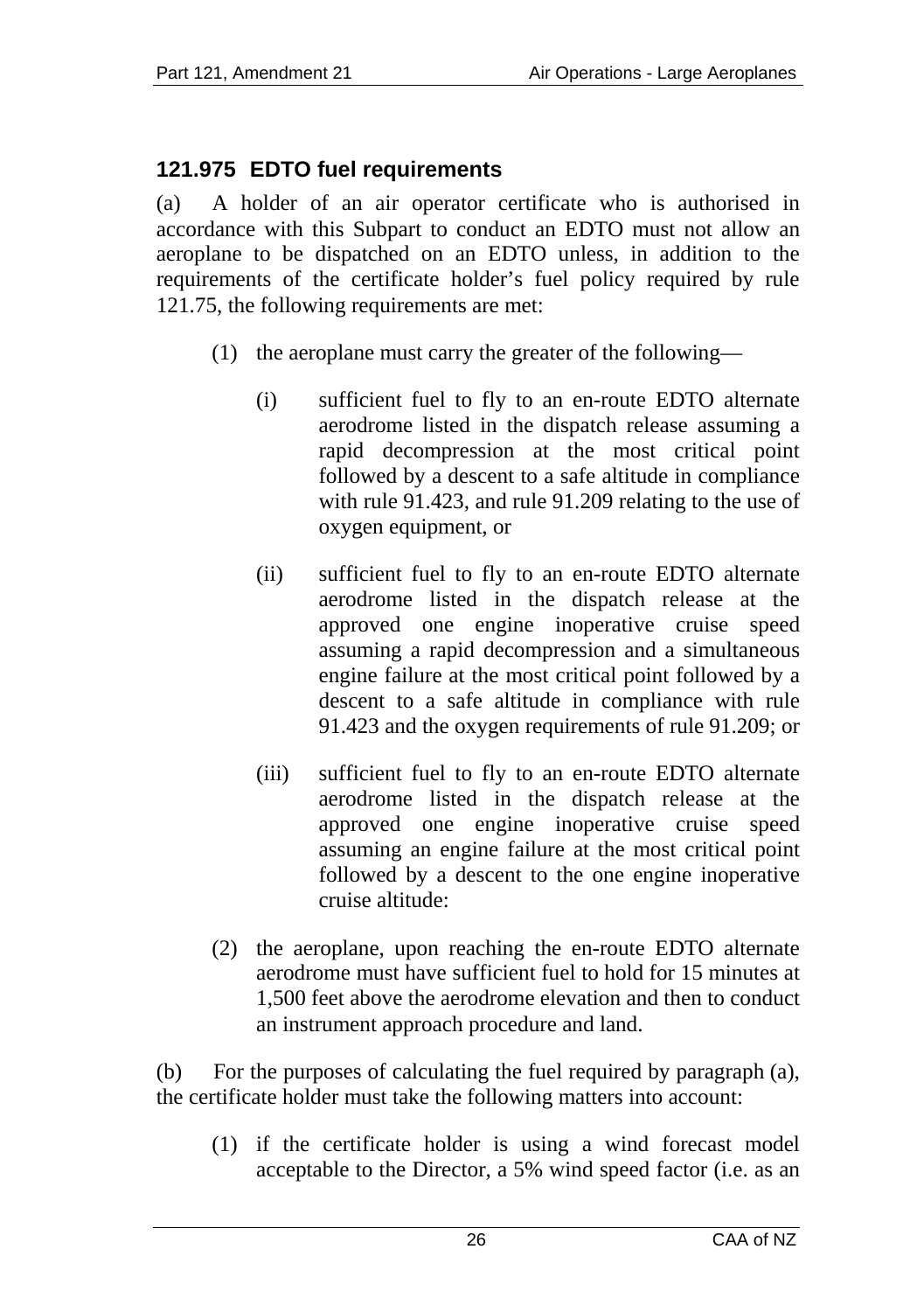### 121.975 EDTO fuel requirements

(a) A holder of an air operator certificate who is authorised in accordance with this Subpart to conduct an EDTO must not allow an aeroplane to be dispatched on an EDTO unless, in addition to the requirements of the certificate holder's fuel policy required by rule 121.75, the following requirements are met:

(1) the aeroplane must carry the greater of the following—

(i) sufficient fuel to fly to an en-route EDTO alternate aerodrome listed in the dispatch release assuming a rapid decompression at the most critical point followed by a descent to a safe altitude in compliance with rule 91.423, and rule 91.209 relating to the use of oxygen equipment, or

(ii) sufficient fuel to fly to an en-route EDTO alternate aerodrome listed in the dispatch release at the approved one engine inoperative cruise speed assuming a rapid decompression and a simultaneous engine failure at the most critical point followed by a descent to a safe altitude in compliance with rule 91.423 and the oxygen requirements of rule 91.209; or

(iii) sufficient fuel to fly to an en-route EDTO alternate aerodrome listed in the dispatch release at the approved one engine inoperative cruise speed assuming an engine failure at the most critical point followed by a descent to the one engine inoperative cruise altitude:

(2) the aeroplane, upon reaching the en-route EDTO alternate aerodrome must have sufficient fuel to hold for 15 minutes at 1,500 feet above the aerodrome elevation and then to conduct an instrument approach procedure and land.

(b) For the purposes of calculating the fuel required by paragraph (a), the certificate holder must take the following matters into account:

(1) if the certificate holder is using a wind forecast model acceptable to the Director, a 5% wind speed factor (i.e. as an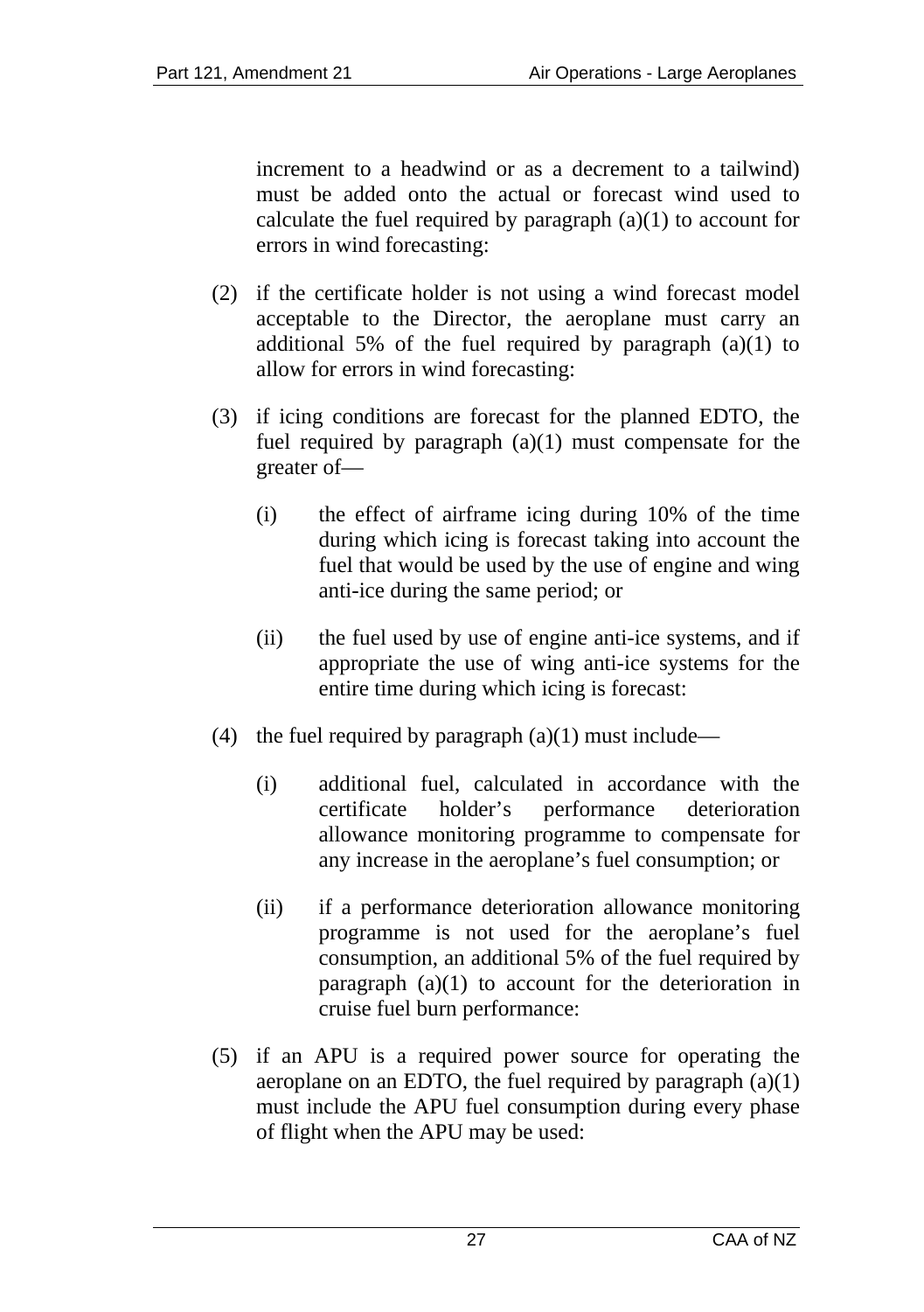increment to a headwind or as a decrement to a tailwind) must be added onto the actual or forecast wind used to calculate the fuel required by paragraph (a)(1) to account for errors in wind forecasting:

(2) if the certificate holder is not using a wind forecast model acceptable to the Director, the aeroplane must carry an additional 5% of the fuel required by paragraph (a)(1) to allow for errors in wind forecasting:

(3) if icing conditions are forecast for the planned EDTO, the fuel required by paragraph (a)(1) must compensate for the greater of—

  (i) the effect of airframe icing during 10% of the time during which icing is forecast taking into account the fuel that would be used by the use of engine and wing anti-ice during the same period; or

  (ii) the fuel used by use of engine anti-ice systems, and if appropriate the use of wing anti-ice systems for the entire time during which icing is forecast:

(4) the fuel required by paragraph (a)(1) must include—

  (i) additional fuel, calculated in accordance with the certificate holder's performance deterioration allowance monitoring programme to compensate for any increase in the aeroplane's fuel consumption; or

  (ii) if a performance deterioration allowance monitoring programme is not used for the aeroplane's fuel consumption, an additional 5% of the fuel required by paragraph (a)(1) to account for the deterioration in cruise fuel burn performance:

(5) if an APU is a required power source for operating the aeroplane on an EDTO, the fuel required by paragraph (a)(1) must include the APU fuel consumption during every phase of flight when the APU may be used: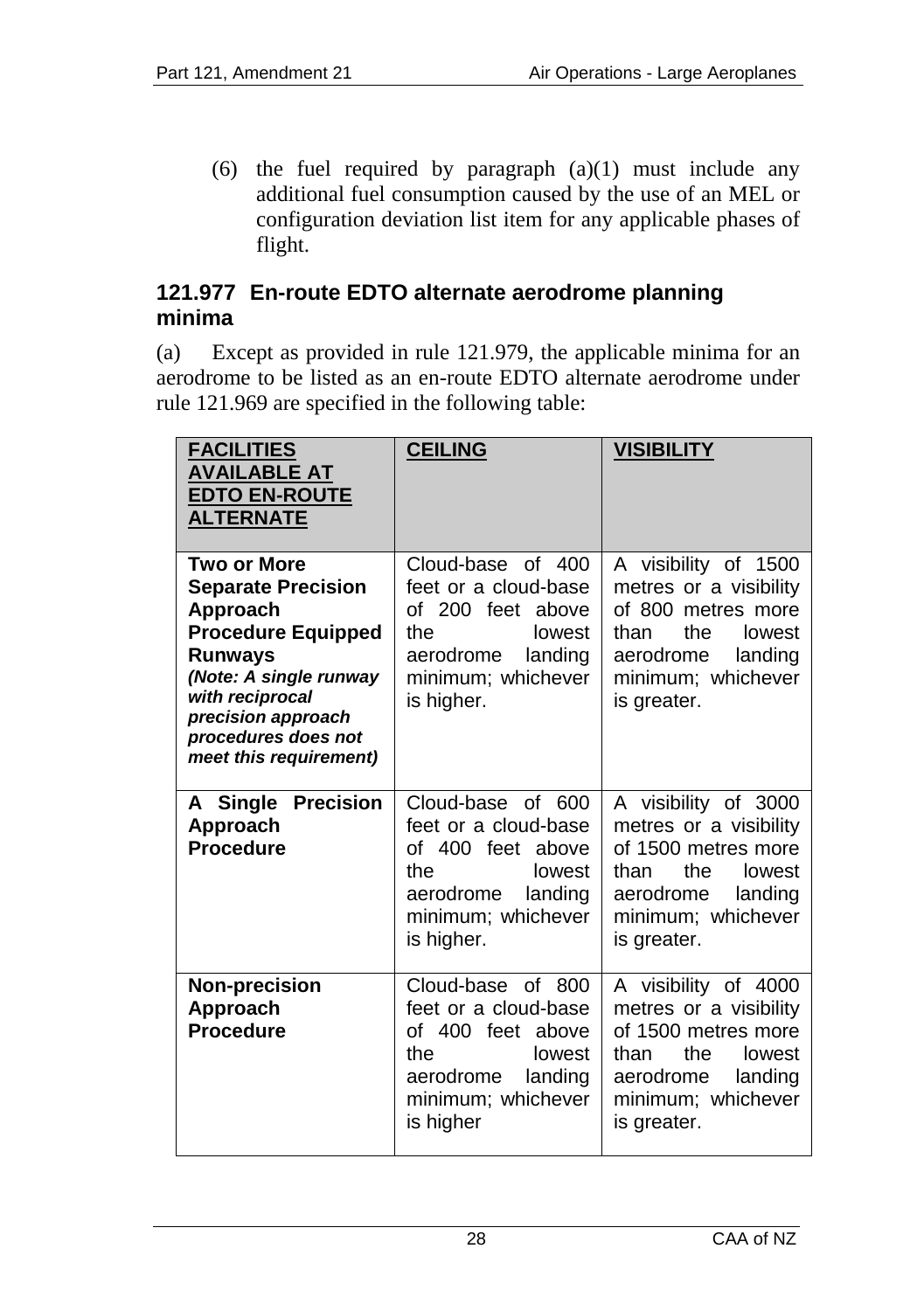(6) the fuel required by paragraph (a)(1) must include any additional fuel consumption caused by the use of an MEL or configuration deviation list item for any applicable phases of flight.

### 121.977 En-route EDTO alternate aerodrome planning minima

(a) Except as provided in rule 121.979, the applicable minima for an aerodrome to be listed as an en-route EDTO alternate aerodrome under rule 121.969 are specified in the following table:

| **FACILITIES AVAILABLE AT EDTO EN-ROUTE ALTERNATE** | **CEILING** | **VISIBILITY** |
|---|---|---|
| **Two or More Separate Precision Approach Procedure Equipped Runways** ***(Note: A single runway with reciprocal precision approach procedures does not meet this requirement)*** | Cloud-base of 400 feet or a cloud-base of 200 feet above the lowest aerodrome landing minimum; whichever is higher. | A visibility of 1500 metres or a visibility of 800 metres more than the lowest aerodrome landing minimum; whichever is greater. |
| **A Single Precision Approach Procedure** | Cloud-base of 600 feet or a cloud-base of 400 feet above the lowest aerodrome landing minimum; whichever is higher. | A visibility of 3000 metres or a visibility of 1500 metres more than the lowest aerodrome landing minimum; whichever is greater. |
| **Non-precision Approach Procedure** | Cloud-base of 800 feet or a cloud-base of 400 feet above the lowest aerodrome landing minimum; whichever is higher | A visibility of 4000 metres or a visibility of 1500 metres more than the lowest aerodrome landing minimum; whichever is greater. |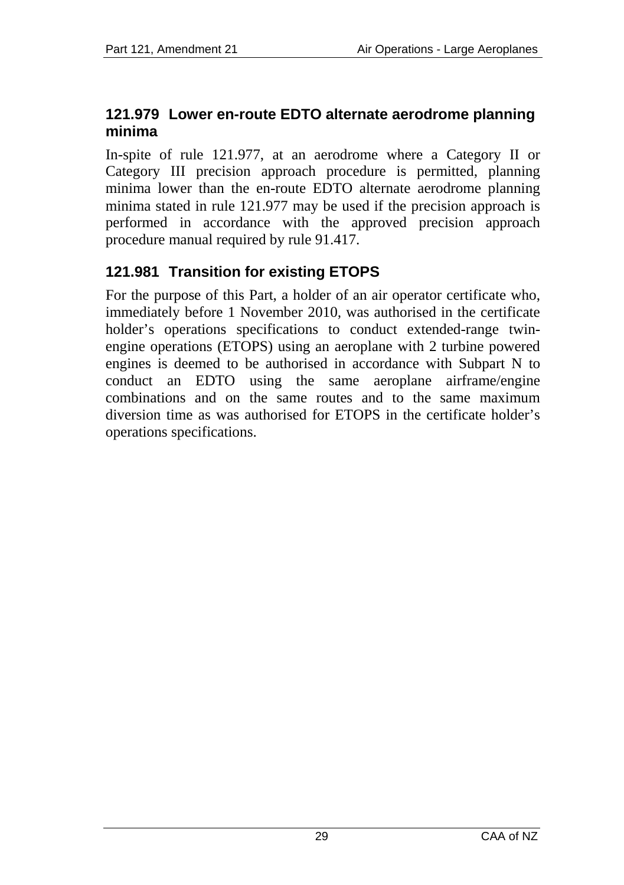### 121.979 Lower en-route EDTO alternate aerodrome planning minima

In-spite of rule 121.977, at an aerodrome where a Category II or Category III precision approach procedure is permitted, planning minima lower than the en-route EDTO alternate aerodrome planning minima stated in rule 121.977 may be used if the precision approach is performed in accordance with the approved precision approach procedure manual required by rule 91.417.

### 121.981 Transition for existing ETOPS

For the purpose of this Part, a holder of an air operator certificate who, immediately before 1 November 2010, was authorised in the certificate holder's operations specifications to conduct extended-range twin-engine operations (ETOPS) using an aeroplane with 2 turbine powered engines is deemed to be authorised in accordance with Subpart N to conduct an EDTO using the same aeroplane airframe/engine combinations and on the same routes and to the same maximum diversion time as was authorised for ETOPS in the certificate holder's operations specifications.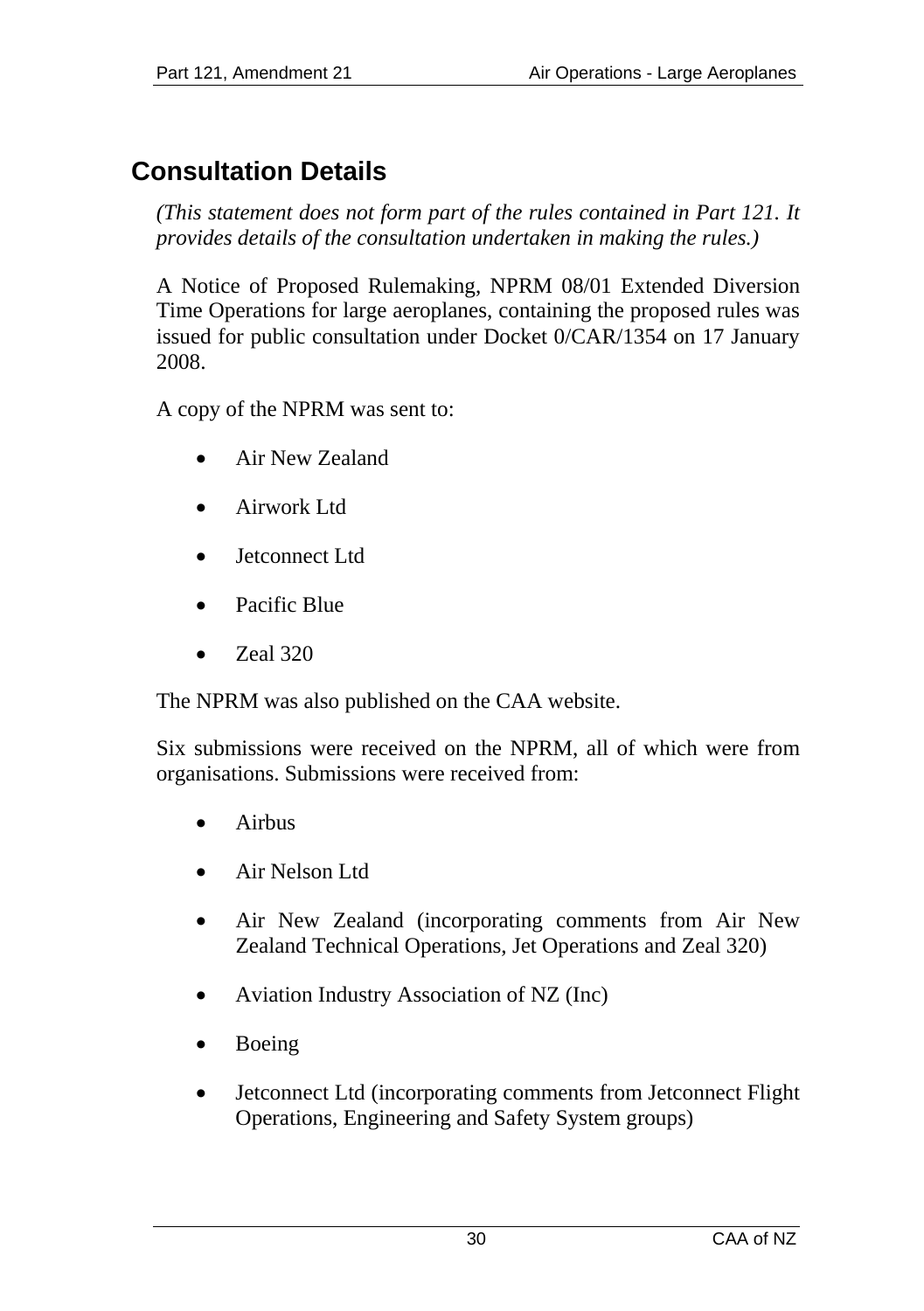## Consultation Details

*(This statement does not form part of the rules contained in Part 121. It provides details of the consultation undertaken in making the rules.)*

A Notice of Proposed Rulemaking, NPRM 08/01 Extended Diversion Time Operations for large aeroplanes, containing the proposed rules was issued for public consultation under Docket 0/CAR/1354 on 17 January 2008.

A copy of the NPRM was sent to:

- Air New Zealand
- Airwork Ltd
- Jetconnect Ltd
- Pacific Blue
- Zeal 320

The NPRM was also published on the CAA website.

Six submissions were received on the NPRM, all of which were from organisations. Submissions were received from:

- Airbus
- Air Nelson Ltd
- Air New Zealand (incorporating comments from Air New Zealand Technical Operations, Jet Operations and Zeal 320)
- Aviation Industry Association of NZ (Inc)
- Boeing
- Jetconnect Ltd (incorporating comments from Jetconnect Flight Operations, Engineering and Safety System groups)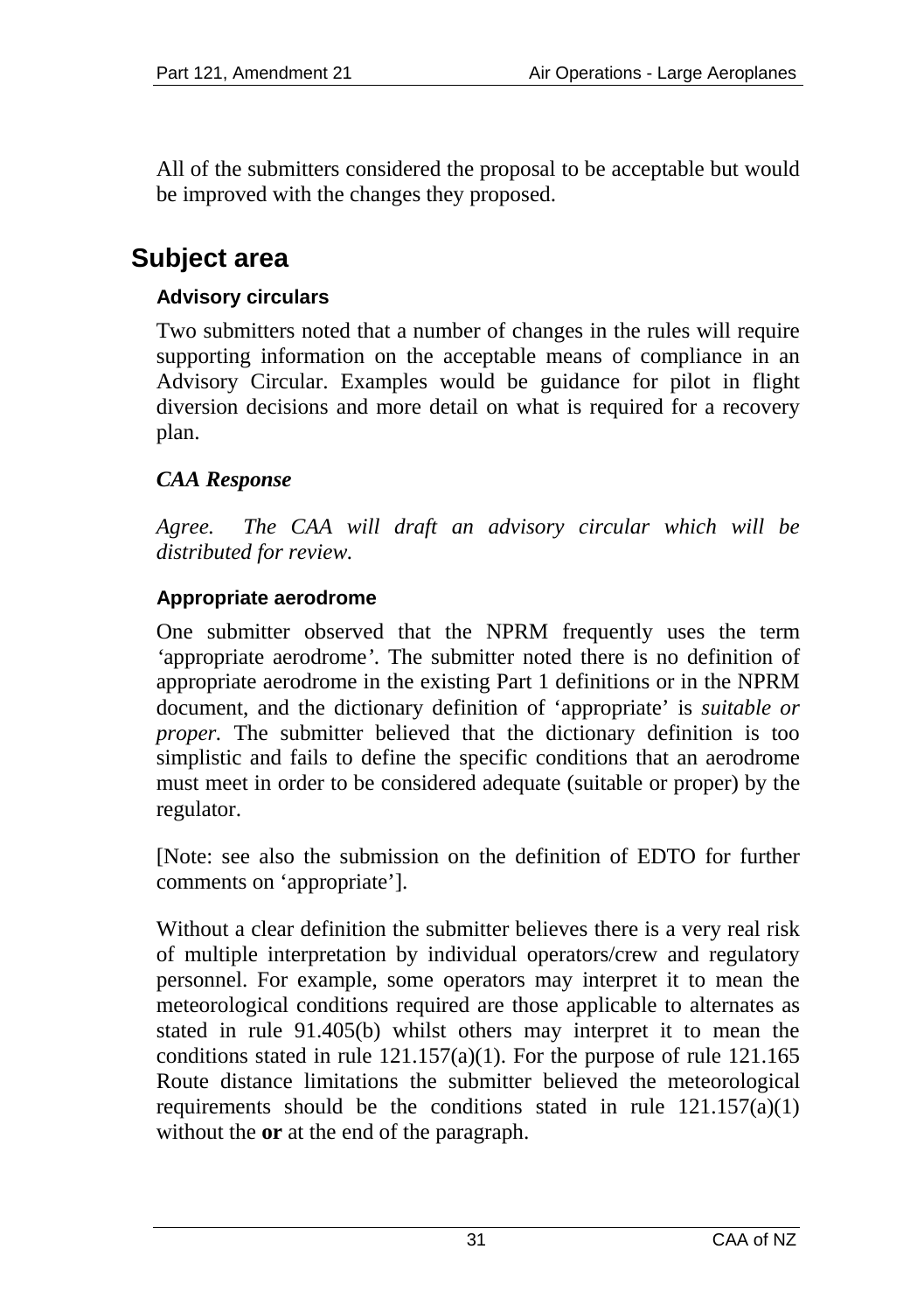All of the submitters considered the proposal to be acceptable but would be improved with the changes they proposed.

## Subject area

### Advisory circulars

Two submitters noted that a number of changes in the rules will require supporting information on the acceptable means of compliance in an Advisory Circular. Examples would be guidance for pilot in flight diversion decisions and more detail on what is required for a recovery plan.

***CAA Response***

*Agree. The CAA will draft an advisory circular which will be distributed for review.*

### Appropriate aerodrome

One submitter observed that the NPRM frequently uses the term 'appropriate aerodrome'. The submitter noted there is no definition of appropriate aerodrome in the existing Part 1 definitions or in the NPRM document, and the dictionary definition of 'appropriate' is *suitable or proper.* The submitter believed that the dictionary definition is too simplistic and fails to define the specific conditions that an aerodrome must meet in order to be considered adequate (suitable or proper) by the regulator.

[Note: see also the submission on the definition of EDTO for further comments on 'appropriate'].

Without a clear definition the submitter believes there is a very real risk of multiple interpretation by individual operators/crew and regulatory personnel. For example, some operators may interpret it to mean the meteorological conditions required are those applicable to alternates as stated in rule 91.405(b) whilst others may interpret it to mean the conditions stated in rule 121.157(a)(1). For the purpose of rule 121.165 Route distance limitations the submitter believed the meteorological requirements should be the conditions stated in rule 121.157(a)(1) without the **or** at the end of the paragraph.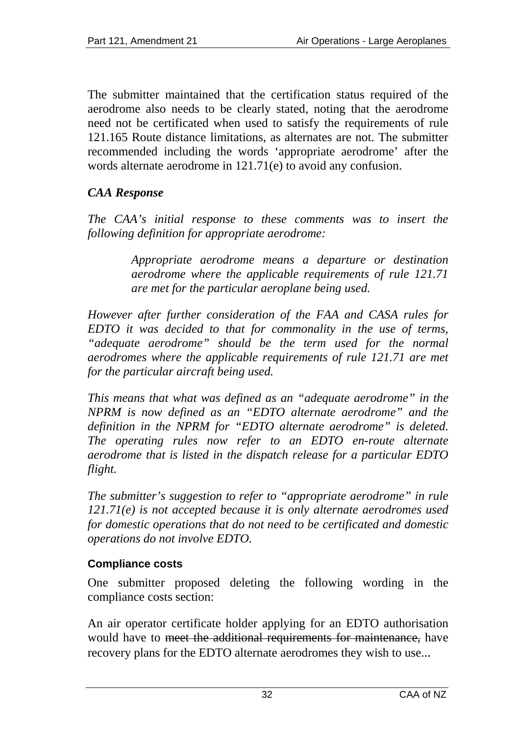The submitter maintained that the certification status required of the aerodrome also needs to be clearly stated, noting that the aerodrome need not be certificated when used to satisfy the requirements of rule 121.165 Route distance limitations, as alternates are not. The submitter recommended including the words 'appropriate aerodrome' after the words alternate aerodrome in 121.71(e) to avoid any confusion.

### *CAA Response*

*The CAA's initial response to these comments was to insert the following definition for appropriate aerodrome:*

> *Appropriate aerodrome means a departure or destination aerodrome where the applicable requirements of rule 121.71 are met for the particular aeroplane being used.*

*However after further consideration of the FAA and CASA rules for EDTO it was decided to that for commonality in the use of terms, "adequate aerodrome" should be the term used for the normal aerodromes where the applicable requirements of rule 121.71 are met for the particular aircraft being used.*

*This means that what was defined as an "adequate aerodrome" in the NPRM is now defined as an "EDTO alternate aerodrome" and the definition in the NPRM for "EDTO alternate aerodrome" is deleted. The operating rules now refer to an EDTO en-route alternate aerodrome that is listed in the dispatch release for a particular EDTO flight.*

*The submitter's suggestion to refer to "appropriate aerodrome" in rule 121.71(e) is not accepted because it is only alternate aerodromes used for domestic operations that do not need to be certificated and domestic operations do not involve EDTO.*

### Compliance costs

One submitter proposed deleting the following wording in the compliance costs section:

An air operator certificate holder applying for an EDTO authorisation would have to ~~meet the additional requirements for maintenance,~~ have recovery plans for the EDTO alternate aerodromes they wish to use...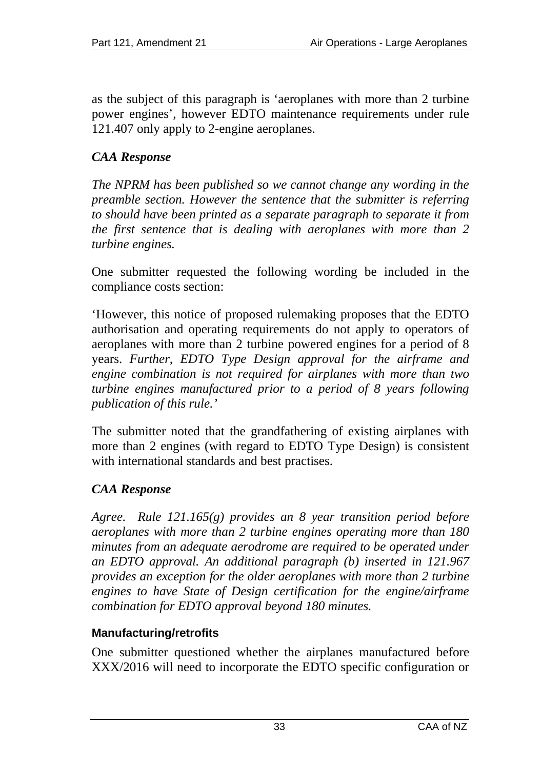as the subject of this paragraph is 'aeroplanes with more than 2 turbine power engines', however EDTO maintenance requirements under rule 121.407 only apply to 2-engine aeroplanes.

### *CAA Response*

*The NPRM has been published so we cannot change any wording in the preamble section. However the sentence that the submitter is referring to should have been printed as a separate paragraph to separate it from the first sentence that is dealing with aeroplanes with more than 2 turbine engines.*

One submitter requested the following wording be included in the compliance costs section:

'However, this notice of proposed rulemaking proposes that the EDTO authorisation and operating requirements do not apply to operators of aeroplanes with more than 2 turbine powered engines for a period of 8 years. *Further, EDTO Type Design approval for the airframe and engine combination is not required for airplanes with more than two turbine engines manufactured prior to a period of 8 years following publication of this rule.'*

The submitter noted that the grandfathering of existing airplanes with more than 2 engines (with regard to EDTO Type Design) is consistent with international standards and best practises.

### *CAA Response*

*Agree. Rule 121.165(g) provides an 8 year transition period before aeroplanes with more than 2 turbine engines operating more than 180 minutes from an adequate aerodrome are required to be operated under an EDTO approval. An additional paragraph (b) inserted in 121.967 provides an exception for the older aeroplanes with more than 2 turbine engines to have State of Design certification for the engine/airframe combination for EDTO approval beyond 180 minutes.*

#### Manufacturing/retrofits

One submitter questioned whether the airplanes manufactured before XXX/2016 will need to incorporate the EDTO specific configuration or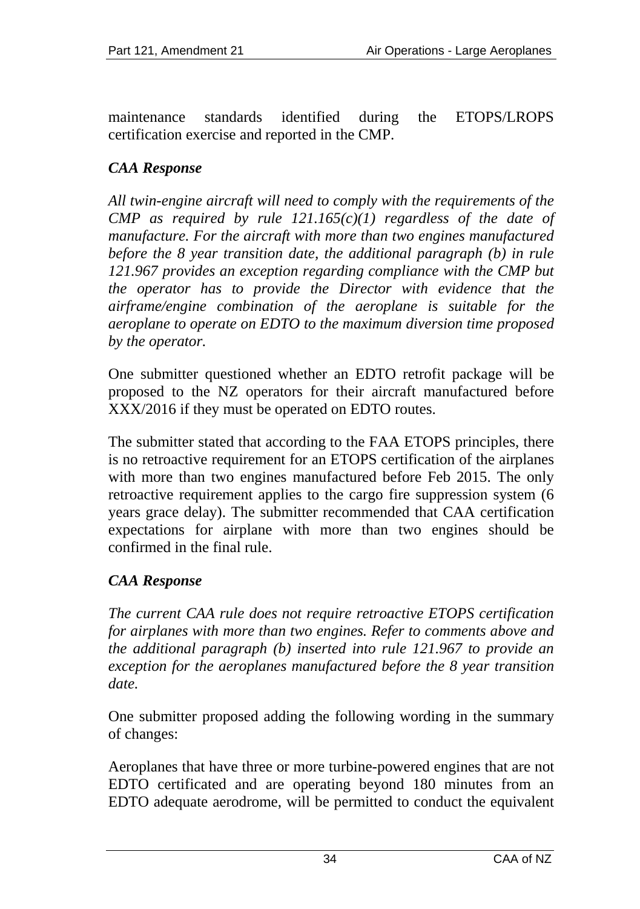maintenance standards identified during the ETOPS/LROPS certification exercise and reported in the CMP.

### *CAA Response*

*All twin-engine aircraft will need to comply with the requirements of the CMP as required by rule 121.165(c)(1) regardless of the date of manufacture. For the aircraft with more than two engines manufactured before the 8 year transition date, the additional paragraph (b) in rule 121.967 provides an exception regarding compliance with the CMP but the operator has to provide the Director with evidence that the airframe/engine combination of the aeroplane is suitable for the aeroplane to operate on EDTO to the maximum diversion time proposed by the operator.*

One submitter questioned whether an EDTO retrofit package will be proposed to the NZ operators for their aircraft manufactured before XXX/2016 if they must be operated on EDTO routes.

The submitter stated that according to the FAA ETOPS principles, there is no retroactive requirement for an ETOPS certification of the airplanes with more than two engines manufactured before Feb 2015. The only retroactive requirement applies to the cargo fire suppression system (6 years grace delay). The submitter recommended that CAA certification expectations for airplane with more than two engines should be confirmed in the final rule.

### *CAA Response*

*The current CAA rule does not require retroactive ETOPS certification for airplanes with more than two engines. Refer to comments above and the additional paragraph (b) inserted into rule 121.967 to provide an exception for the aeroplanes manufactured before the 8 year transition date.*

One submitter proposed adding the following wording in the summary of changes:

Aeroplanes that have three or more turbine-powered engines that are not EDTO certificated and are operating beyond 180 minutes from an EDTO adequate aerodrome, will be permitted to conduct the equivalent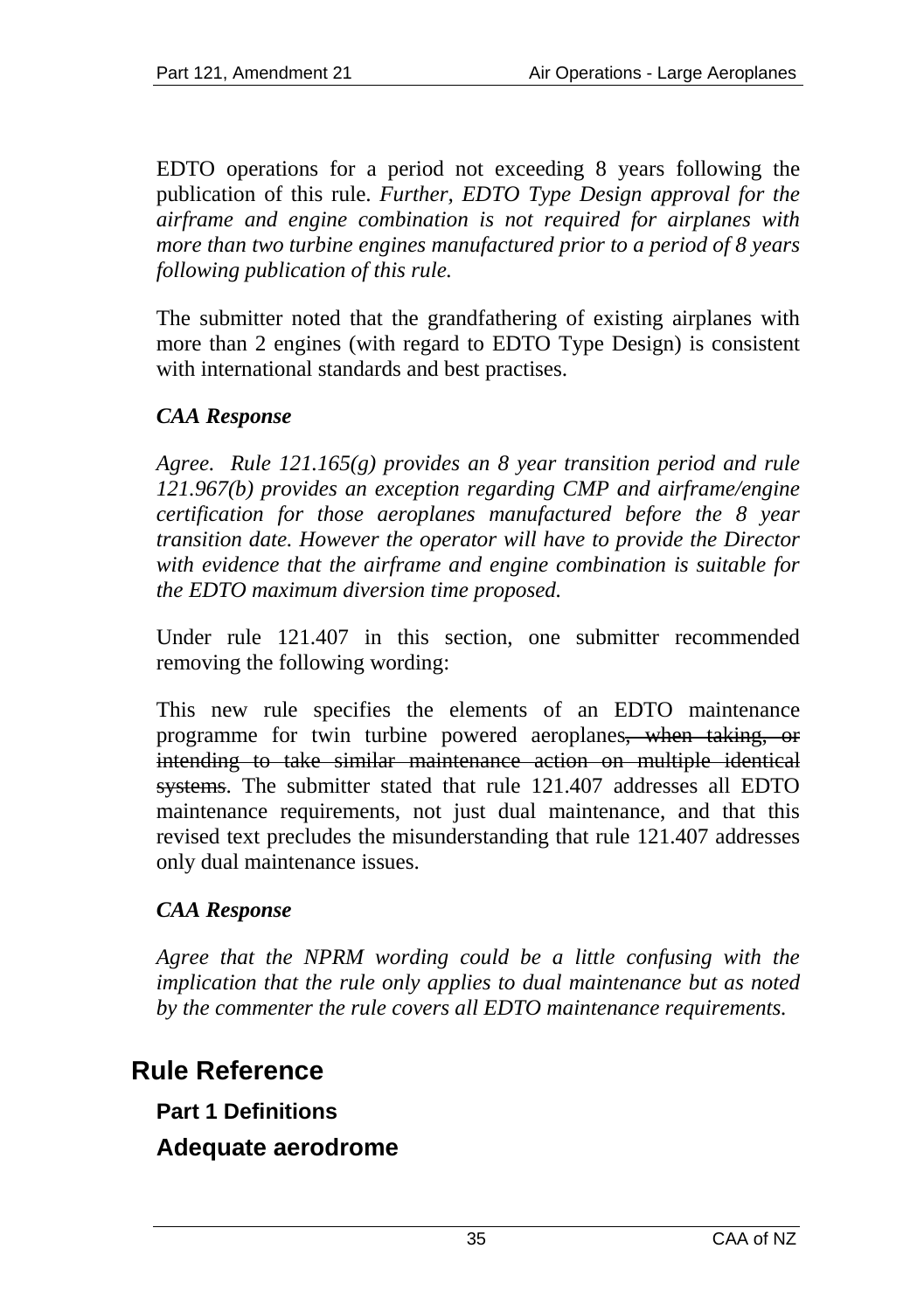EDTO operations for a period not exceeding 8 years following the publication of this rule. *Further, EDTO Type Design approval for the airframe and engine combination is not required for airplanes with more than two turbine engines manufactured prior to a period of 8 years following publication of this rule.*

The submitter noted that the grandfathering of existing airplanes with more than 2 engines (with regard to EDTO Type Design) is consistent with international standards and best practises.

***CAA Response***

*Agree. Rule 121.165(g) provides an 8 year transition period and rule 121.967(b) provides an exception regarding CMP and airframe/engine certification for those aeroplanes manufactured before the 8 year transition date. However the operator will have to provide the Director with evidence that the airframe and engine combination is suitable for the EDTO maximum diversion time proposed.*

Under rule 121.407 in this section, one submitter recommended removing the following wording:

This new rule specifies the elements of an EDTO maintenance programme for twin turbine powered aeroplanes~~, when taking, or intending to take similar maintenance action on multiple identical systems~~. The submitter stated that rule 121.407 addresses all EDTO maintenance requirements, not just dual maintenance, and that this revised text precludes the misunderstanding that rule 121.407 addresses only dual maintenance issues.

***CAA Response***

*Agree that the NPRM wording could be a little confusing with the implication that the rule only applies to dual maintenance but as noted by the commenter the rule covers all EDTO maintenance requirements.*

## Rule Reference

### Part 1 Definitions

### Adequate aerodrome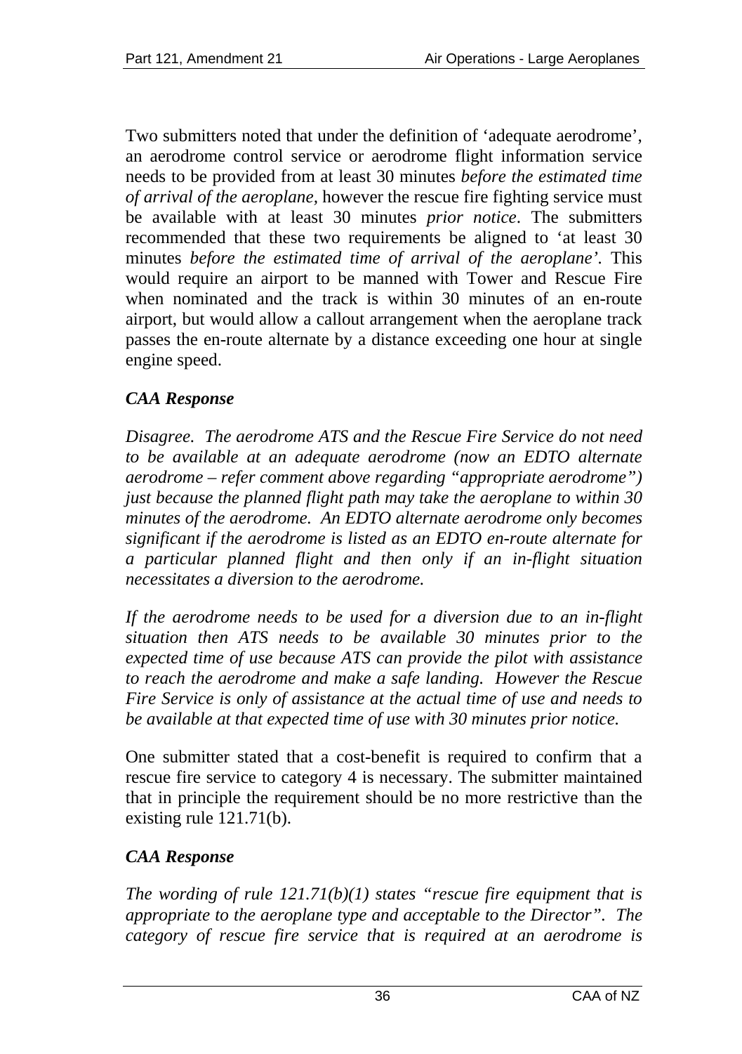Two submitters noted that under the definition of 'adequate aerodrome', an aerodrome control service or aerodrome flight information service needs to be provided from at least 30 minutes *before the estimated time of arrival of the aeroplane*, however the rescue fire fighting service must be available with at least 30 minutes *prior notice*. The submitters recommended that these two requirements be aligned to 'at least 30 minutes *before the estimated time of arrival of the aeroplane'*. This would require an airport to be manned with Tower and Rescue Fire when nominated and the track is within 30 minutes of an en-route airport, but would allow a callout arrangement when the aeroplane track passes the en-route alternate by a distance exceeding one hour at single engine speed.

### *CAA Response*

*Disagree. The aerodrome ATS and the Rescue Fire Service do not need to be available at an adequate aerodrome (now an EDTO alternate aerodrome – refer comment above regarding "appropriate aerodrome") just because the planned flight path may take the aeroplane to within 30 minutes of the aerodrome. An EDTO alternate aerodrome only becomes significant if the aerodrome is listed as an EDTO en-route alternate for a particular planned flight and then only if an in-flight situation necessitates a diversion to the aerodrome.*

*If the aerodrome needs to be used for a diversion due to an in-flight situation then ATS needs to be available 30 minutes prior to the expected time of use because ATS can provide the pilot with assistance to reach the aerodrome and make a safe landing. However the Rescue Fire Service is only of assistance at the actual time of use and needs to be available at that expected time of use with 30 minutes prior notice.*

One submitter stated that a cost-benefit is required to confirm that a rescue fire service to category 4 is necessary. The submitter maintained that in principle the requirement should be no more restrictive than the existing rule 121.71(b).

### *CAA Response*

*The wording of rule 121.71(b)(1) states "rescue fire equipment that is appropriate to the aeroplane type and acceptable to the Director". The category of rescue fire service that is required at an aerodrome is*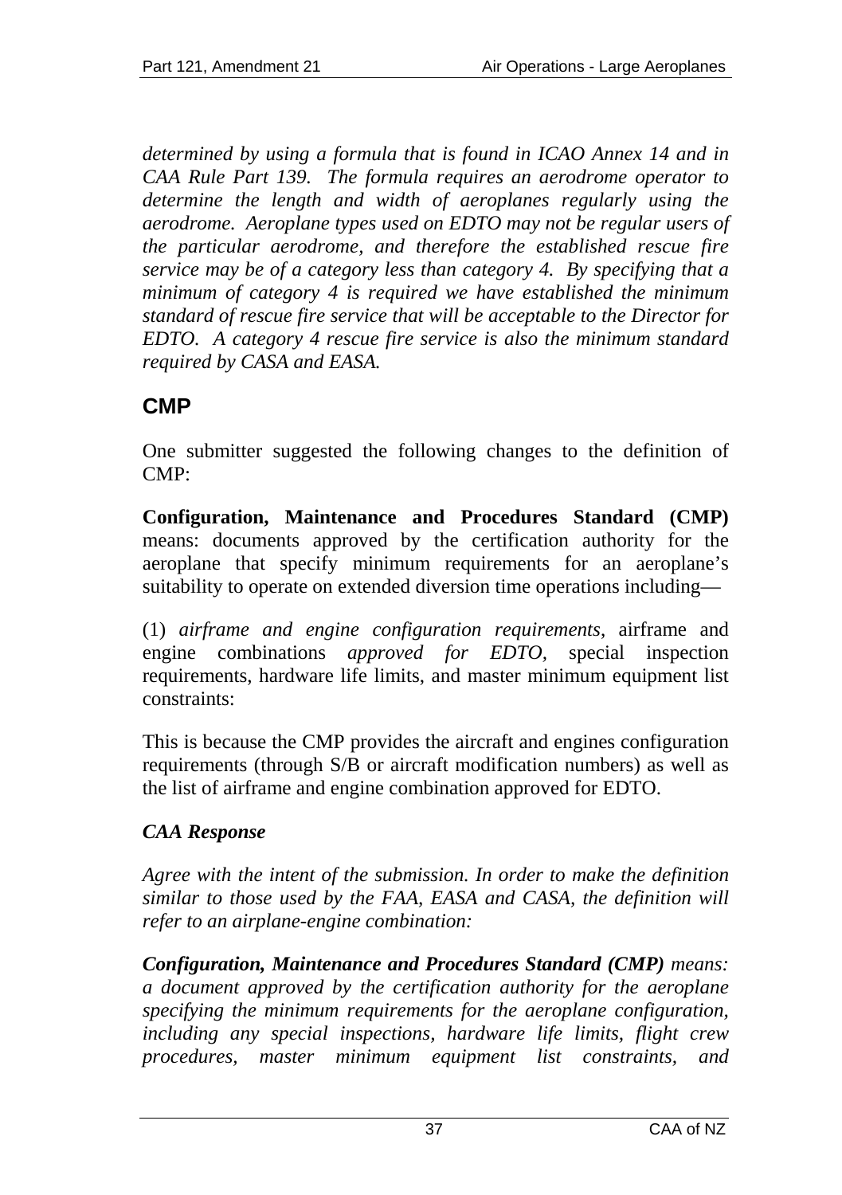*determined by using a formula that is found in ICAO Annex 14 and in CAA Rule Part 139. The formula requires an aerodrome operator to determine the length and width of aeroplanes regularly using the aerodrome. Aeroplane types used on EDTO may not be regular users of the particular aerodrome, and therefore the established rescue fire service may be of a category less than category 4. By specifying that a minimum of category 4 is required we have established the minimum standard of rescue fire service that will be acceptable to the Director for EDTO. A category 4 rescue fire service is also the minimum standard required by CASA and EASA.*

## CMP

One submitter suggested the following changes to the definition of CMP:

**Configuration, Maintenance and Procedures Standard (CMP)** means: documents approved by the certification authority for the aeroplane that specify minimum requirements for an aeroplane's suitability to operate on extended diversion time operations including—

(1) *airframe and engine configuration requirements*, airframe and engine combinations *approved for EDTO*, special inspection requirements, hardware life limits, and master minimum equipment list constraints:

This is because the CMP provides the aircraft and engines configuration requirements (through S/B or aircraft modification numbers) as well as the list of airframe and engine combination approved for EDTO.

### *CAA Response*

*Agree with the intent of the submission. In order to make the definition similar to those used by the FAA, EASA and CASA, the definition will refer to an airplane-engine combination:*

***Configuration, Maintenance and Procedures Standard (CMP)** means: a document approved by the certification authority for the aeroplane specifying the minimum requirements for the aeroplane configuration, including any special inspections, hardware life limits, flight crew procedures, master minimum equipment list constraints, and*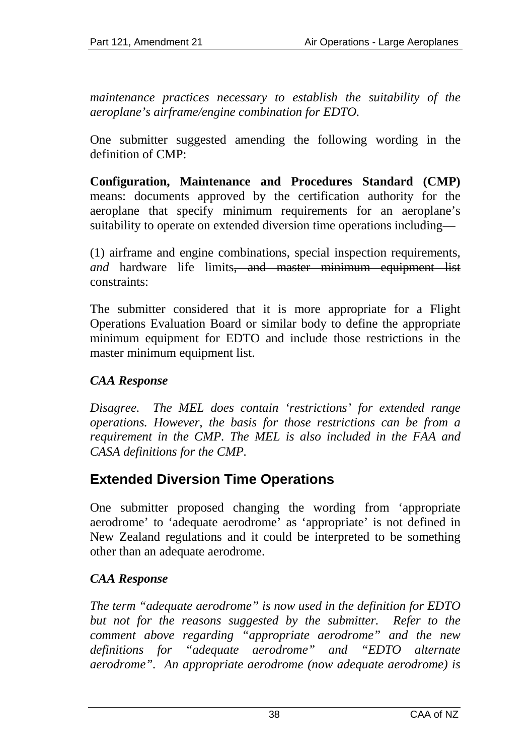*maintenance practices necessary to establish the suitability of the aeroplane's airframe/engine combination for EDTO.*

One submitter suggested amending the following wording in the definition of CMP:

**Configuration, Maintenance and Procedures Standard (CMP)** means: documents approved by the certification authority for the aeroplane that specify minimum requirements for an aeroplane's suitability to operate on extended diversion time operations including—

(1) airframe and engine combinations, special inspection requirements, *and* hardware life limits~~, and master minimum equipment list constraints~~:

The submitter considered that it is more appropriate for a Flight Operations Evaluation Board or similar body to define the appropriate minimum equipment for EDTO and include those restrictions in the master minimum equipment list.

### *CAA Response*

*Disagree. The MEL does contain 'restrictions' for extended range operations. However, the basis for those restrictions can be from a requirement in the CMP. The MEL is also included in the FAA and CASA definitions for the CMP.*

## Extended Diversion Time Operations

One submitter proposed changing the wording from 'appropriate aerodrome' to 'adequate aerodrome' as 'appropriate' is not defined in New Zealand regulations and it could be interpreted to be something other than an adequate aerodrome.

### *CAA Response*

*The term "adequate aerodrome" is now used in the definition for EDTO but not for the reasons suggested by the submitter. Refer to the comment above regarding "appropriate aerodrome" and the new definitions for "adequate aerodrome" and "EDTO alternate aerodrome". An appropriate aerodrome (now adequate aerodrome) is*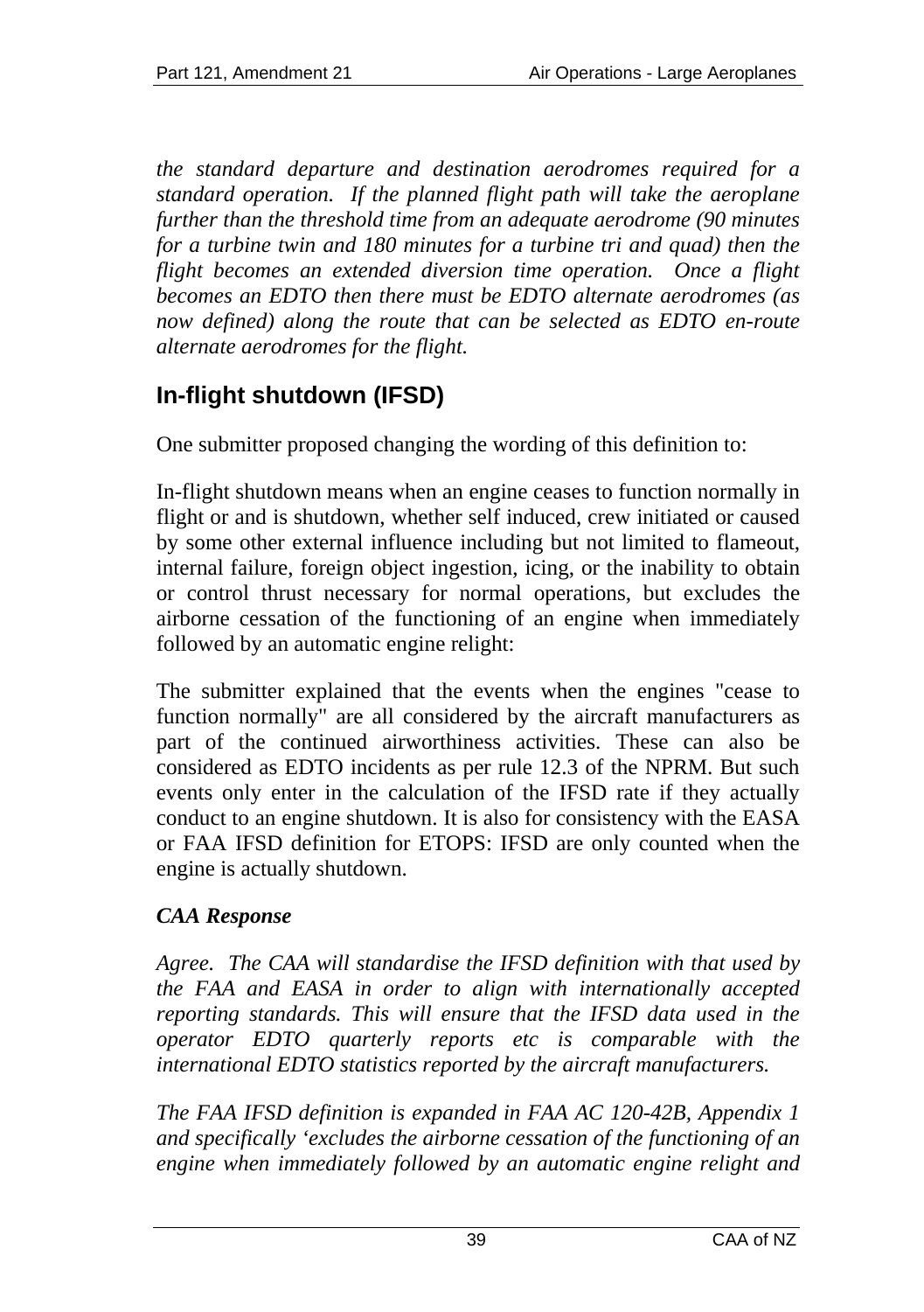*the standard departure and destination aerodromes required for a standard operation. If the planned flight path will take the aeroplane further than the threshold time from an adequate aerodrome (90 minutes for a turbine twin and 180 minutes for a turbine tri and quad) then the flight becomes an extended diversion time operation. Once a flight becomes an EDTO then there must be EDTO alternate aerodromes (as now defined) along the route that can be selected as EDTO en-route alternate aerodromes for the flight.*

## In-flight shutdown (IFSD)

One submitter proposed changing the wording of this definition to:

In-flight shutdown means when an engine ceases to function normally in flight or and is shutdown, whether self induced, crew initiated or caused by some other external influence including but not limited to flameout, internal failure, foreign object ingestion, icing, or the inability to obtain or control thrust necessary for normal operations, but excludes the airborne cessation of the functioning of an engine when immediately followed by an automatic engine relight:

The submitter explained that the events when the engines "cease to function normally" are all considered by the aircraft manufacturers as part of the continued airworthiness activities. These can also be considered as EDTO incidents as per rule 12.3 of the NPRM. But such events only enter in the calculation of the IFSD rate if they actually conduct to an engine shutdown. It is also for consistency with the EASA or FAA IFSD definition for ETOPS: IFSD are only counted when the engine is actually shutdown.

### *CAA Response*

*Agree. The CAA will standardise the IFSD definition with that used by the FAA and EASA in order to align with internationally accepted reporting standards. This will ensure that the IFSD data used in the operator EDTO quarterly reports etc is comparable with the international EDTO statistics reported by the aircraft manufacturers.*

*The FAA IFSD definition is expanded in FAA AC 120-42B, Appendix 1 and specifically 'excludes the airborne cessation of the functioning of an engine when immediately followed by an automatic engine relight and*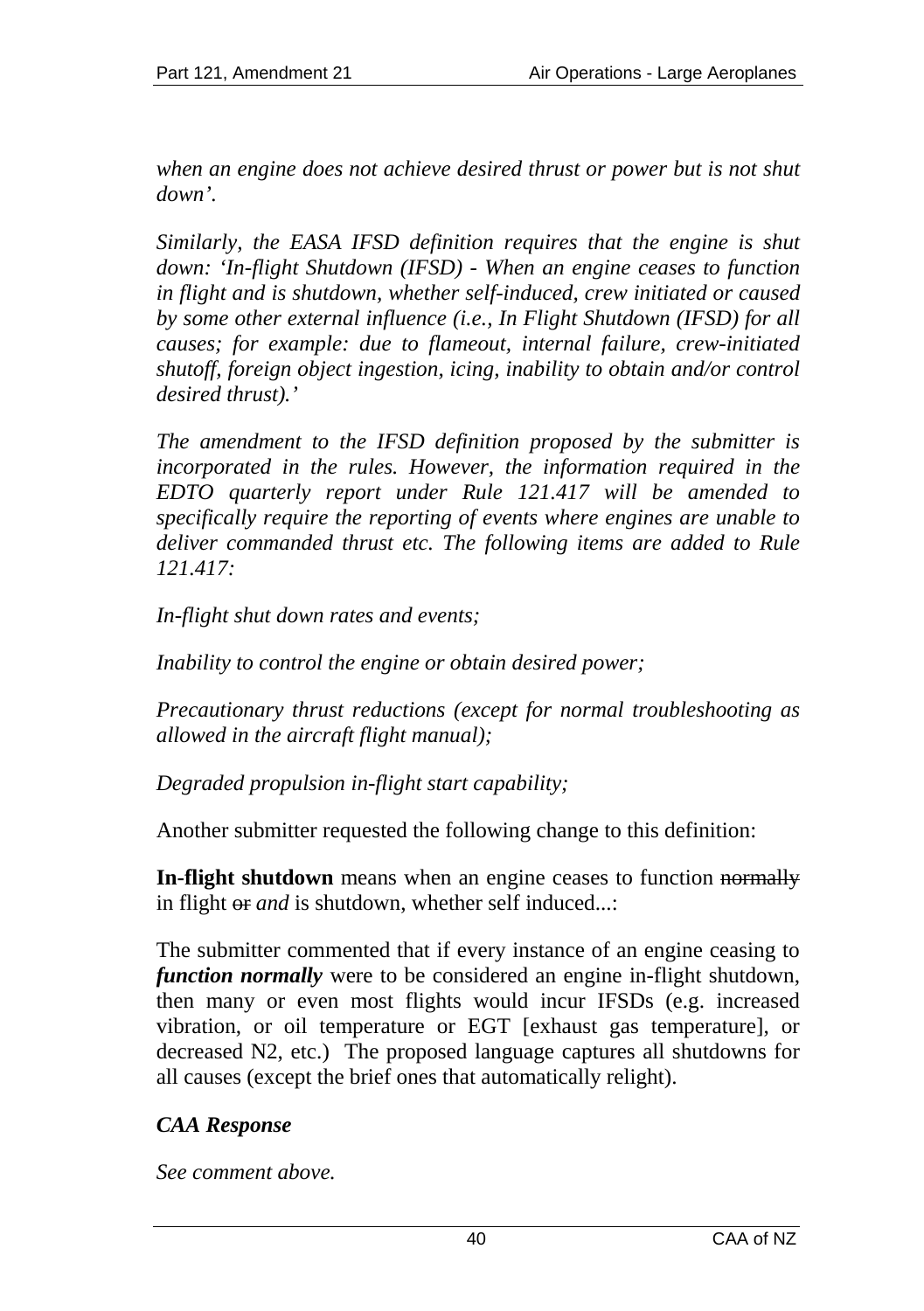*when an engine does not achieve desired thrust or power but is not shut down'.*

*Similarly, the EASA IFSD definition requires that the engine is shut down: 'In-flight Shutdown (IFSD) - When an engine ceases to function in flight and is shutdown, whether self-induced, crew initiated or caused by some other external influence (i.e., In Flight Shutdown (IFSD) for all causes; for example: due to flameout, internal failure, crew-initiated shutoff, foreign object ingestion, icing, inability to obtain and/or control desired thrust).'*

*The amendment to the IFSD definition proposed by the submitter is incorporated in the rules. However, the information required in the EDTO quarterly report under Rule 121.417 will be amended to specifically require the reporting of events where engines are unable to deliver commanded thrust etc. The following items are added to Rule 121.417:*

*In-flight shut down rates and events;*

*Inability to control the engine or obtain desired power;*

*Precautionary thrust reductions (except for normal troubleshooting as allowed in the aircraft flight manual);*

*Degraded propulsion in-flight start capability;*

Another submitter requested the following change to this definition:

**In-flight shutdown** means when an engine ceases to function ~~normally~~ in flight ~~or~~ *and* is shutdown, whether self induced...:

The submitter commented that if every instance of an engine ceasing to ***function normally*** were to be considered an engine in-flight shutdown, then many or even most flights would incur IFSDs (e.g. increased vibration, or oil temperature or EGT [exhaust gas temperature], or decreased N2, etc.) The proposed language captures all shutdowns for all causes (except the brief ones that automatically relight).

### *CAA Response*

*See comment above.*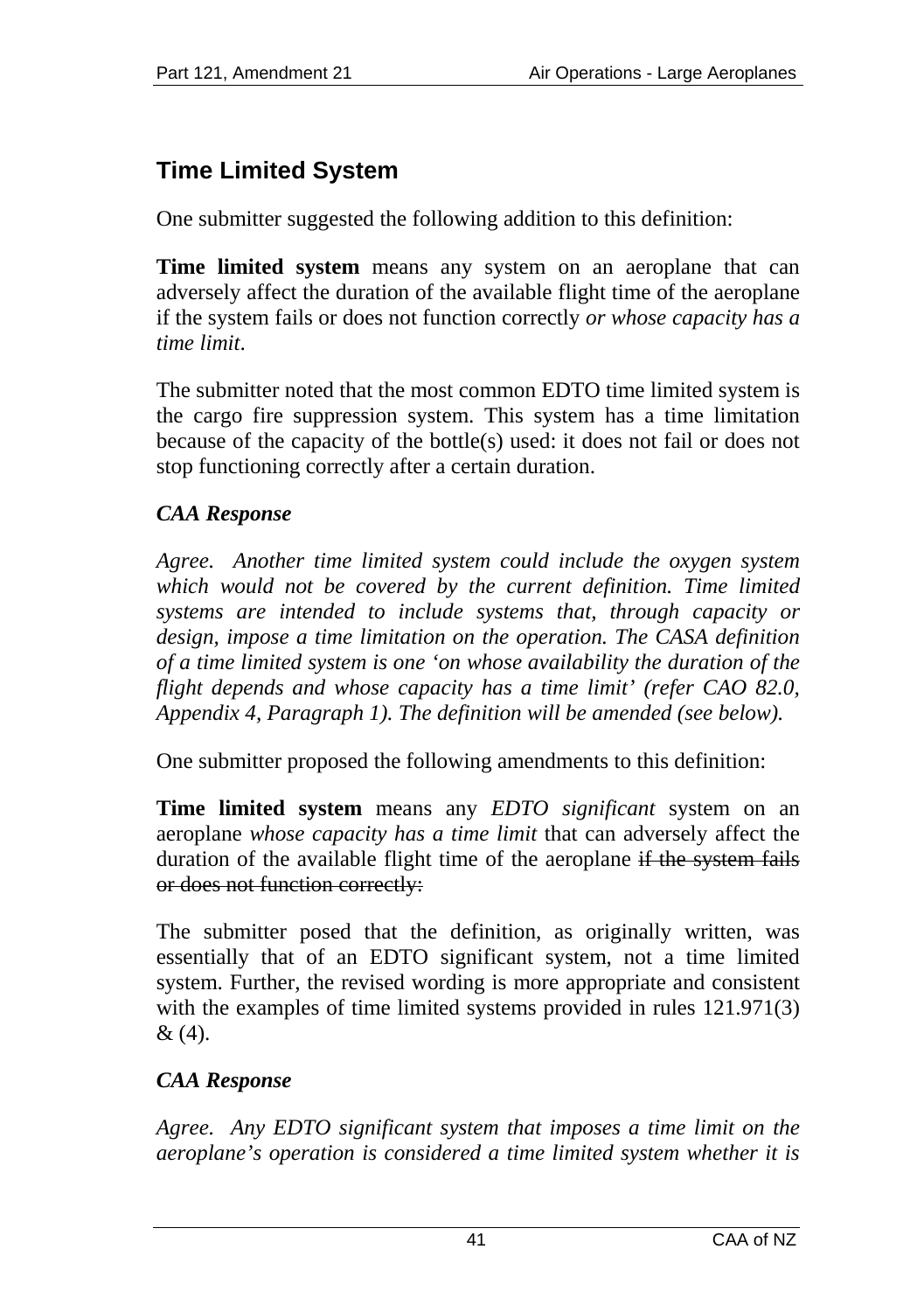## Time Limited System

One submitter suggested the following addition to this definition:

**Time limited system** means any system on an aeroplane that can adversely affect the duration of the available flight time of the aeroplane if the system fails or does not function correctly *or whose capacity has a time limit*.

The submitter noted that the most common EDTO time limited system is the cargo fire suppression system. This system has a time limitation because of the capacity of the bottle(s) used: it does not fail or does not stop functioning correctly after a certain duration.

### *CAA Response*

*Agree. Another time limited system could include the oxygen system which would not be covered by the current definition. Time limited systems are intended to include systems that, through capacity or design, impose a time limitation on the operation. The CASA definition of a time limited system is one 'on whose availability the duration of the flight depends and whose capacity has a time limit' (refer CAO 82.0, Appendix 4, Paragraph 1). The definition will be amended (see below).*

One submitter proposed the following amendments to this definition:

**Time limited system** means any *EDTO significant* system on an aeroplane *whose capacity has a time limit* that can adversely affect the duration of the available flight time of the aeroplane ~~if the system fails or does not function correctly:~~

The submitter posed that the definition, as originally written, was essentially that of an EDTO significant system, not a time limited system. Further, the revised wording is more appropriate and consistent with the examples of time limited systems provided in rules 121.971(3) & (4).

### *CAA Response*

*Agree. Any EDTO significant system that imposes a time limit on the aeroplane's operation is considered a time limited system whether it is*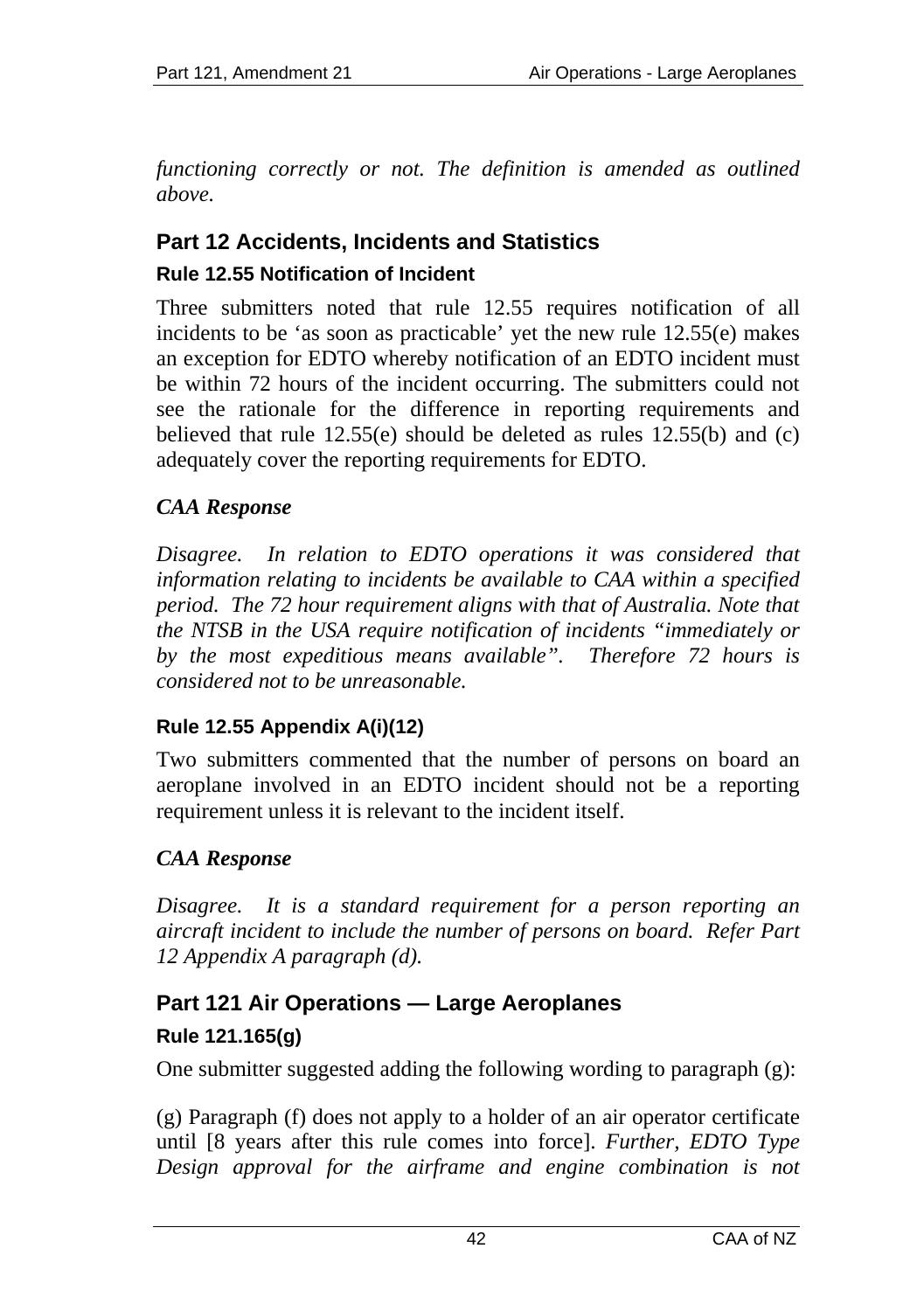*functioning correctly or not. The definition is amended as outlined above.*

## Part 12 Accidents, Incidents and Statistics

### Rule 12.55 Notification of Incident

Three submitters noted that rule 12.55 requires notification of all incidents to be 'as soon as practicable' yet the new rule 12.55(e) makes an exception for EDTO whereby notification of an EDTO incident must be within 72 hours of the incident occurring. The submitters could not see the rationale for the difference in reporting requirements and believed that rule 12.55(e) should be deleted as rules 12.55(b) and (c) adequately cover the reporting requirements for EDTO.

#### *CAA Response*

*Disagree. In relation to EDTO operations it was considered that information relating to incidents be available to CAA within a specified period. The 72 hour requirement aligns with that of Australia. Note that the NTSB in the USA require notification of incidents "immediately or by the most expeditious means available". Therefore 72 hours is considered not to be unreasonable.*

### Rule 12.55 Appendix A(i)(12)

Two submitters commented that the number of persons on board an aeroplane involved in an EDTO incident should not be a reporting requirement unless it is relevant to the incident itself.

#### *CAA Response*

*Disagree. It is a standard requirement for a person reporting an aircraft incident to include the number of persons on board. Refer Part 12 Appendix A paragraph (d).*

## Part 121 Air Operations — Large Aeroplanes

### Rule 121.165(g)

One submitter suggested adding the following wording to paragraph (g):

(g) Paragraph (f) does not apply to a holder of an air operator certificate until [8 years after this rule comes into force]. *Further, EDTO Type Design approval for the airframe and engine combination is not*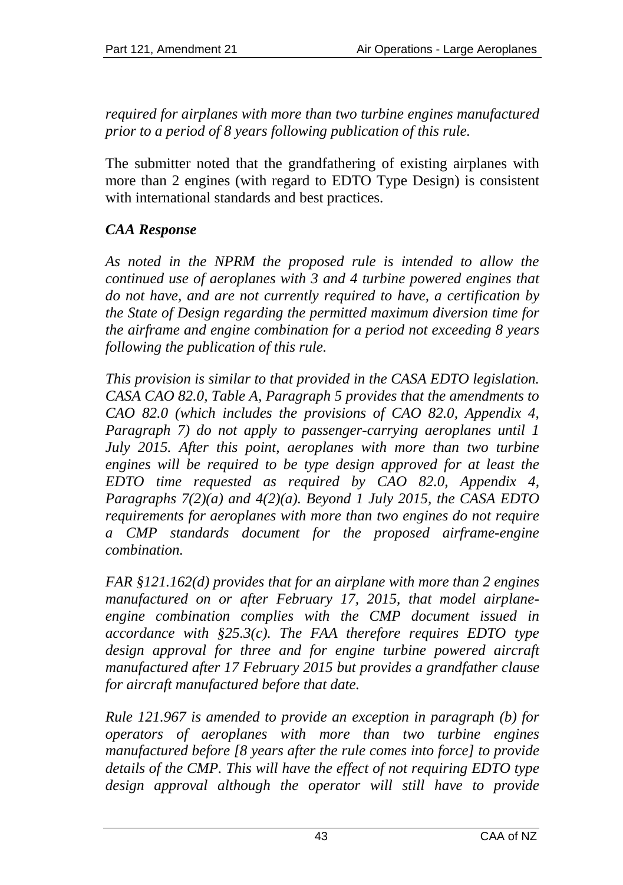*required for airplanes with more than two turbine engines manufactured prior to a period of 8 years following publication of this rule.*

The submitter noted that the grandfathering of existing airplanes with more than 2 engines (with regard to EDTO Type Design) is consistent with international standards and best practices.

### *CAA Response*

*As noted in the NPRM the proposed rule is intended to allow the continued use of aeroplanes with 3 and 4 turbine powered engines that do not have, and are not currently required to have, a certification by the State of Design regarding the permitted maximum diversion time for the airframe and engine combination for a period not exceeding 8 years following the publication of this rule.*

*This provision is similar to that provided in the CASA EDTO legislation. CASA CAO 82.0, Table A, Paragraph 5 provides that the amendments to CAO 82.0 (which includes the provisions of CAO 82.0, Appendix 4, Paragraph 7) do not apply to passenger-carrying aeroplanes until 1 July 2015. After this point, aeroplanes with more than two turbine engines will be required to be type design approved for at least the EDTO time requested as required by CAO 82.0, Appendix 4, Paragraphs 7(2)(a) and 4(2)(a). Beyond 1 July 2015, the CASA EDTO requirements for aeroplanes with more than two engines do not require a CMP standards document for the proposed airframe-engine combination.*

*FAR §121.162(d) provides that for an airplane with more than 2 engines manufactured on or after February 17, 2015, that model airplane-engine combination complies with the CMP document issued in accordance with §25.3(c). The FAA therefore requires EDTO type design approval for three and for engine turbine powered aircraft manufactured after 17 February 2015 but provides a grandfather clause for aircraft manufactured before that date.*

*Rule 121.967 is amended to provide an exception in paragraph (b) for operators of aeroplanes with more than two turbine engines manufactured before [8 years after the rule comes into force] to provide details of the CMP. This will have the effect of not requiring EDTO type design approval although the operator will still have to provide*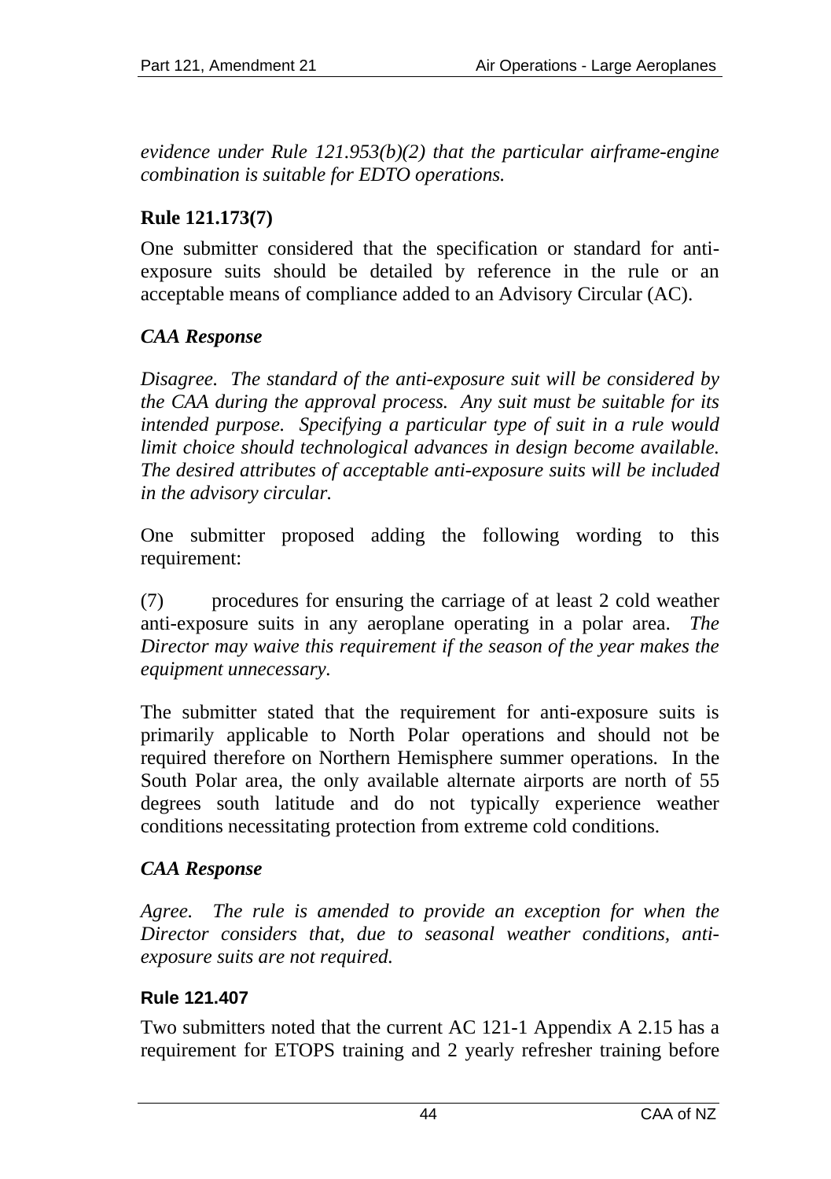*evidence under Rule 121.953(b)(2) that the particular airframe-engine combination is suitable for EDTO operations.*

## Rule 121.173(7)

One submitter considered that the specification or standard for anti-exposure suits should be detailed by reference in the rule or an acceptable means of compliance added to an Advisory Circular (AC).

### *CAA Response*

*Disagree. The standard of the anti-exposure suit will be considered by the CAA during the approval process. Any suit must be suitable for its intended purpose. Specifying a particular type of suit in a rule would limit choice should technological advances in design become available. The desired attributes of acceptable anti-exposure suits will be included in the advisory circular.*

One submitter proposed adding the following wording to this requirement:

(7) procedures for ensuring the carriage of at least 2 cold weather anti-exposure suits in any aeroplane operating in a polar area. *The Director may waive this requirement if the season of the year makes the equipment unnecessary.*

The submitter stated that the requirement for anti-exposure suits is primarily applicable to North Polar operations and should not be required therefore on Northern Hemisphere summer operations. In the South Polar area, the only available alternate airports are north of 55 degrees south latitude and do not typically experience weather conditions necessitating protection from extreme cold conditions.

### *CAA Response*

*Agree. The rule is amended to provide an exception for when the Director considers that, due to seasonal weather conditions, anti-exposure suits are not required.*

## Rule 121.407

Two submitters noted that the current AC 121-1 Appendix A 2.15 has a requirement for ETOPS training and 2 yearly refresher training before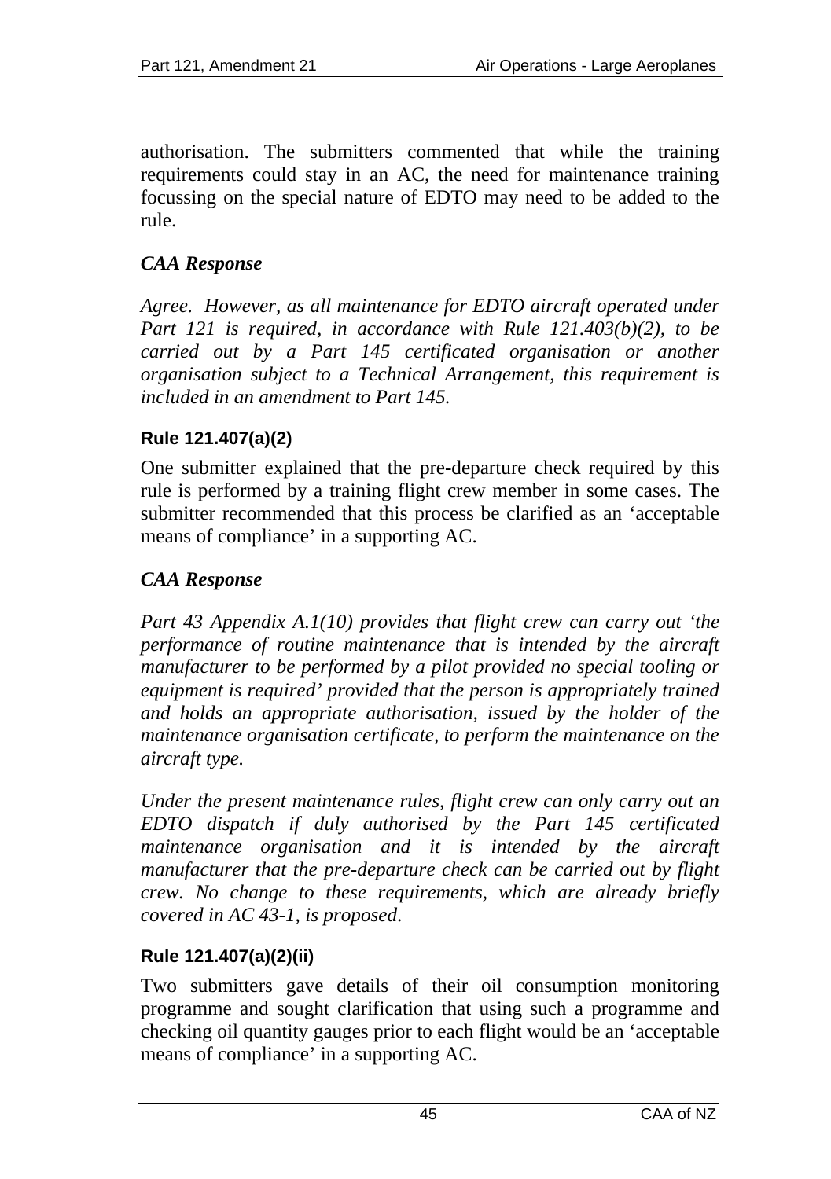authorisation. The submitters commented that while the training requirements could stay in an AC, the need for maintenance training focussing on the special nature of EDTO may need to be added to the rule.

### *CAA Response*

*Agree. However, as all maintenance for EDTO aircraft operated under Part 121 is required, in accordance with Rule 121.403(b)(2), to be carried out by a Part 145 certificated organisation or another organisation subject to a Technical Arrangement, this requirement is included in an amendment to Part 145.*

#### **Rule 121.407(a)(2)**

One submitter explained that the pre-departure check required by this rule is performed by a training flight crew member in some cases. The submitter recommended that this process be clarified as an 'acceptable means of compliance' in a supporting AC.

### *CAA Response*

*Part 43 Appendix A.1(10) provides that flight crew can carry out 'the performance of routine maintenance that is intended by the aircraft manufacturer to be performed by a pilot provided no special tooling or equipment is required' provided that the person is appropriately trained and holds an appropriate authorisation, issued by the holder of the maintenance organisation certificate, to perform the maintenance on the aircraft type.*

*Under the present maintenance rules, flight crew can only carry out an EDTO dispatch if duly authorised by the Part 145 certificated maintenance organisation and it is intended by the aircraft manufacturer that the pre-departure check can be carried out by flight crew. No change to these requirements, which are already briefly covered in AC 43-1, is proposed.*

#### **Rule 121.407(a)(2)(ii)**

Two submitters gave details of their oil consumption monitoring programme and sought clarification that using such a programme and checking oil quantity gauges prior to each flight would be an 'acceptable means of compliance' in a supporting AC.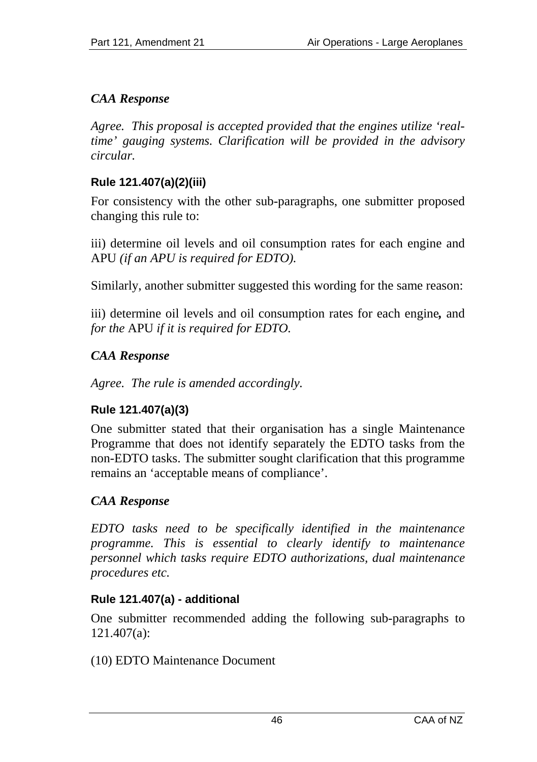### *CAA Response*

*Agree. This proposal is accepted provided that the engines utilize 'real-time' gauging systems. Clarification will be provided in the advisory circular.*

#### Rule 121.407(a)(2)(iii)

For consistency with the other sub-paragraphs, one submitter proposed changing this rule to:

iii) determine oil levels and oil consumption rates for each engine and APU *(if an APU is required for EDTO).*

Similarly, another submitter suggested this wording for the same reason:

iii) determine oil levels and oil consumption rates for each engine***,*** and *for the* APU *if it is required for EDTO.*

### *CAA Response*

*Agree. The rule is amended accordingly.*

#### Rule 121.407(a)(3)

One submitter stated that their organisation has a single Maintenance Programme that does not identify separately the EDTO tasks from the non-EDTO tasks. The submitter sought clarification that this programme remains an 'acceptable means of compliance'.

### *CAA Response*

*EDTO tasks need to be specifically identified in the maintenance programme. This is essential to clearly identify to maintenance personnel which tasks require EDTO authorizations, dual maintenance procedures etc.*

#### Rule 121.407(a) - additional

One submitter recommended adding the following sub-paragraphs to 121.407(a):

(10) EDTO Maintenance Document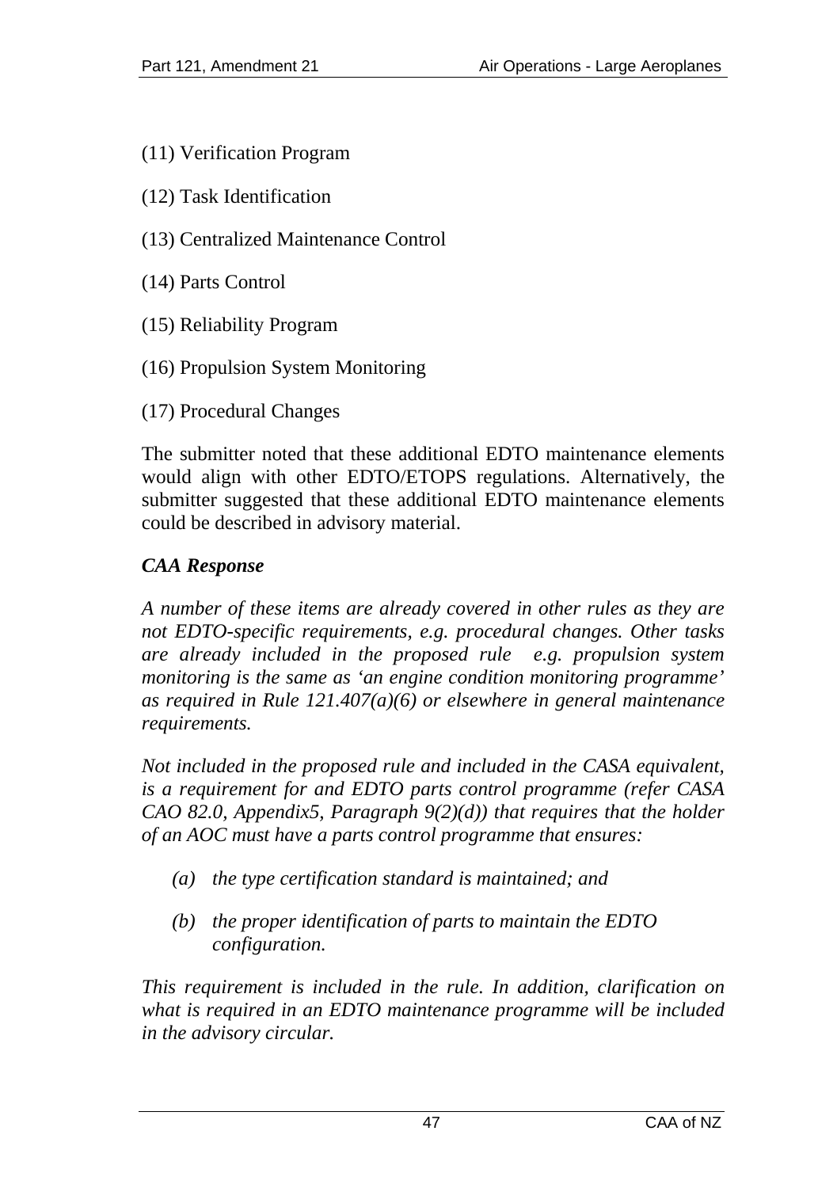(11) Verification Program

(12) Task Identification

(13) Centralized Maintenance Control

(14) Parts Control

(15) Reliability Program

(16) Propulsion System Monitoring

(17) Procedural Changes

The submitter noted that these additional EDTO maintenance elements would align with other EDTO/ETOPS regulations. Alternatively, the submitter suggested that these additional EDTO maintenance elements could be described in advisory material.

***CAA Response***

*A number of these items are already covered in other rules as they are not EDTO-specific requirements, e.g. procedural changes. Other tasks are already included in the proposed rule e.g. propulsion system monitoring is the same as 'an engine condition monitoring programme' as required in Rule 121.407(a)(6) or elsewhere in general maintenance requirements.*

*Not included in the proposed rule and included in the CASA equivalent, is a requirement for and EDTO parts control programme (refer CASA CAO 82.0, Appendix5, Paragraph 9(2)(d)) that requires that the holder of an AOC must have a parts control programme that ensures:*

*(a) the type certification standard is maintained; and*

*(b) the proper identification of parts to maintain the EDTO configuration.*

*This requirement is included in the rule. In addition, clarification on what is required in an EDTO maintenance programme will be included in the advisory circular.*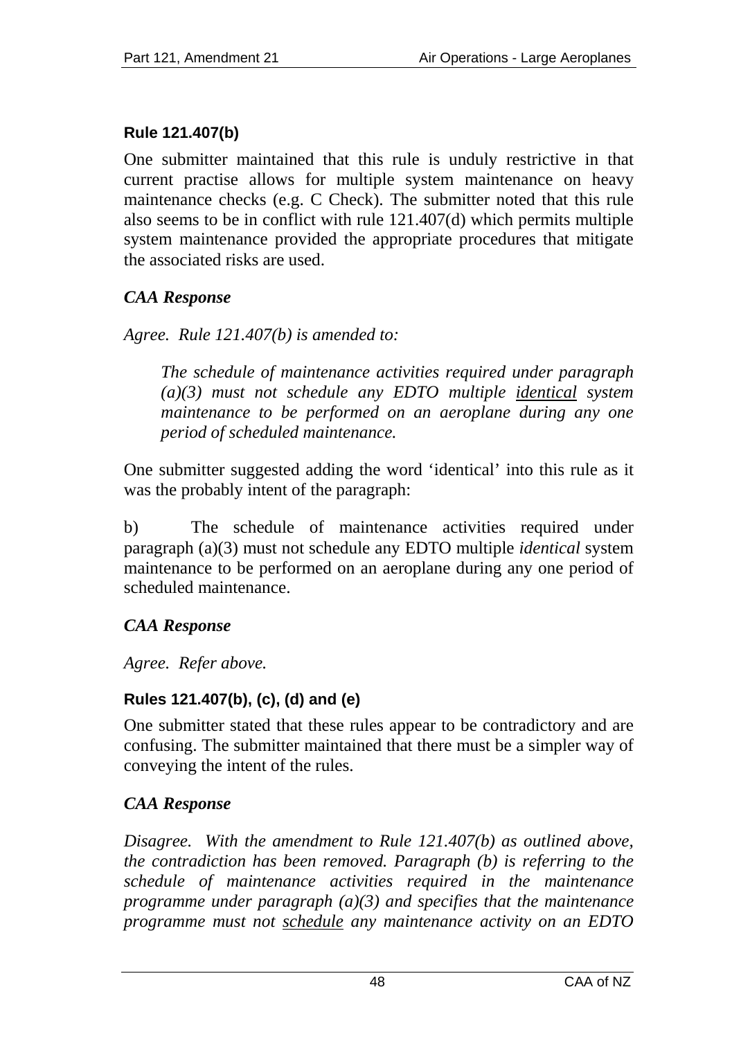**Rule 121.407(b)**

One submitter maintained that this rule is unduly restrictive in that current practise allows for multiple system maintenance on heavy maintenance checks (e.g. C Check). The submitter noted that this rule also seems to be in conflict with rule 121.407(d) which permits multiple system maintenance provided the appropriate procedures that mitigate the associated risks are used.

***CAA Response***

*Agree. Rule 121.407(b) is amended to:*

> *The schedule of maintenance activities required under paragraph (a)(3) must not schedule any EDTO multiple <u>identical</u> system maintenance to be performed on an aeroplane during any one period of scheduled maintenance.*

One submitter suggested adding the word 'identical' into this rule as it was the probably intent of the paragraph:

b) The schedule of maintenance activities required under paragraph (a)(3) must not schedule any EDTO multiple *identical* system maintenance to be performed on an aeroplane during any one period of scheduled maintenance.

***CAA Response***

*Agree. Refer above.*

**Rules 121.407(b), (c), (d) and (e)**

One submitter stated that these rules appear to be contradictory and are confusing. The submitter maintained that there must be a simpler way of conveying the intent of the rules.

***CAA Response***

*Disagree. With the amendment to Rule 121.407(b) as outlined above, the contradiction has been removed. Paragraph (b) is referring to the schedule of maintenance activities required in the maintenance programme under paragraph (a)(3) and specifies that the maintenance programme must not <u>schedule</u> any maintenance activity on an EDTO*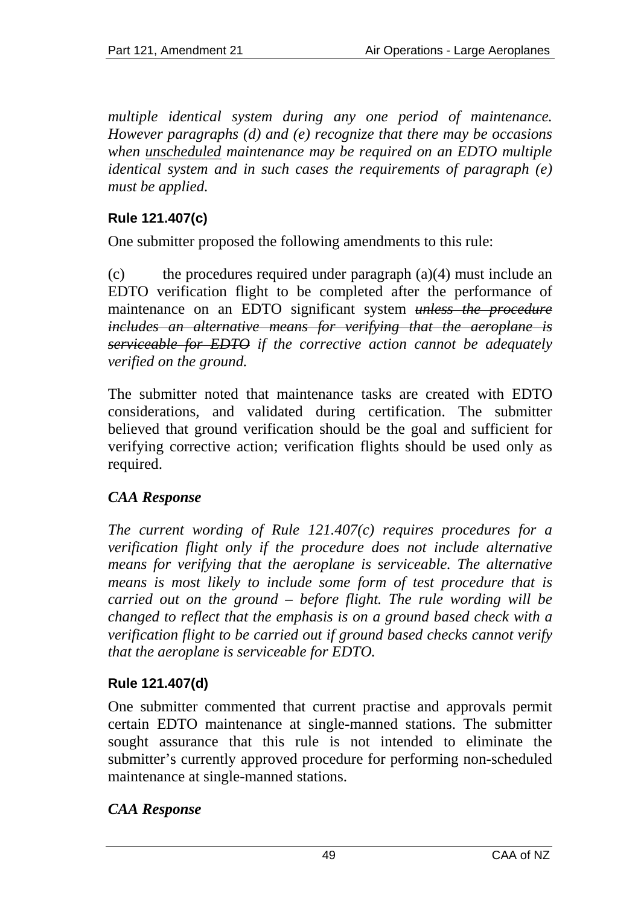*multiple identical system during any one period of maintenance. However paragraphs (d) and (e) recognize that there may be occasions when <u>unscheduled</u> maintenance may be required on an EDTO multiple identical system and in such cases the requirements of paragraph (e) must be applied.*

### Rule 121.407(c)

One submitter proposed the following amendments to this rule:

(c) the procedures required under paragraph (a)(4) must include an EDTO verification flight to be completed after the performance of maintenance on an EDTO significant system ~~*unless the procedure includes an alternative means for verifying that the aeroplane is serviceable for EDTO*~~ *if the corrective action cannot be adequately verified on the ground.*

The submitter noted that maintenance tasks are created with EDTO considerations, and validated during certification. The submitter believed that ground verification should be the goal and sufficient for verifying corrective action; verification flights should be used only as required.

***CAA Response***

*The current wording of Rule 121.407(c) requires procedures for a verification flight only if the procedure does not include alternative means for verifying that the aeroplane is serviceable. The alternative means is most likely to include some form of test procedure that is carried out on the ground – before flight. The rule wording will be changed to reflect that the emphasis is on a ground based check with a verification flight to be carried out if ground based checks cannot verify that the aeroplane is serviceable for EDTO.*

### Rule 121.407(d)

One submitter commented that current practise and approvals permit certain EDTO maintenance at single-manned stations. The submitter sought assurance that this rule is not intended to eliminate the submitter's currently approved procedure for performing non-scheduled maintenance at single-manned stations.

***CAA Response***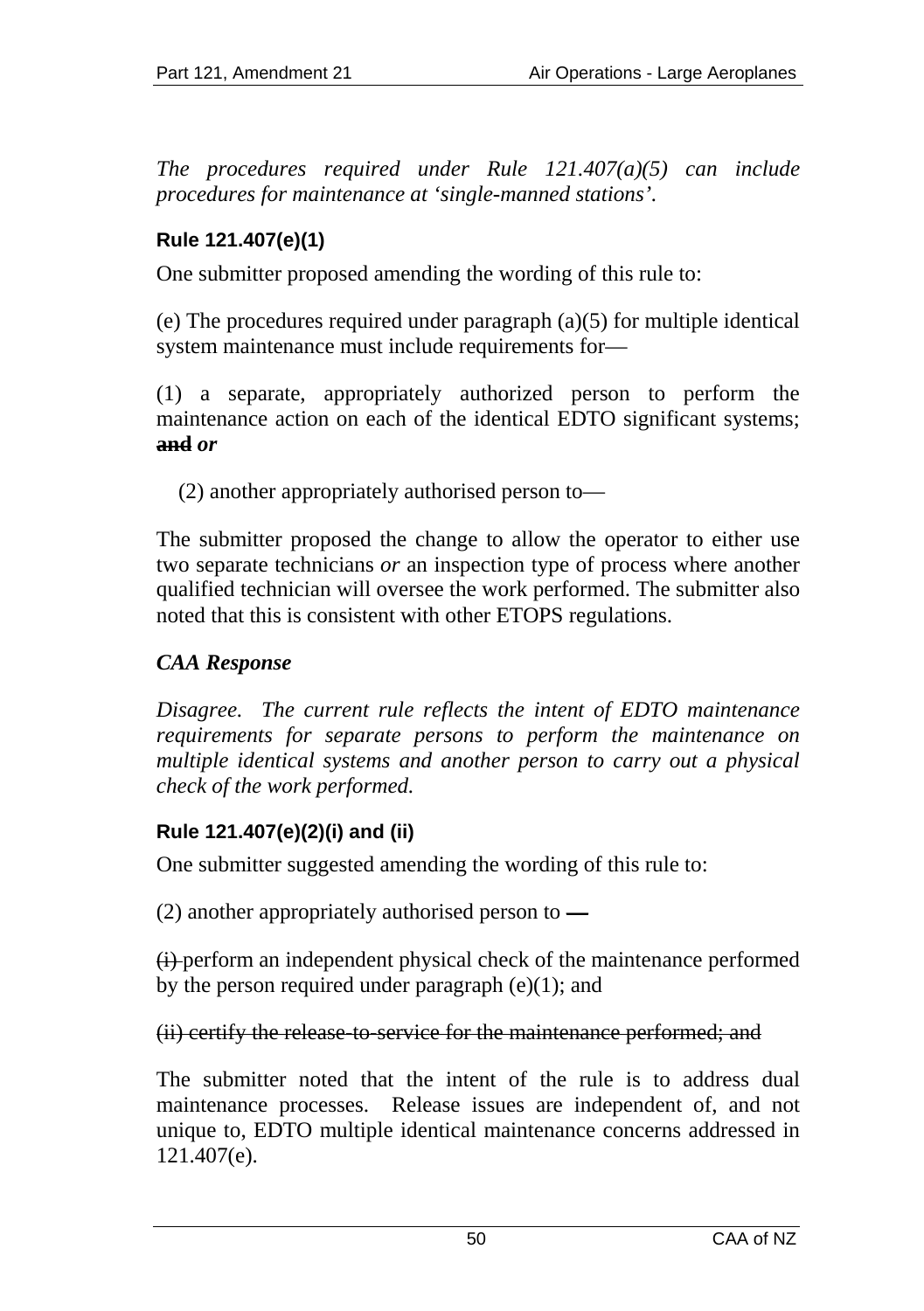*The procedures required under Rule 121.407(a)(5) can include procedures for maintenance at 'single-manned stations'.*

### Rule 121.407(e)(1)

One submitter proposed amending the wording of this rule to:

(e) The procedures required under paragraph (a)(5) for multiple identical system maintenance must include requirements for—

(1) a separate, appropriately authorized person to perform the maintenance action on each of the identical EDTO significant systems; ~~**and**~~ ***or***

(2) another appropriately authorised person to—

The submitter proposed the change to allow the operator to either use two separate technicians *or* an inspection type of process where another qualified technician will oversee the work performed. The submitter also noted that this is consistent with other ETOPS regulations.

### *CAA Response*

*Disagree. The current rule reflects the intent of EDTO maintenance requirements for separate persons to perform the maintenance on multiple identical systems and another person to carry out a physical check of the work performed.*

### Rule 121.407(e)(2)(i) and (ii)

One submitter suggested amending the wording of this rule to:

(2) another appropriately authorised person to **—**

~~(i)~~ perform an independent physical check of the maintenance performed by the person required under paragraph (e)(1); and

~~(ii) certify the release-to-service for the maintenance performed; and~~

The submitter noted that the intent of the rule is to address dual maintenance processes. Release issues are independent of, and not unique to, EDTO multiple identical maintenance concerns addressed in 121.407(e).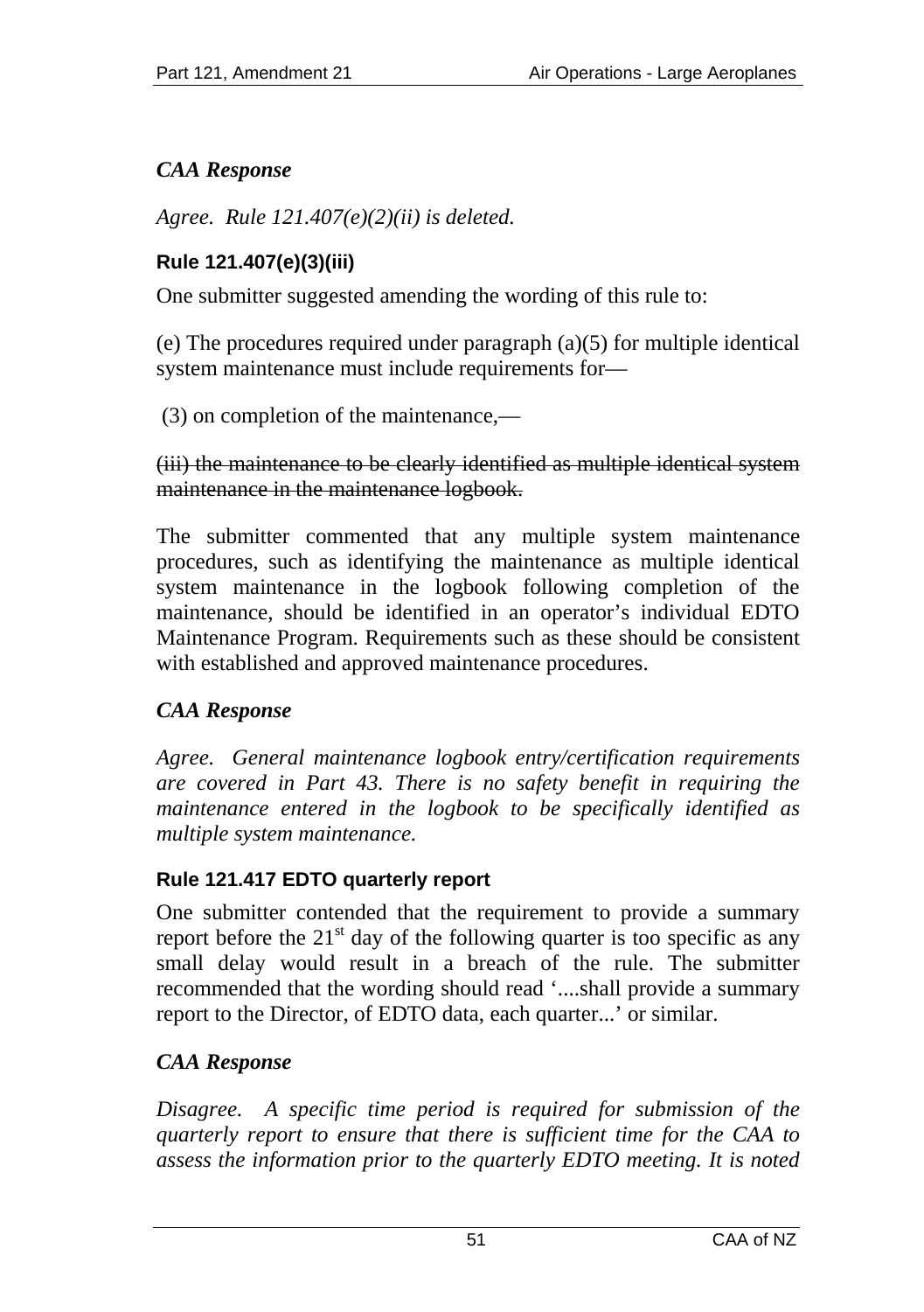### *CAA Response*

*Agree. Rule 121.407(e)(2)(ii) is deleted.*

### Rule 121.407(e)(3)(iii)

One submitter suggested amending the wording of this rule to:

(e) The procedures required under paragraph (a)(5) for multiple identical system maintenance must include requirements for—

(3) on completion of the maintenance,—

~~(iii) the maintenance to be clearly identified as multiple identical system maintenance in the maintenance logbook.~~

The submitter commented that any multiple system maintenance procedures, such as identifying the maintenance as multiple identical system maintenance in the logbook following completion of the maintenance, should be identified in an operator's individual EDTO Maintenance Program. Requirements such as these should be consistent with established and approved maintenance procedures.

### *CAA Response*

*Agree. General maintenance logbook entry/certification requirements are covered in Part 43. There is no safety benefit in requiring the maintenance entered in the logbook to be specifically identified as multiple system maintenance.*

### Rule 121.417 EDTO quarterly report

One submitter contended that the requirement to provide a summary report before the 21st day of the following quarter is too specific as any small delay would result in a breach of the rule. The submitter recommended that the wording should read '....shall provide a summary report to the Director, of EDTO data, each quarter...' or similar.

### *CAA Response*

*Disagree. A specific time period is required for submission of the quarterly report to ensure that there is sufficient time for the CAA to assess the information prior to the quarterly EDTO meeting. It is noted*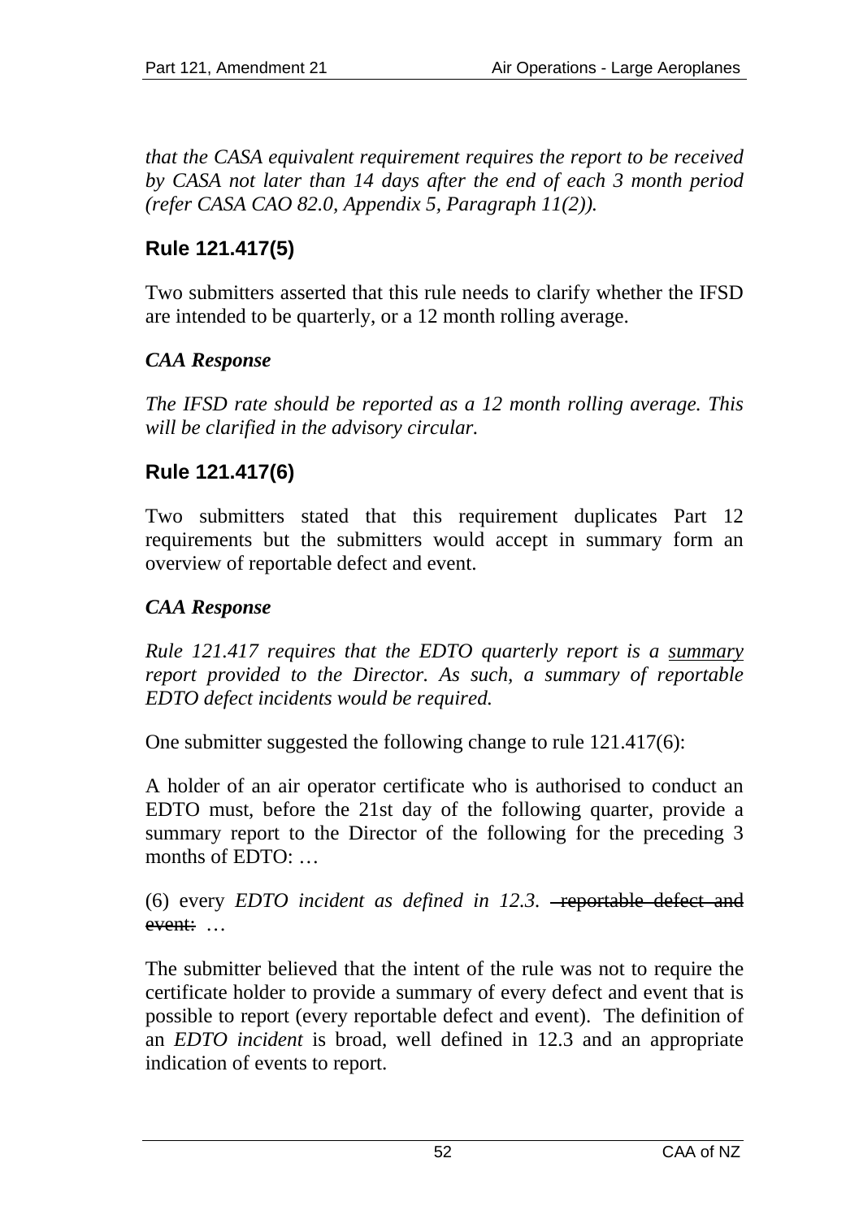*that the CASA equivalent requirement requires the report to be received by CASA not later than 14 days after the end of each 3 month period (refer CASA CAO 82.0, Appendix 5, Paragraph 11(2)).*

## Rule 121.417(5)

Two submitters asserted that this rule needs to clarify whether the IFSD are intended to be quarterly, or a 12 month rolling average.

### *CAA Response*

*The IFSD rate should be reported as a 12 month rolling average. This will be clarified in the advisory circular.*

## Rule 121.417(6)

Two submitters stated that this requirement duplicates Part 12 requirements but the submitters would accept in summary form an overview of reportable defect and event.

### *CAA Response*

*Rule 121.417 requires that the EDTO quarterly report is a <u>summary</u> report provided to the Director. As such, a summary of reportable EDTO defect incidents would be required.*

One submitter suggested the following change to rule 121.417(6):

A holder of an air operator certificate who is authorised to conduct an EDTO must, before the 21st day of the following quarter, provide a summary report to the Director of the following for the preceding 3 months of EDTO: …

(6) every *EDTO incident as defined in 12.3.* ~~reportable defect and event:~~ …

The submitter believed that the intent of the rule was not to require the certificate holder to provide a summary of every defect and event that is possible to report (every reportable defect and event). The definition of an *EDTO incident* is broad, well defined in 12.3 and an appropriate indication of events to report.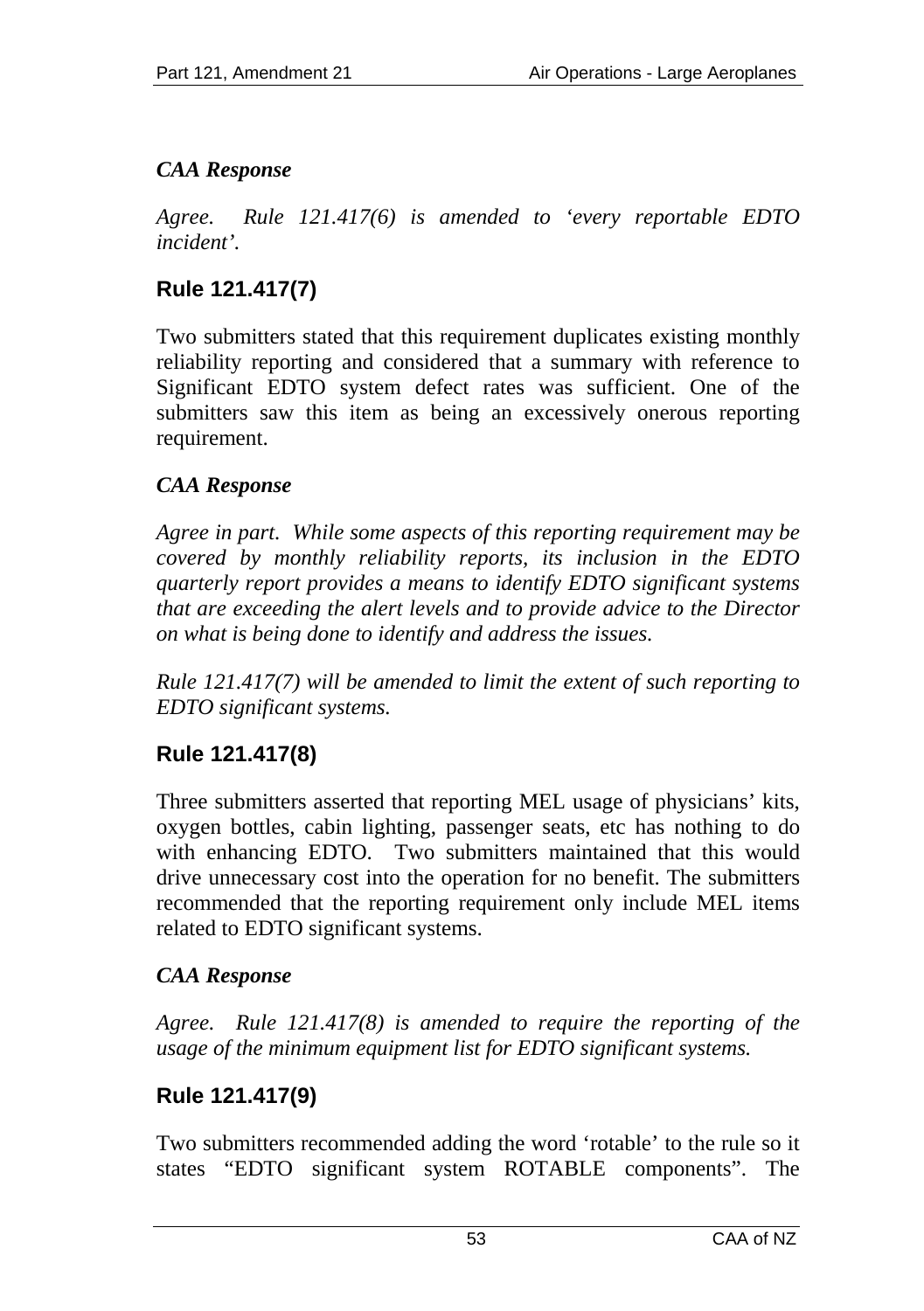*CAA Response*

*Agree. Rule 121.417(6) is amended to 'every reportable EDTO incident'.*

### Rule 121.417(7)

Two submitters stated that this requirement duplicates existing monthly reliability reporting and considered that a summary with reference to Significant EDTO system defect rates was sufficient. One of the submitters saw this item as being an excessively onerous reporting requirement.

*CAA Response*

*Agree in part. While some aspects of this reporting requirement may be covered by monthly reliability reports, its inclusion in the EDTO quarterly report provides a means to identify EDTO significant systems that are exceeding the alert levels and to provide advice to the Director on what is being done to identify and address the issues.*

*Rule 121.417(7) will be amended to limit the extent of such reporting to EDTO significant systems.*

### Rule 121.417(8)

Three submitters asserted that reporting MEL usage of physicians' kits, oxygen bottles, cabin lighting, passenger seats, etc has nothing to do with enhancing EDTO. Two submitters maintained that this would drive unnecessary cost into the operation for no benefit. The submitters recommended that the reporting requirement only include MEL items related to EDTO significant systems.

*CAA Response*

*Agree. Rule 121.417(8) is amended to require the reporting of the usage of the minimum equipment list for EDTO significant systems.*

### Rule 121.417(9)

Two submitters recommended adding the word 'rotable' to the rule so it states "EDTO significant system ROTABLE components". The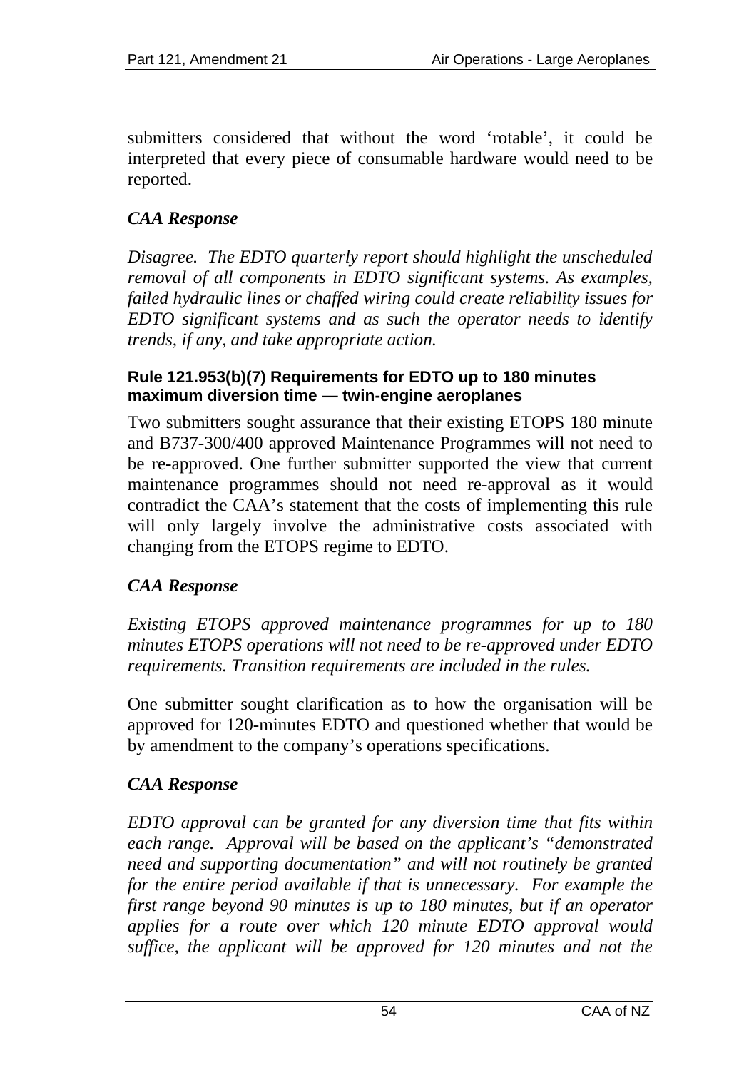submitters considered that without the word ‘rotable’, it could be interpreted that every piece of consumable hardware would need to be reported.

### *CAA Response*

*Disagree. The EDTO quarterly report should highlight the unscheduled removal of all components in EDTO significant systems. As examples, failed hydraulic lines or chaffed wiring could create reliability issues for EDTO significant systems and as such the operator needs to identify trends, if any, and take appropriate action.*

#### Rule 121.953(b)(7) Requirements for EDTO up to 180 minutes maximum diversion time — twin-engine aeroplanes

Two submitters sought assurance that their existing ETOPS 180 minute and B737-300/400 approved Maintenance Programmes will not need to be re-approved. One further submitter supported the view that current maintenance programmes should not need re-approval as it would contradict the CAA’s statement that the costs of implementing this rule will only largely involve the administrative costs associated with changing from the ETOPS regime to EDTO.

### *CAA Response*

*Existing ETOPS approved maintenance programmes for up to 180 minutes ETOPS operations will not need to be re-approved under EDTO requirements. Transition requirements are included in the rules.*

One submitter sought clarification as to how the organisation will be approved for 120-minutes EDTO and questioned whether that would be by amendment to the company’s operations specifications.

### *CAA Response*

*EDTO approval can be granted for any diversion time that fits within each range. Approval will be based on the applicant’s “demonstrated need and supporting documentation” and will not routinely be granted for the entire period available if that is unnecessary. For example the first range beyond 90 minutes is up to 180 minutes, but if an operator applies for a route over which 120 minute EDTO approval would suffice, the applicant will be approved for 120 minutes and not the*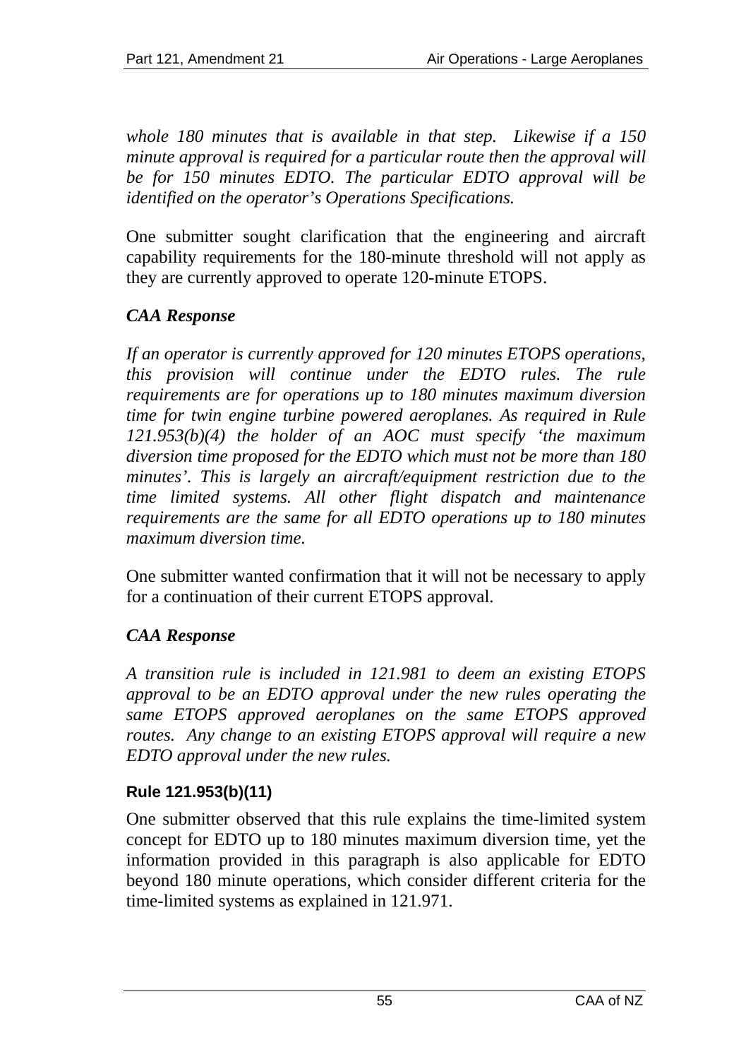*whole 180 minutes that is available in that step. Likewise if a 150 minute approval is required for a particular route then the approval will be for 150 minutes EDTO. The particular EDTO approval will be identified on the operator's Operations Specifications.*

One submitter sought clarification that the engineering and aircraft capability requirements for the 180-minute threshold will not apply as they are currently approved to operate 120-minute ETOPS.

### *CAA Response*

*If an operator is currently approved for 120 minutes ETOPS operations, this provision will continue under the EDTO rules. The rule requirements are for operations up to 180 minutes maximum diversion time for twin engine turbine powered aeroplanes. As required in Rule 121.953(b)(4) the holder of an AOC must specify 'the maximum diversion time proposed for the EDTO which must not be more than 180 minutes'. This is largely an aircraft/equipment restriction due to the time limited systems. All other flight dispatch and maintenance requirements are the same for all EDTO operations up to 180 minutes maximum diversion time.*

One submitter wanted confirmation that it will not be necessary to apply for a continuation of their current ETOPS approval.

### *CAA Response*

*A transition rule is included in 121.981 to deem an existing ETOPS approval to be an EDTO approval under the new rules operating the same ETOPS approved aeroplanes on the same ETOPS approved routes. Any change to an existing ETOPS approval will require a new EDTO approval under the new rules.*

### Rule 121.953(b)(11)

One submitter observed that this rule explains the time-limited system concept for EDTO up to 180 minutes maximum diversion time, yet the information provided in this paragraph is also applicable for EDTO beyond 180 minute operations, which consider different criteria for the time-limited systems as explained in 121.971.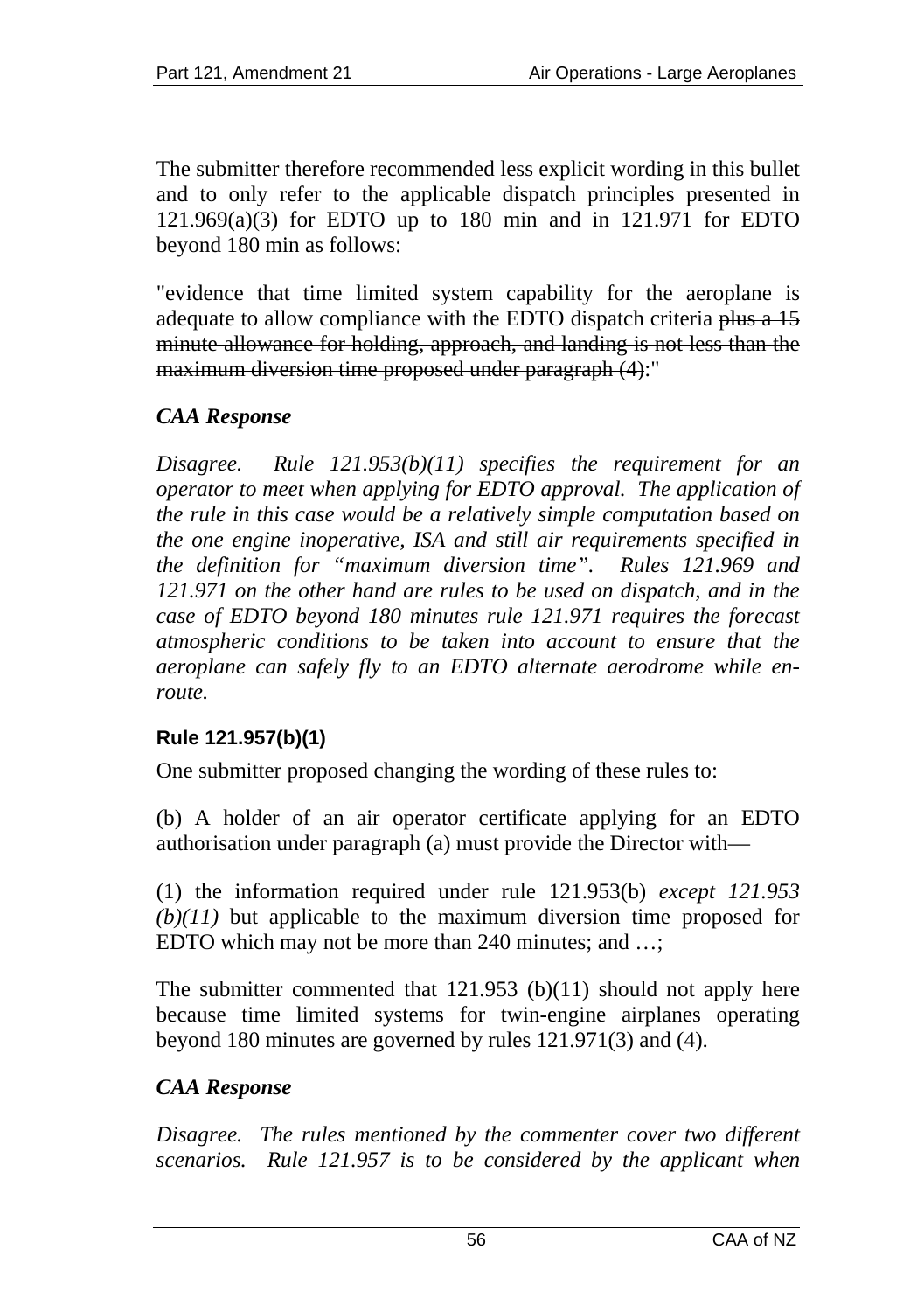The submitter therefore recommended less explicit wording in this bullet and to only refer to the applicable dispatch principles presented in 121.969(a)(3) for EDTO up to 180 min and in 121.971 for EDTO beyond 180 min as follows:

"evidence that time limited system capability for the aeroplane is adequate to allow compliance with the EDTO dispatch criteria ~~plus a 15 minute allowance for holding, approach, and landing is not less than the maximum diversion time proposed under paragraph (4)~~:"

### *CAA Response*

*Disagree. Rule 121.953(b)(11) specifies the requirement for an operator to meet when applying for EDTO approval. The application of the rule in this case would be a relatively simple computation based on the one engine inoperative, ISA and still air requirements specified in the definition for "maximum diversion time". Rules 121.969 and 121.971 on the other hand are rules to be used on dispatch, and in the case of EDTO beyond 180 minutes rule 121.971 requires the forecast atmospheric conditions to be taken into account to ensure that the aeroplane can safely fly to an EDTO alternate aerodrome while en-route.*

### Rule 121.957(b)(1)

One submitter proposed changing the wording of these rules to:

(b) A holder of an air operator certificate applying for an EDTO authorisation under paragraph (a) must provide the Director with—

(1) the information required under rule 121.953(b) *except 121.953 (b)(11)* but applicable to the maximum diversion time proposed for EDTO which may not be more than 240 minutes; and …;

The submitter commented that 121.953 (b)(11) should not apply here because time limited systems for twin-engine airplanes operating beyond 180 minutes are governed by rules 121.971(3) and (4).

### *CAA Response*

*Disagree. The rules mentioned by the commenter cover two different scenarios. Rule 121.957 is to be considered by the applicant when*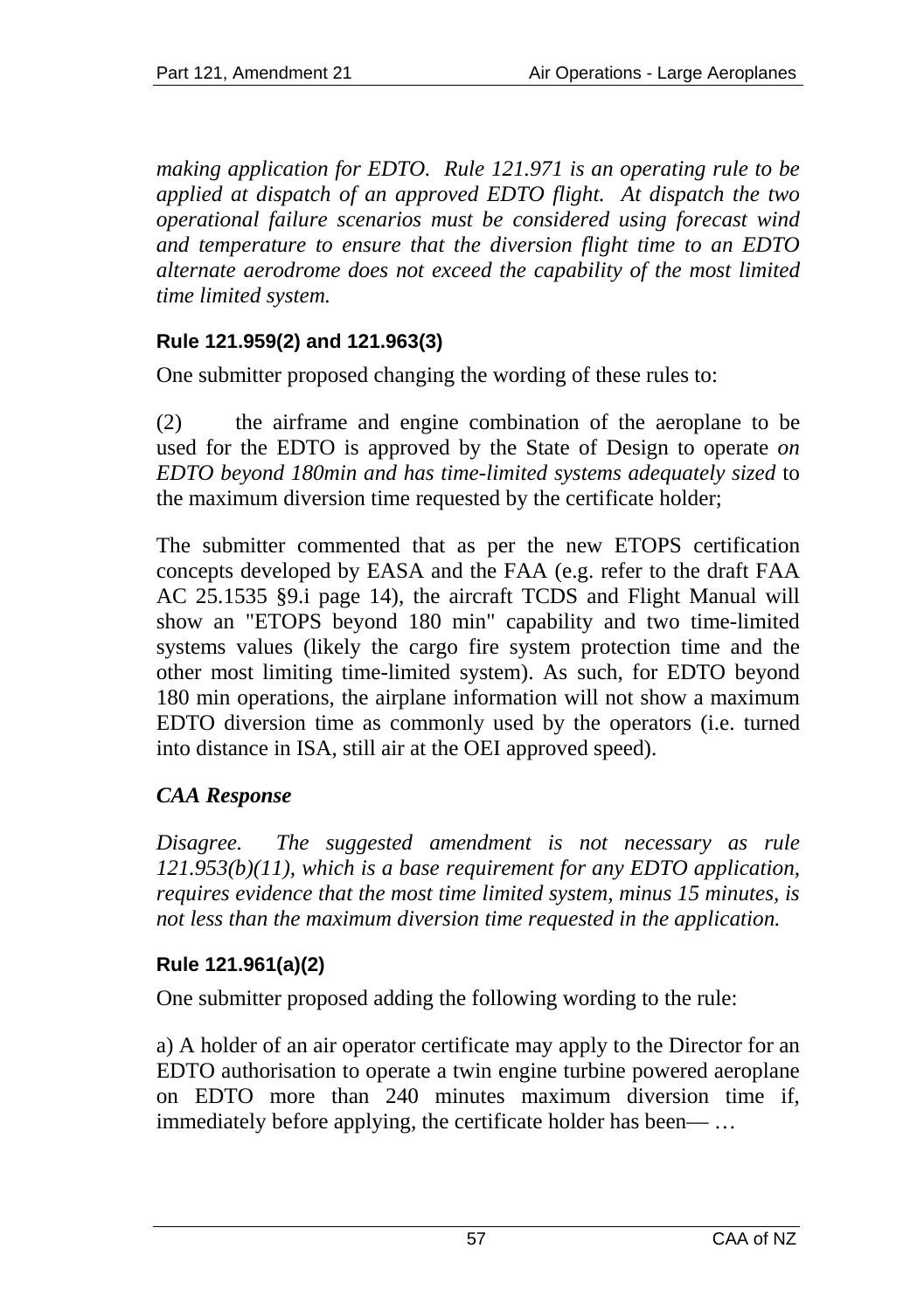*making application for EDTO. Rule 121.971 is an operating rule to be applied at dispatch of an approved EDTO flight. At dispatch the two operational failure scenarios must be considered using forecast wind and temperature to ensure that the diversion flight time to an EDTO alternate aerodrome does not exceed the capability of the most limited time limited system.*

### Rule 121.959(2) and 121.963(3)

One submitter proposed changing the wording of these rules to:

(2) the airframe and engine combination of the aeroplane to be used for the EDTO is approved by the State of Design to operate *on EDTO beyond 180min and has time-limited systems adequately sized* to the maximum diversion time requested by the certificate holder;

The submitter commented that as per the new ETOPS certification concepts developed by EASA and the FAA (e.g. refer to the draft FAA AC 25.1535 §9.i page 14), the aircraft TCDS and Flight Manual will show an "ETOPS beyond 180 min" capability and two time-limited systems values (likely the cargo fire system protection time and the other most limiting time-limited system). As such, for EDTO beyond 180 min operations, the airplane information will not show a maximum EDTO diversion time as commonly used by the operators (i.e. turned into distance in ISA, still air at the OEI approved speed).

### *CAA Response*

*Disagree. The suggested amendment is not necessary as rule 121.953(b)(11), which is a base requirement for any EDTO application, requires evidence that the most time limited system, minus 15 minutes, is not less than the maximum diversion time requested in the application.*

### Rule 121.961(a)(2)

One submitter proposed adding the following wording to the rule:

a) A holder of an air operator certificate may apply to the Director for an EDTO authorisation to operate a twin engine turbine powered aeroplane on EDTO more than 240 minutes maximum diversion time if, immediately before applying, the certificate holder has been— …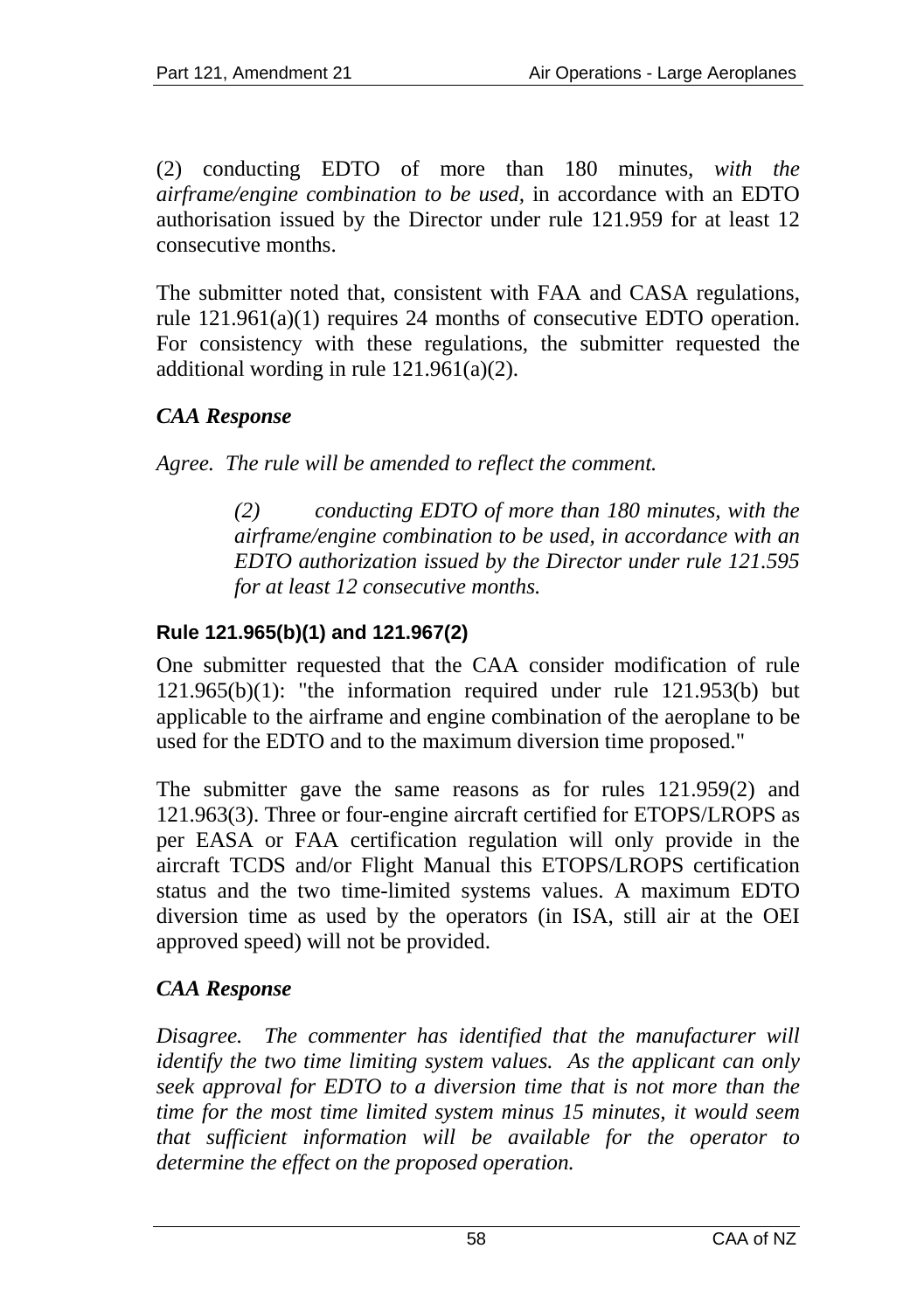(2) conducting EDTO of more than 180 minutes, *with the airframe/engine combination to be used,* in accordance with an EDTO authorisation issued by the Director under rule 121.959 for at least 12 consecutive months.

The submitter noted that, consistent with FAA and CASA regulations, rule 121.961(a)(1) requires 24 months of consecutive EDTO operation. For consistency with these regulations, the submitter requested the additional wording in rule 121.961(a)(2).

### *CAA Response*

*Agree. The rule will be amended to reflect the comment.*

> *(2) conducting EDTO of more than 180 minutes, with the airframe/engine combination to be used, in accordance with an EDTO authorization issued by the Director under rule 121.595 for at least 12 consecutive months.*

### Rule 121.965(b)(1) and 121.967(2)

One submitter requested that the CAA consider modification of rule 121.965(b)(1): "the information required under rule 121.953(b) but applicable to the airframe and engine combination of the aeroplane to be used for the EDTO and to the maximum diversion time proposed."

The submitter gave the same reasons as for rules 121.959(2) and 121.963(3). Three or four-engine aircraft certified for ETOPS/LROPS as per EASA or FAA certification regulation will only provide in the aircraft TCDS and/or Flight Manual this ETOPS/LROPS certification status and the two time-limited systems values. A maximum EDTO diversion time as used by the operators (in ISA, still air at the OEI approved speed) will not be provided.

### *CAA Response*

*Disagree. The commenter has identified that the manufacturer will identify the two time limiting system values. As the applicant can only seek approval for EDTO to a diversion time that is not more than the time for the most time limited system minus 15 minutes, it would seem that sufficient information will be available for the operator to determine the effect on the proposed operation.*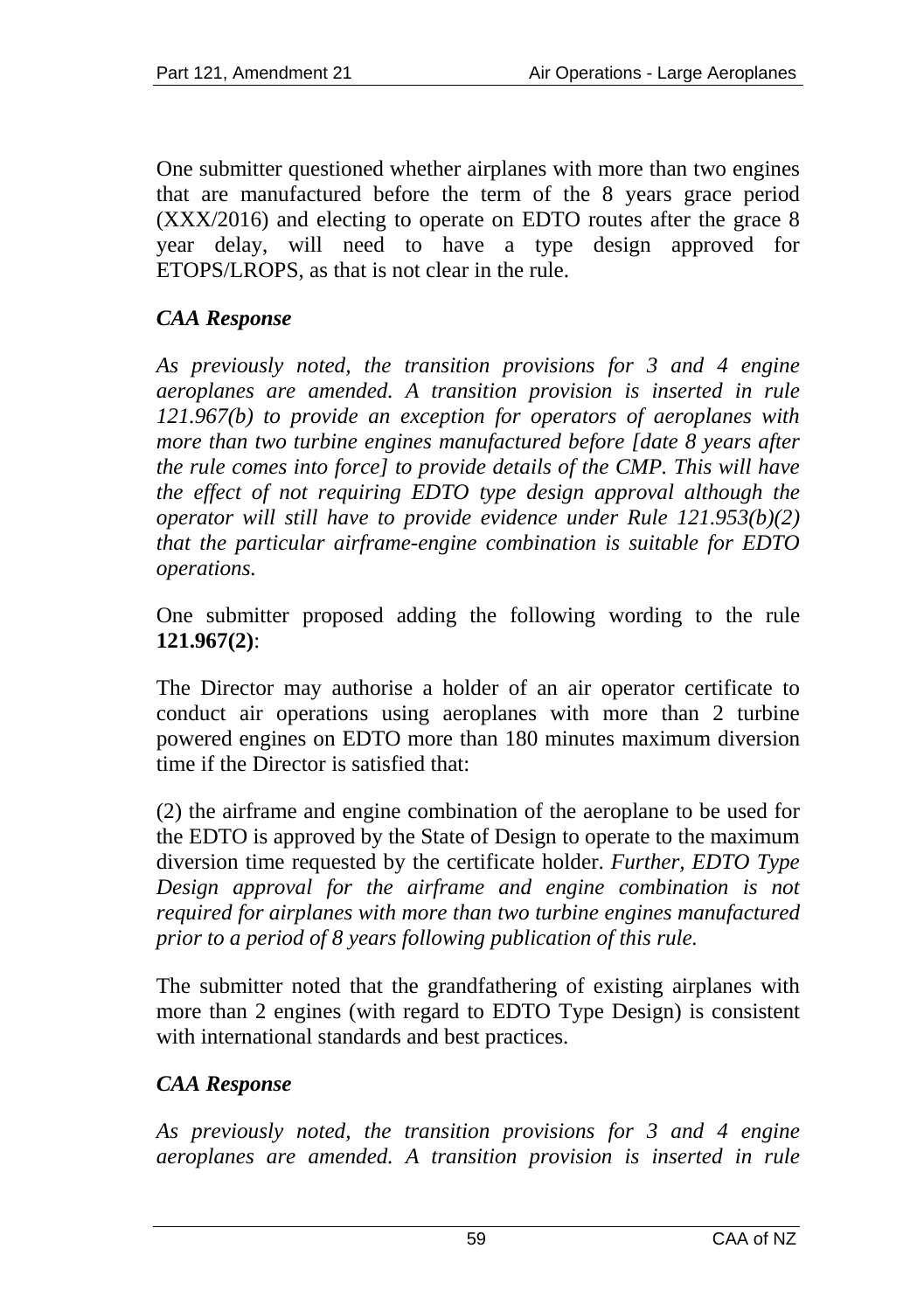One submitter questioned whether airplanes with more than two engines that are manufactured before the term of the 8 years grace period (XXX/2016) and electing to operate on EDTO routes after the grace 8 year delay, will need to have a type design approved for ETOPS/LROPS, as that is not clear in the rule.

### *CAA Response*

*As previously noted, the transition provisions for 3 and 4 engine aeroplanes are amended. A transition provision is inserted in rule 121.967(b) to provide an exception for operators of aeroplanes with more than two turbine engines manufactured before [date 8 years after the rule comes into force] to provide details of the CMP. This will have the effect of not requiring EDTO type design approval although the operator will still have to provide evidence under Rule 121.953(b)(2) that the particular airframe-engine combination is suitable for EDTO operations.*

One submitter proposed adding the following wording to the rule **121.967(2)**:

The Director may authorise a holder of an air operator certificate to conduct air operations using aeroplanes with more than 2 turbine powered engines on EDTO more than 180 minutes maximum diversion time if the Director is satisfied that:

(2) the airframe and engine combination of the aeroplane to be used for the EDTO is approved by the State of Design to operate to the maximum diversion time requested by the certificate holder. *Further, EDTO Type Design approval for the airframe and engine combination is not required for airplanes with more than two turbine engines manufactured prior to a period of 8 years following publication of this rule.*

The submitter noted that the grandfathering of existing airplanes with more than 2 engines (with regard to EDTO Type Design) is consistent with international standards and best practices.

### *CAA Response*

*As previously noted, the transition provisions for 3 and 4 engine aeroplanes are amended. A transition provision is inserted in rule*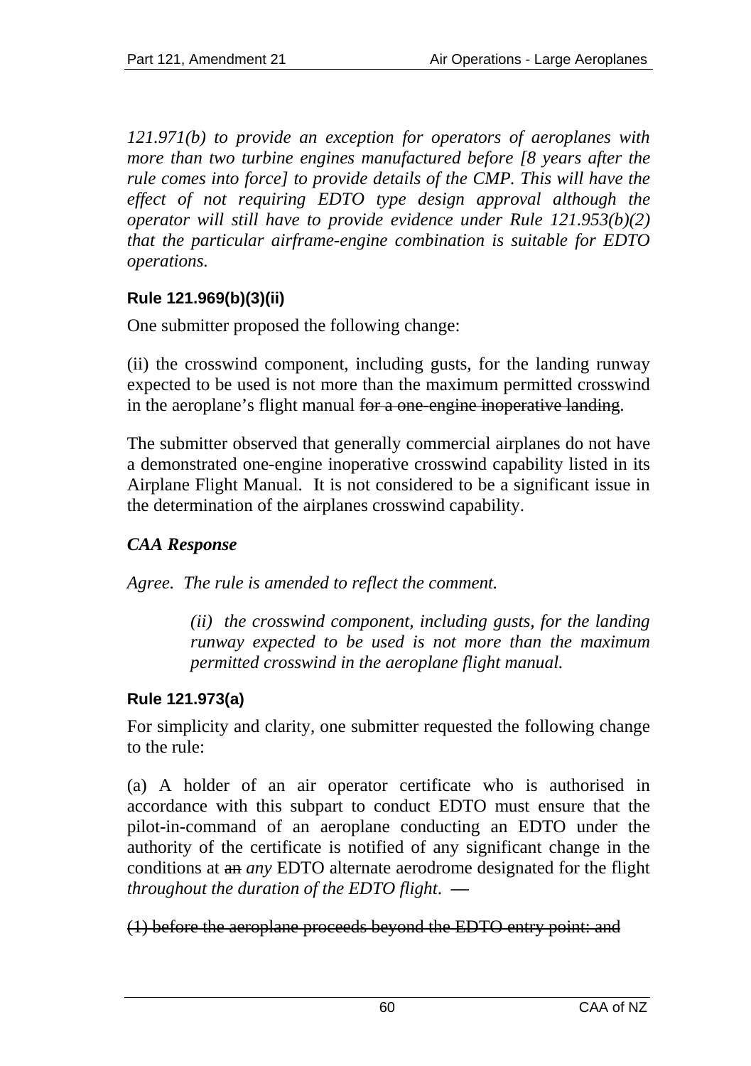*121.971(b) to provide an exception for operators of aeroplanes with more than two turbine engines manufactured before [8 years after the rule comes into force] to provide details of the CMP. This will have the effect of not requiring EDTO type design approval although the operator will still have to provide evidence under Rule 121.953(b)(2) that the particular airframe-engine combination is suitable for EDTO operations.*

### Rule 121.969(b)(3)(ii)

One submitter proposed the following change:

(ii) the crosswind component, including gusts, for the landing runway expected to be used is not more than the maximum permitted crosswind in the aeroplane's flight manual ~~for a one-engine inoperative landing~~.

The submitter observed that generally commercial airplanes do not have a demonstrated one-engine inoperative crosswind capability listed in its Airplane Flight Manual. It is not considered to be a significant issue in the determination of the airplanes crosswind capability.

### *CAA Response*

*Agree. The rule is amended to reflect the comment.*

> *(ii) the crosswind component, including gusts, for the landing runway expected to be used is not more than the maximum permitted crosswind in the aeroplane flight manual.*

### Rule 121.973(a)

For simplicity and clarity, one submitter requested the following change to the rule:

(a) A holder of an air operator certificate who is authorised in accordance with this subpart to conduct EDTO must ensure that the pilot-in-command of an aeroplane conducting an EDTO under the authority of the certificate is notified of any significant change in the conditions at ~~an~~ *any* EDTO alternate aerodrome designated for the flight *throughout the duration of the EDTO flight*. ~~—~~

~~(1) before the aeroplane proceeds beyond the EDTO entry point: and~~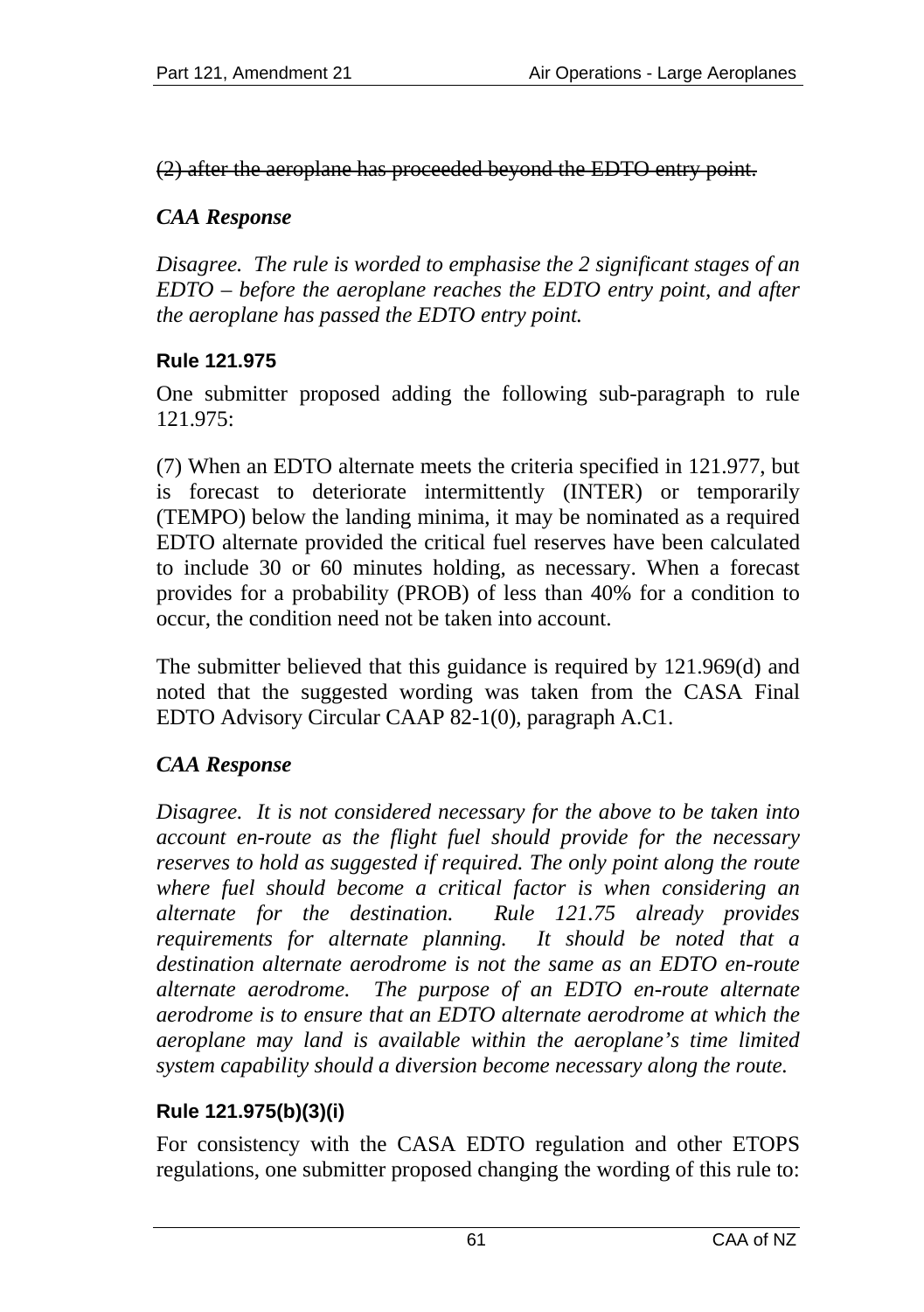~~(2) after the aeroplane has proceeded beyond the EDTO entry point.~~

### *CAA Response*

*Disagree. The rule is worded to emphasise the 2 significant stages of an EDTO – before the aeroplane reaches the EDTO entry point, and after the aeroplane has passed the EDTO entry point.*

#### Rule 121.975

One submitter proposed adding the following sub-paragraph to rule 121.975:

(7) When an EDTO alternate meets the criteria specified in 121.977, but is forecast to deteriorate intermittently (INTER) or temporarily (TEMPO) below the landing minima, it may be nominated as a required EDTO alternate provided the critical fuel reserves have been calculated to include 30 or 60 minutes holding, as necessary. When a forecast provides for a probability (PROB) of less than 40% for a condition to occur, the condition need not be taken into account.

The submitter believed that this guidance is required by 121.969(d) and noted that the suggested wording was taken from the CASA Final EDTO Advisory Circular CAAP 82-1(0), paragraph A.C1.

### *CAA Response*

*Disagree. It is not considered necessary for the above to be taken into account en-route as the flight fuel should provide for the necessary reserves to hold as suggested if required. The only point along the route where fuel should become a critical factor is when considering an alternate for the destination. Rule 121.75 already provides requirements for alternate planning. It should be noted that a destination alternate aerodrome is not the same as an EDTO en-route alternate aerodrome. The purpose of an EDTO en-route alternate aerodrome is to ensure that an EDTO alternate aerodrome at which the aeroplane may land is available within the aeroplane's time limited system capability should a diversion become necessary along the route.*

#### Rule 121.975(b)(3)(i)

For consistency with the CASA EDTO regulation and other ETOPS regulations, one submitter proposed changing the wording of this rule to: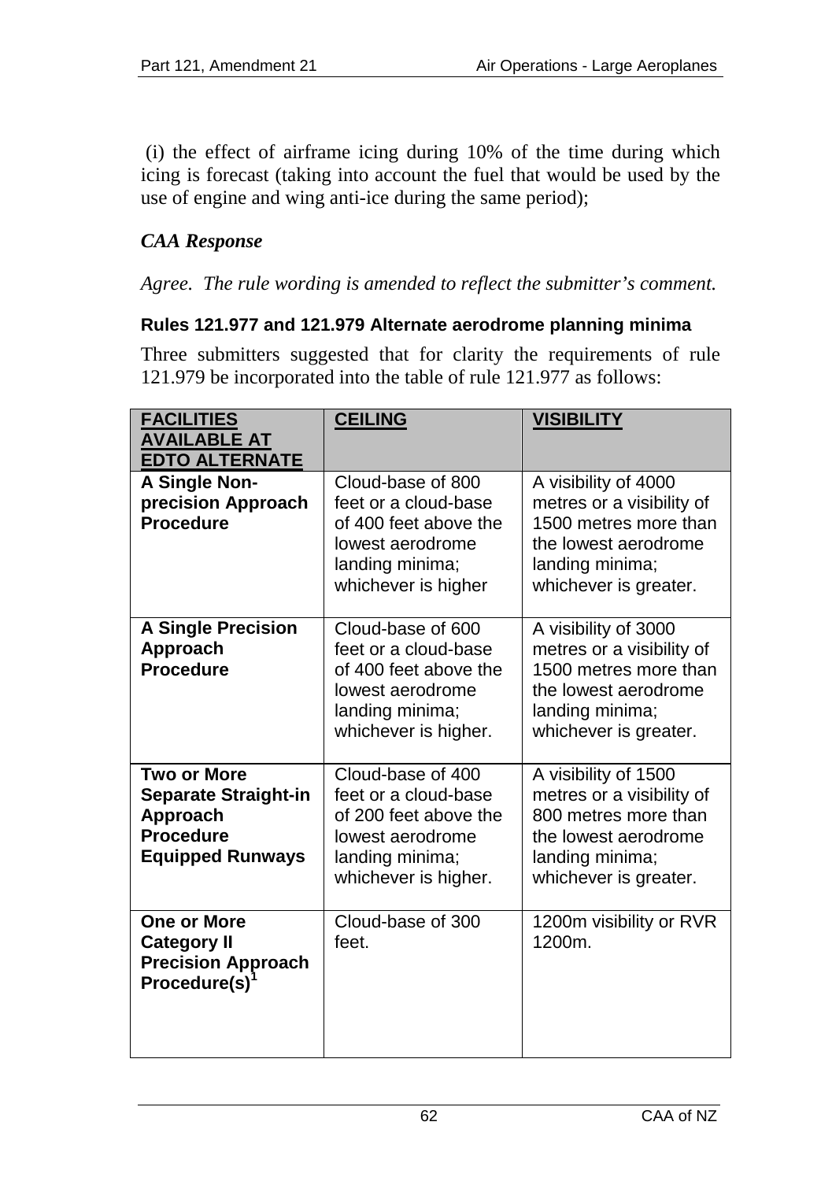(i) the effect of airframe icing during 10% of the time during which icing is forecast (taking into account the fuel that would be used by the use of engine and wing anti-ice during the same period);

### *CAA Response*

*Agree. The rule wording is amended to reflect the submitter's comment.*

### Rules 121.977 and 121.979 Alternate aerodrome planning minima

Three submitters suggested that for clarity the requirements of rule 121.979 be incorporated into the table of rule 121.977 as follows:

| FACILITIES AVAILABLE AT EDTO ALTERNATE | CEILING | VISIBILITY |
|---|---|---|
| **A Single Non-precision Approach Procedure** | Cloud-base of 800 feet or a cloud-base of 400 feet above the lowest aerodrome landing minima; whichever is higher | A visibility of 4000 metres or a visibility of 1500 metres more than the lowest aerodrome landing minima; whichever is greater. |
| **A Single Precision Approach Procedure** | Cloud-base of 600 feet or a cloud-base of 400 feet above the lowest aerodrome landing minima; whichever is higher. | A visibility of 3000 metres or a visibility of 1500 metres more than the lowest aerodrome landing minima; whichever is greater. |
| **Two or More Separate Straight-in Approach Procedure Equipped Runways** | Cloud-base of 400 feet or a cloud-base of 200 feet above the lowest aerodrome landing minima; whichever is higher. | A visibility of 1500 metres or a visibility of 800 metres more than the lowest aerodrome landing minima; whichever is greater. |
| **One or More Category II Precision Approach Procedure(s)**[1] | Cloud-base of 300 feet. | 1200m visibility or RVR 1200m. |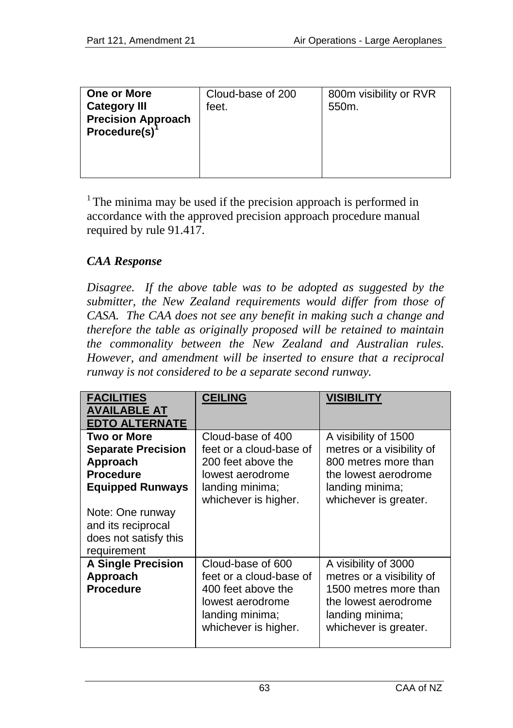| One or More Category III Precision Approach Procedure(s)[1] | Cloud-base of 200 feet. | 800m visibility or RVR 550m. |
|---|---|---|

[1] The minima may be used if the precision approach is performed in accordance with the approved precision approach procedure manual required by rule 91.417.

***CAA Response***

*Disagree. If the above table was to be adopted as suggested by the submitter, the New Zealand requirements would differ from those of CASA. The CAA does not see any benefit in making such a change and therefore the table as originally proposed will be retained to maintain the commonality between the New Zealand and Australian rules. However, and amendment will be inserted to ensure that a reciprocal runway is not considered to be a separate second runway.*

| **FACILITIES AVAILABLE AT EDTO ALTERNATE** | **CEILING** | **VISIBILITY** |
|---|---|---|
| **Two or More Separate Precision Approach Procedure Equipped Runways**<br><br>Note: One runway and its reciprocal does not satisfy this requirement | Cloud-base of 400 feet or a cloud-base of 200 feet above the lowest aerodrome landing minima; whichever is higher. | A visibility of 1500 metres or a visibility of 800 metres more than the lowest aerodrome landing minima; whichever is greater. |
| **A Single Precision Approach Procedure** | Cloud-base of 600 feet or a cloud-base of 400 feet above the lowest aerodrome landing minima; whichever is higher. | A visibility of 3000 metres or a visibility of 1500 metres more than the lowest aerodrome landing minima; whichever is greater. |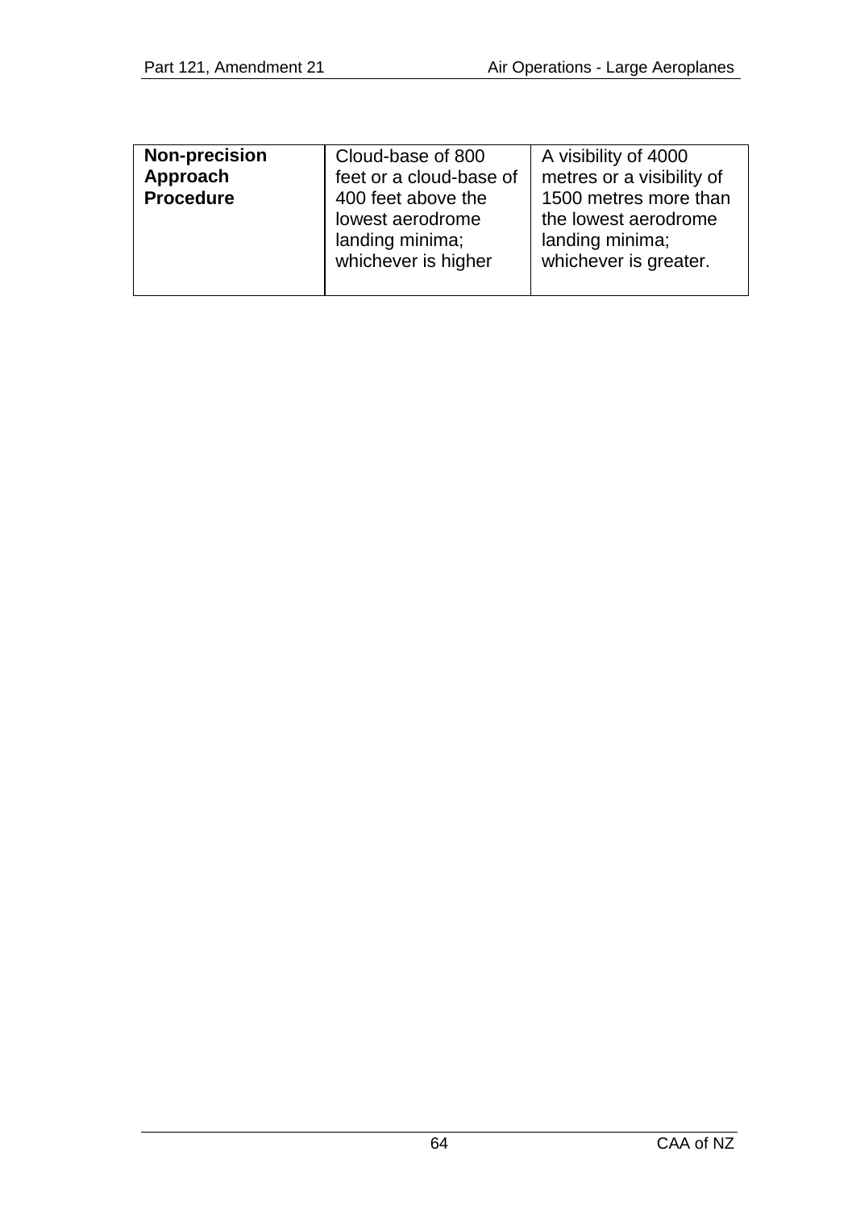| **Non-precision Approach Procedure** | Cloud-base of 800 feet or a cloud-base of 400 feet above the lowest aerodrome landing minima; whichever is higher | A visibility of 4000 metres or a visibility of 1500 metres more than the lowest aerodrome landing minima; whichever is greater. |
|---|---|---|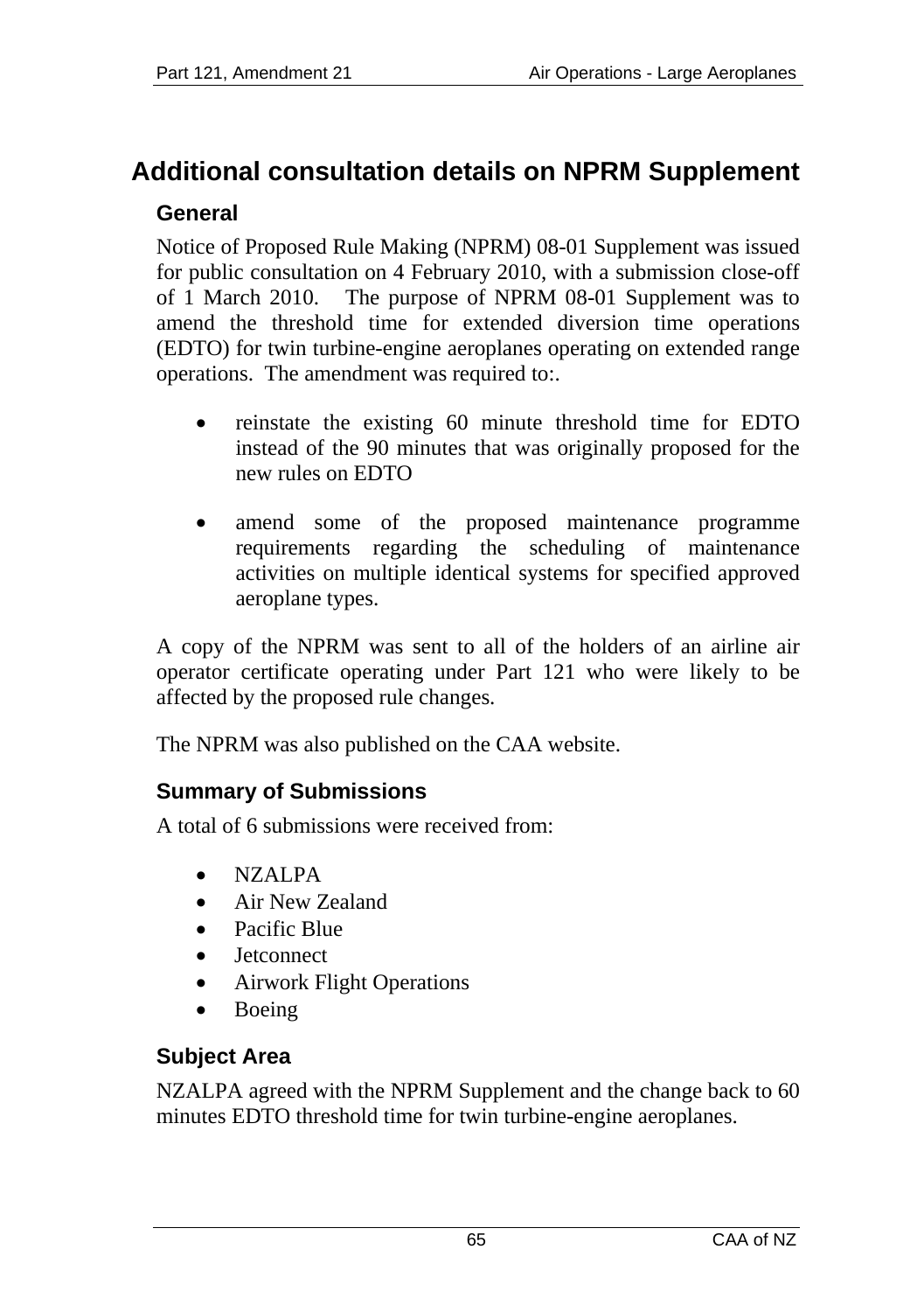# Additional consultation details on NPRM Supplement

## General

Notice of Proposed Rule Making (NPRM) 08-01 Supplement was issued for public consultation on 4 February 2010, with a submission close-off of 1 March 2010. The purpose of NPRM 08-01 Supplement was to amend the threshold time for extended diversion time operations (EDTO) for twin turbine-engine aeroplanes operating on extended range operations. The amendment was required to:.

- reinstate the existing 60 minute threshold time for EDTO instead of the 90 minutes that was originally proposed for the new rules on EDTO

- amend some of the proposed maintenance programme requirements regarding the scheduling of maintenance activities on multiple identical systems for specified approved aeroplane types.

A copy of the NPRM was sent to all of the holders of an airline air operator certificate operating under Part 121 who were likely to be affected by the proposed rule changes.

The NPRM was also published on the CAA website.

## Summary of Submissions

A total of 6 submissions were received from:

- NZALPA
- Air New Zealand
- Pacific Blue
- Jetconnect
- Airwork Flight Operations
- Boeing

## Subject Area

NZALPA agreed with the NPRM Supplement and the change back to 60 minutes EDTO threshold time for twin turbine-engine aeroplanes.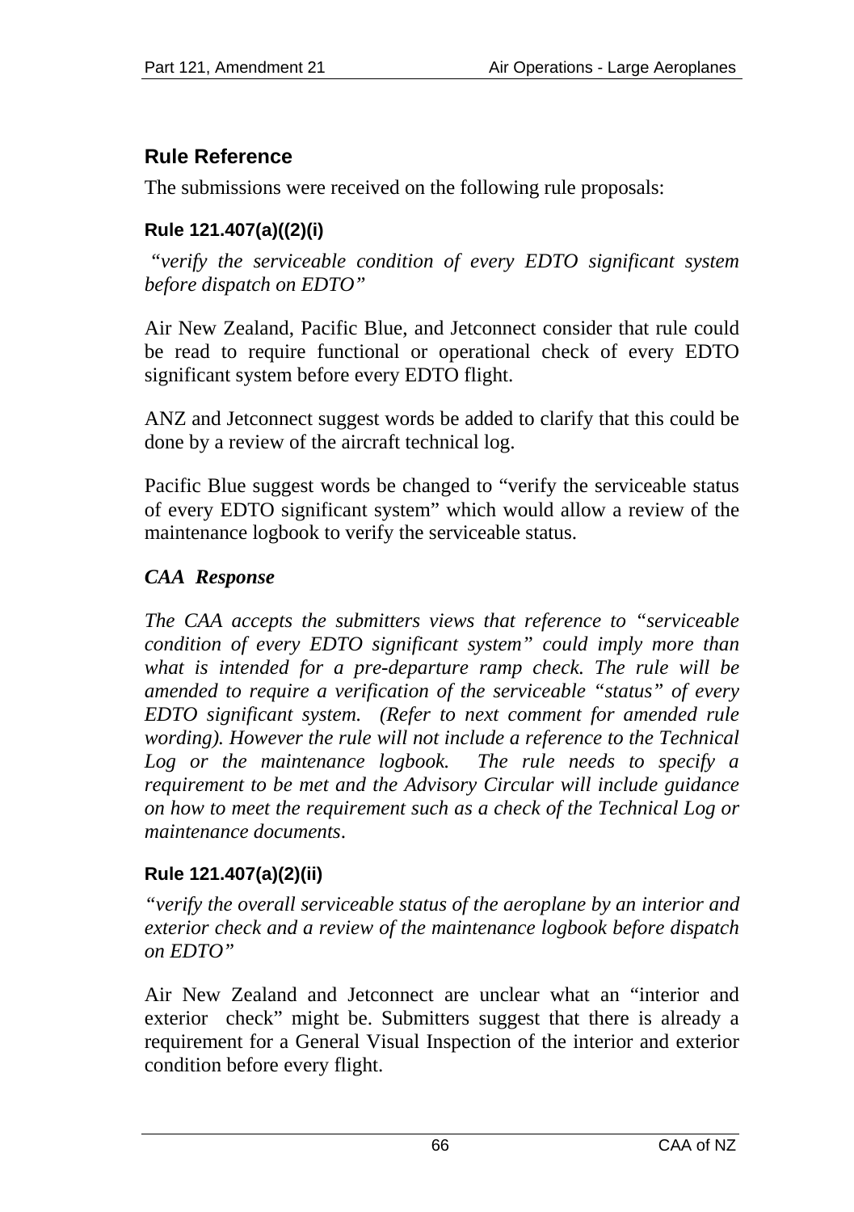## Rule Reference

The submissions were received on the following rule proposals:

### Rule 121.407(a)((2)(i)

*"verify the serviceable condition of every EDTO significant system before dispatch on EDTO"*

Air New Zealand, Pacific Blue, and Jetconnect consider that rule could be read to require functional or operational check of every EDTO significant system before every EDTO flight.

ANZ and Jetconnect suggest words be added to clarify that this could be done by a review of the aircraft technical log.

Pacific Blue suggest words be changed to "verify the serviceable status of every EDTO significant system" which would allow a review of the maintenance logbook to verify the serviceable status.

### *CAA Response*

*The CAA accepts the submitters views that reference to "serviceable condition of every EDTO significant system" could imply more than what is intended for a pre-departure ramp check. The rule will be amended to require a verification of the serviceable "status" of every EDTO significant system. (Refer to next comment for amended rule wording). However the rule will not include a reference to the Technical Log or the maintenance logbook. The rule needs to specify a requirement to be met and the Advisory Circular will include guidance on how to meet the requirement such as a check of the Technical Log or maintenance documents*.

### Rule 121.407(a)(2)(ii)

*"verify the overall serviceable status of the aeroplane by an interior and exterior check and a review of the maintenance logbook before dispatch on EDTO"*

Air New Zealand and Jetconnect are unclear what an "interior and exterior check" might be. Submitters suggest that there is already a requirement for a General Visual Inspection of the interior and exterior condition before every flight.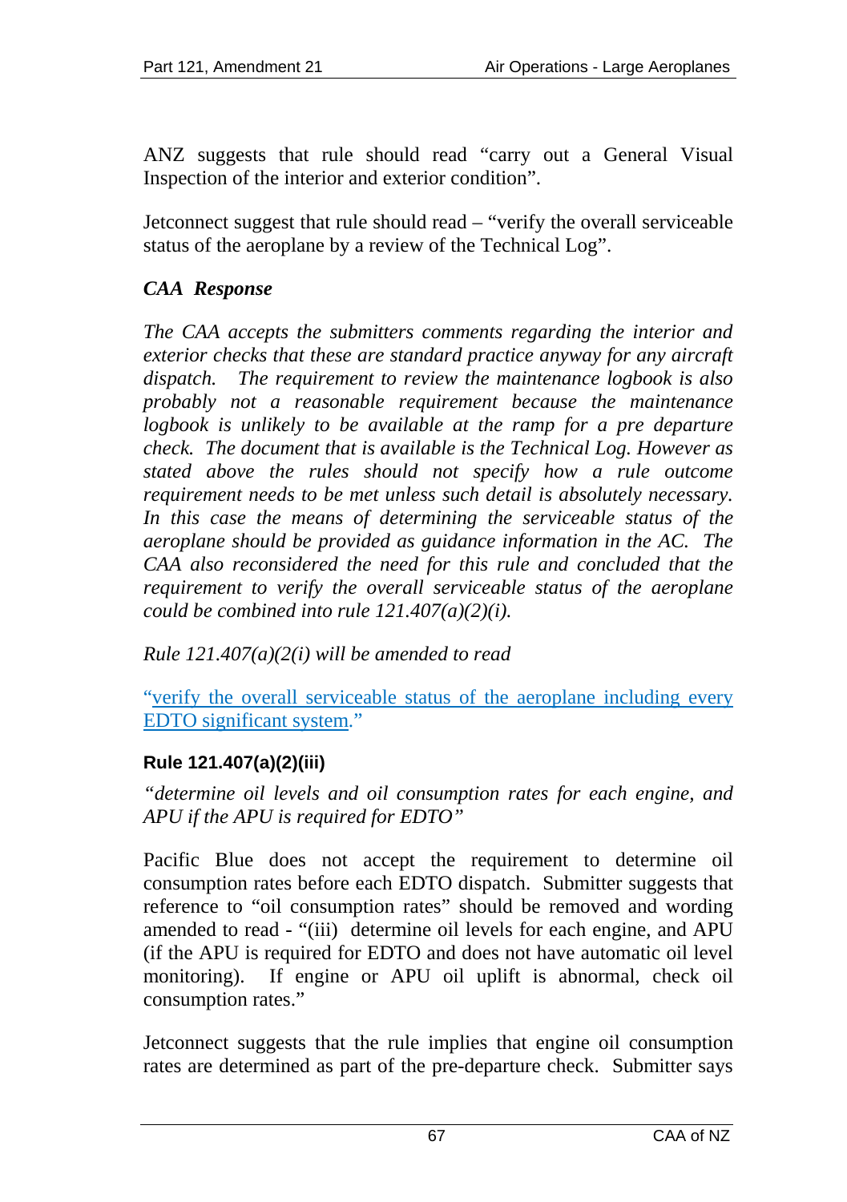ANZ suggests that rule should read “carry out a General Visual Inspection of the interior and exterior condition”.

Jetconnect suggest that rule should read – “verify the overall serviceable status of the aeroplane by a review of the Technical Log”.

### *CAA Response*

*The CAA accepts the submitters comments regarding the interior and exterior checks that these are standard practice anyway for any aircraft dispatch. The requirement to review the maintenance logbook is also probably not a reasonable requirement because the maintenance logbook is unlikely to be available at the ramp for a pre departure check. The document that is available is the Technical Log. However as stated above the rules should not specify how a rule outcome requirement needs to be met unless such detail is absolutely necessary. In this case the means of determining the serviceable status of the aeroplane should be provided as guidance information in the AC. The CAA also reconsidered the need for this rule and concluded that the requirement to verify the overall serviceable status of the aeroplane could be combined into rule 121.407(a)(2)(i).*

*Rule 121.407(a)(2(i) will be amended to read*

“verify the overall serviceable status of the aeroplane including every EDTO significant system.”

### Rule 121.407(a)(2)(iii)

*“determine oil levels and oil consumption rates for each engine, and APU if the APU is required for EDTO”*

Pacific Blue does not accept the requirement to determine oil consumption rates before each EDTO dispatch. Submitter suggests that reference to “oil consumption rates” should be removed and wording amended to read - “(iii) determine oil levels for each engine, and APU (if the APU is required for EDTO and does not have automatic oil level monitoring). If engine or APU oil uplift is abnormal, check oil consumption rates.”

Jetconnect suggests that the rule implies that engine oil consumption rates are determined as part of the pre-departure check. Submitter says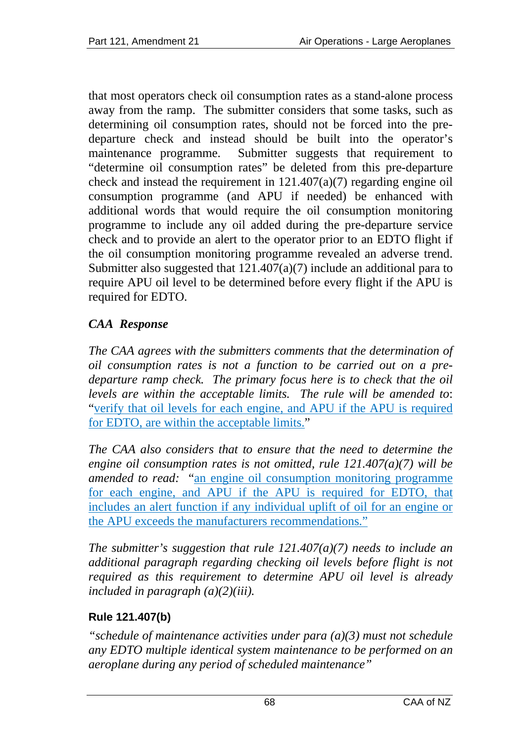that most operators check oil consumption rates as a stand-alone process away from the ramp. The submitter considers that some tasks, such as determining oil consumption rates, should not be forced into the pre-departure check and instead should be built into the operator's maintenance programme. Submitter suggests that requirement to "determine oil consumption rates" be deleted from this pre-departure check and instead the requirement in 121.407(a)(7) regarding engine oil consumption programme (and APU if needed) be enhanced with additional words that would require the oil consumption monitoring programme to include any oil added during the pre-departure service check and to provide an alert to the operator prior to an EDTO flight if the oil consumption monitoring programme revealed an adverse trend. Submitter also suggested that 121.407(a)(7) include an additional para to require APU oil level to be determined before every flight if the APU is required for EDTO.

***CAA Response***

*The CAA agrees with the submitters comments that the determination of oil consumption rates is not a function to be carried out on a pre-departure ramp check. The primary focus here is to check that the oil levels are within the acceptable limits. The rule will be amended to*: "<u>verify that oil levels for each engine, and APU if the APU is required for EDTO, are within the acceptable limits.</u>"

*The CAA also considers that to ensure that the need to determine the engine oil consumption rates is not omitted, rule 121.407(a)(7) will be amended to read:* "<u>an engine oil consumption monitoring programme for each engine, and APU if the APU is required for EDTO, that includes an alert function if any individual uplift of oil for an engine or the APU exceeds the manufacturers recommendations.</u>"

*The submitter's suggestion that rule 121.407(a)(7) needs to include an additional paragraph regarding checking oil levels before flight is not required as this requirement to determine APU oil level is already included in paragraph (a)(2)(iii).*

### Rule 121.407(b)

*"schedule of maintenance activities under para (a)(3) must not schedule any EDTO multiple identical system maintenance to be performed on an aeroplane during any period of scheduled maintenance"*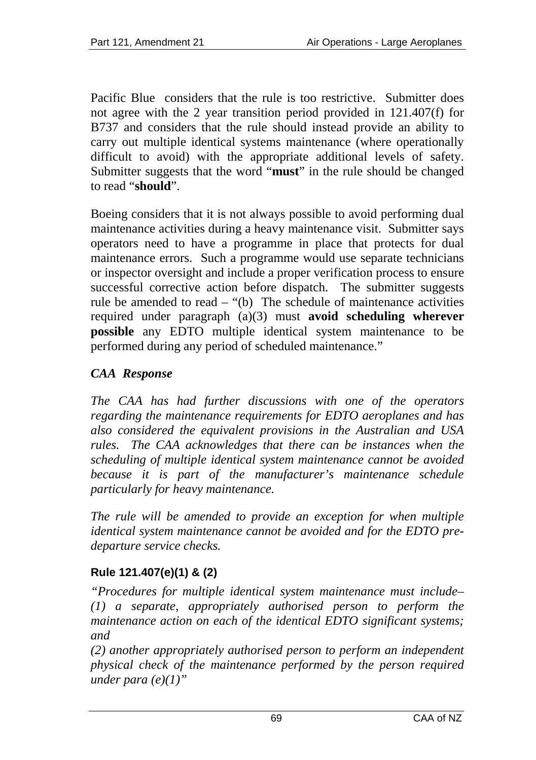Pacific Blue considers that the rule is too restrictive. Submitter does not agree with the 2 year transition period provided in 121.407(f) for B737 and considers that the rule should instead provide an ability to carry out multiple identical systems maintenance (where operationally difficult to avoid) with the appropriate additional levels of safety. Submitter suggests that the word "**must**" in the rule should be changed to read "**should**".

Boeing considers that it is not always possible to avoid performing dual maintenance activities during a heavy maintenance visit. Submitter says operators need to have a programme in place that protects for dual maintenance errors. Such a programme would use separate technicians or inspector oversight and include a proper verification process to ensure successful corrective action before dispatch. The submitter suggests rule be amended to read – "(b) The schedule of maintenance activities required under paragraph (a)(3) must **avoid scheduling wherever possible** any EDTO multiple identical system maintenance to be performed during any period of scheduled maintenance."

### *CAA Response*

*The CAA has had further discussions with one of the operators regarding the maintenance requirements for EDTO aeroplanes and has also considered the equivalent provisions in the Australian and USA rules. The CAA acknowledges that there can be instances when the scheduling of multiple identical system maintenance cannot be avoided because it is part of the manufacturer's maintenance schedule particularly for heavy maintenance.*

*The rule will be amended to provide an exception for when multiple identical system maintenance cannot be avoided and for the EDTO pre-departure service checks.*

### Rule 121.407(e)(1) & (2)

*"Procedures for multiple identical system maintenance must include–*
*(1) a separate, appropriately authorised person to perform the maintenance action on each of the identical EDTO significant systems; and*
*(2) another appropriately authorised person to perform an independent physical check of the maintenance performed by the person required under para (e)(1)"*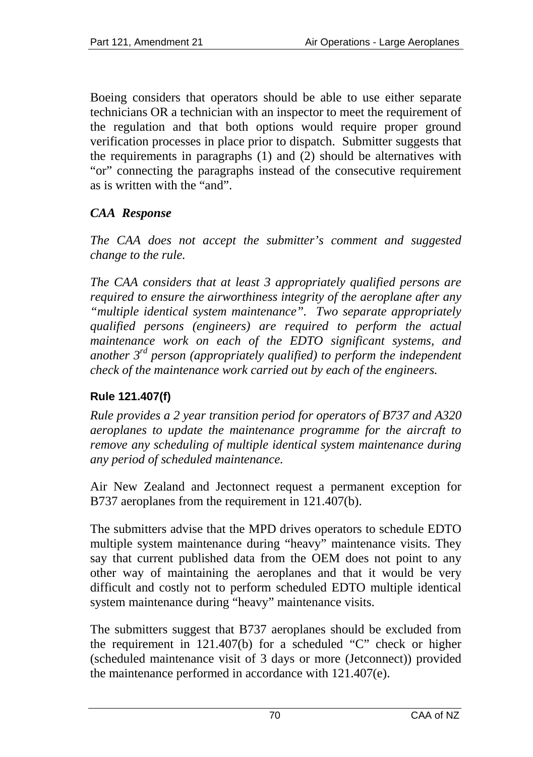Boeing considers that operators should be able to use either separate technicians OR a technician with an inspector to meet the requirement of the regulation and that both options would require proper ground verification processes in place prior to dispatch. Submitter suggests that the requirements in paragraphs (1) and (2) should be alternatives with "or" connecting the paragraphs instead of the consecutive requirement as is written with the "and".

### *CAA Response*

*The CAA does not accept the submitter's comment and suggested change to the rule.*

*The CAA considers that at least 3 appropriately qualified persons are required to ensure the airworthiness integrity of the aeroplane after any "multiple identical system maintenance". Two separate appropriately qualified persons (engineers) are required to perform the actual maintenance work on each of the EDTO significant systems, and another 3rd person (appropriately qualified) to perform the independent check of the maintenance work carried out by each of the engineers.*

### Rule 121.407(f)

*Rule provides a 2 year transition period for operators of B737 and A320 aeroplanes to update the maintenance programme for the aircraft to remove any scheduling of multiple identical system maintenance during any period of scheduled maintenance.*

Air New Zealand and Jectonnect request a permanent exception for B737 aeroplanes from the requirement in 121.407(b).

The submitters advise that the MPD drives operators to schedule EDTO multiple system maintenance during "heavy" maintenance visits. They say that current published data from the OEM does not point to any other way of maintaining the aeroplanes and that it would be very difficult and costly not to perform scheduled EDTO multiple identical system maintenance during "heavy" maintenance visits.

The submitters suggest that B737 aeroplanes should be excluded from the requirement in 121.407(b) for a scheduled "C" check or higher (scheduled maintenance visit of 3 days or more (Jetconnect)) provided the maintenance performed in accordance with 121.407(e).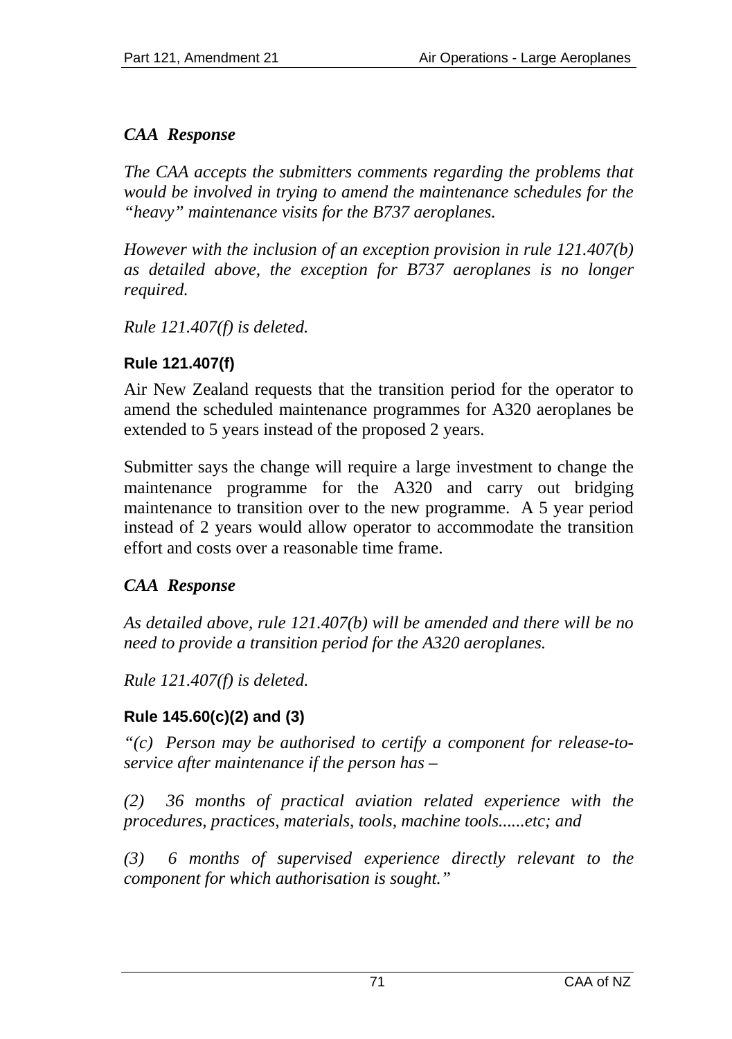### *CAA Response*

*The CAA accepts the submitters comments regarding the problems that would be involved in trying to amend the maintenance schedules for the "heavy" maintenance visits for the B737 aeroplanes.*

*However with the inclusion of an exception provision in rule 121.407(b) as detailed above, the exception for B737 aeroplanes is no longer required.*

*Rule 121.407(f) is deleted.*

### **Rule 121.407(f)**

Air New Zealand requests that the transition period for the operator to amend the scheduled maintenance programmes for A320 aeroplanes be extended to 5 years instead of the proposed 2 years.

Submitter says the change will require a large investment to change the maintenance programme for the A320 and carry out bridging maintenance to transition over to the new programme. A 5 year period instead of 2 years would allow operator to accommodate the transition effort and costs over a reasonable time frame.

### *CAA Response*

*As detailed above, rule 121.407(b) will be amended and there will be no need to provide a transition period for the A320 aeroplanes.*

*Rule 121.407(f) is deleted.*

### **Rule 145.60(c)(2) and (3)**

*"(c) Person may be authorised to certify a component for release-to-service after maintenance if the person has –*

*(2) 36 months of practical aviation related experience with the procedures, practices, materials, tools, machine tools......etc; and*

*(3) 6 months of supervised experience directly relevant to the component for which authorisation is sought."*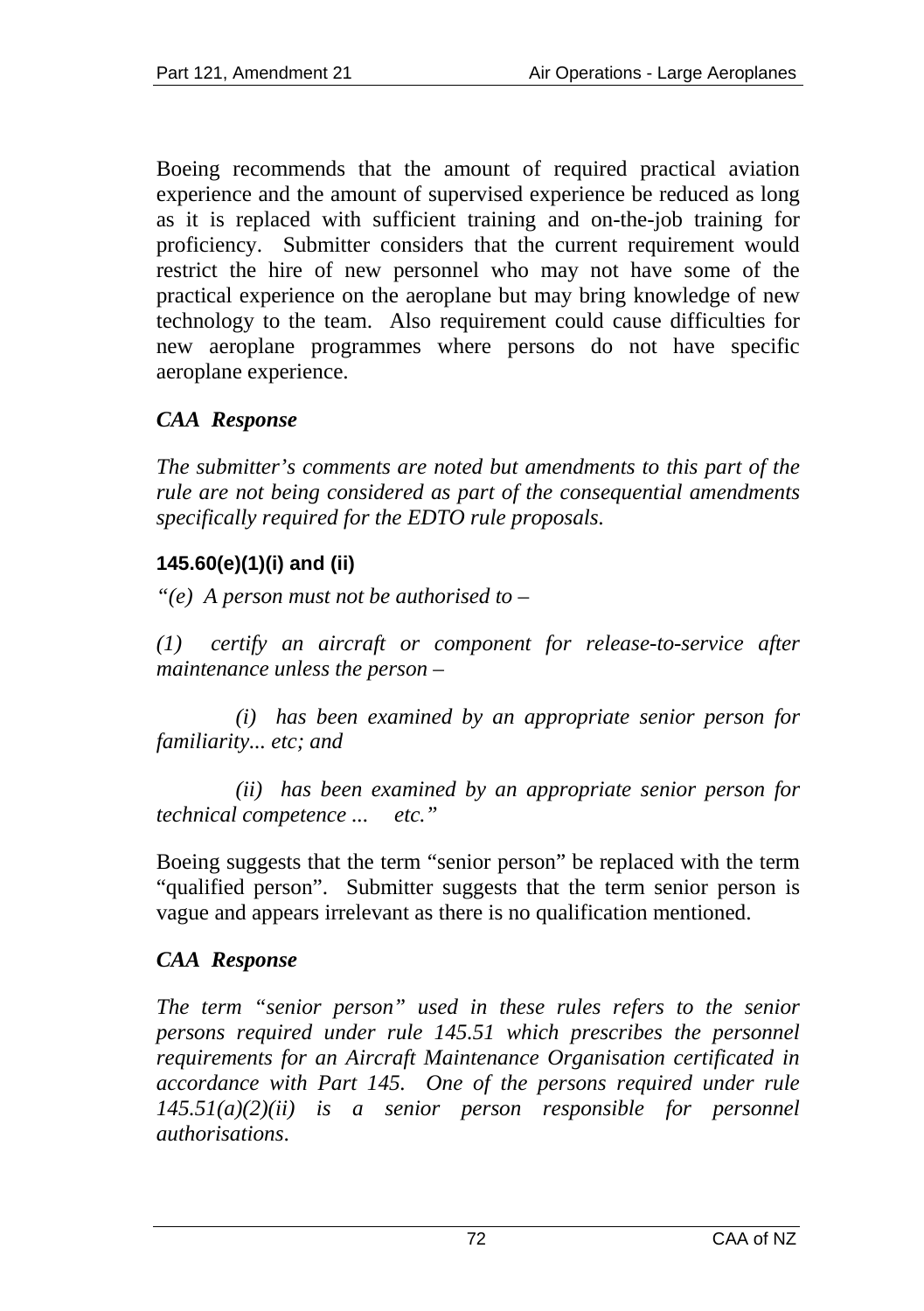Boeing recommends that the amount of required practical aviation experience and the amount of supervised experience be reduced as long as it is replaced with sufficient training and on-the-job training for proficiency. Submitter considers that the current requirement would restrict the hire of new personnel who may not have some of the practical experience on the aeroplane but may bring knowledge of new technology to the team. Also requirement could cause difficulties for new aeroplane programmes where persons do not have specific aeroplane experience.

### *CAA Response*

*The submitter's comments are noted but amendments to this part of the rule are not being considered as part of the consequential amendments specifically required for the EDTO rule proposals.*

### 145.60(e)(1)(i) and (ii)

*"(e) A person must not be authorised to –*

*(1) certify an aircraft or component for release-to-service after maintenance unless the person –*

*(i) has been examined by an appropriate senior person for familiarity... etc; and*

*(ii) has been examined by an appropriate senior person for technical competence ... etc."*

Boeing suggests that the term "senior person" be replaced with the term "qualified person". Submitter suggests that the term senior person is vague and appears irrelevant as there is no qualification mentioned.

### *CAA Response*

*The term "senior person" used in these rules refers to the senior persons required under rule 145.51 which prescribes the personnel requirements for an Aircraft Maintenance Organisation certificated in accordance with Part 145. One of the persons required under rule 145.51(a)(2)(ii) is a senior person responsible for personnel authorisations.*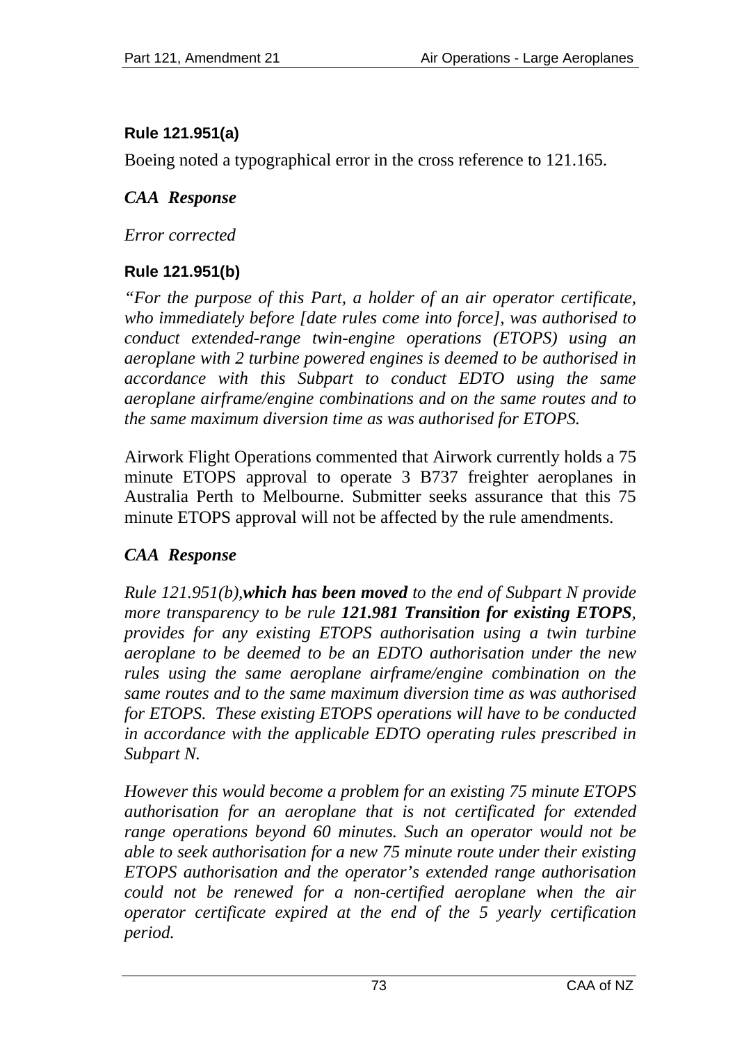### Rule 121.951(a)

Boeing noted a typographical error in the cross reference to 121.165.

### *CAA Response*

*Error corrected*

### Rule 121.951(b)

*"For the purpose of this Part, a holder of an air operator certificate, who immediately before [date rules come into force], was authorised to conduct extended-range twin-engine operations (ETOPS) using an aeroplane with 2 turbine powered engines is deemed to be authorised in accordance with this Subpart to conduct EDTO using the same aeroplane airframe/engine combinations and on the same routes and to the same maximum diversion time as was authorised for ETOPS.*

Airwork Flight Operations commented that Airwork currently holds a 75 minute ETOPS approval to operate 3 B737 freighter aeroplanes in Australia Perth to Melbourne. Submitter seeks assurance that this 75 minute ETOPS approval will not be affected by the rule amendments.

### *CAA Response*

*Rule 121.951(b),**which has been moved** to the end of Subpart N provide more transparency to be rule **121.981 Transition for existing ETOPS**, provides for any existing ETOPS authorisation using a twin turbine aeroplane to be deemed to be an EDTO authorisation under the new rules using the same aeroplane airframe/engine combination on the same routes and to the same maximum diversion time as was authorised for ETOPS. These existing ETOPS operations will have to be conducted in accordance with the applicable EDTO operating rules prescribed in Subpart N.*

*However this would become a problem for an existing 75 minute ETOPS authorisation for an aeroplane that is not certificated for extended range operations beyond 60 minutes. Such an operator would not be able to seek authorisation for a new 75 minute route under their existing ETOPS authorisation and the operator's extended range authorisation could not be renewed for a non-certified aeroplane when the air operator certificate expired at the end of the 5 yearly certification period.*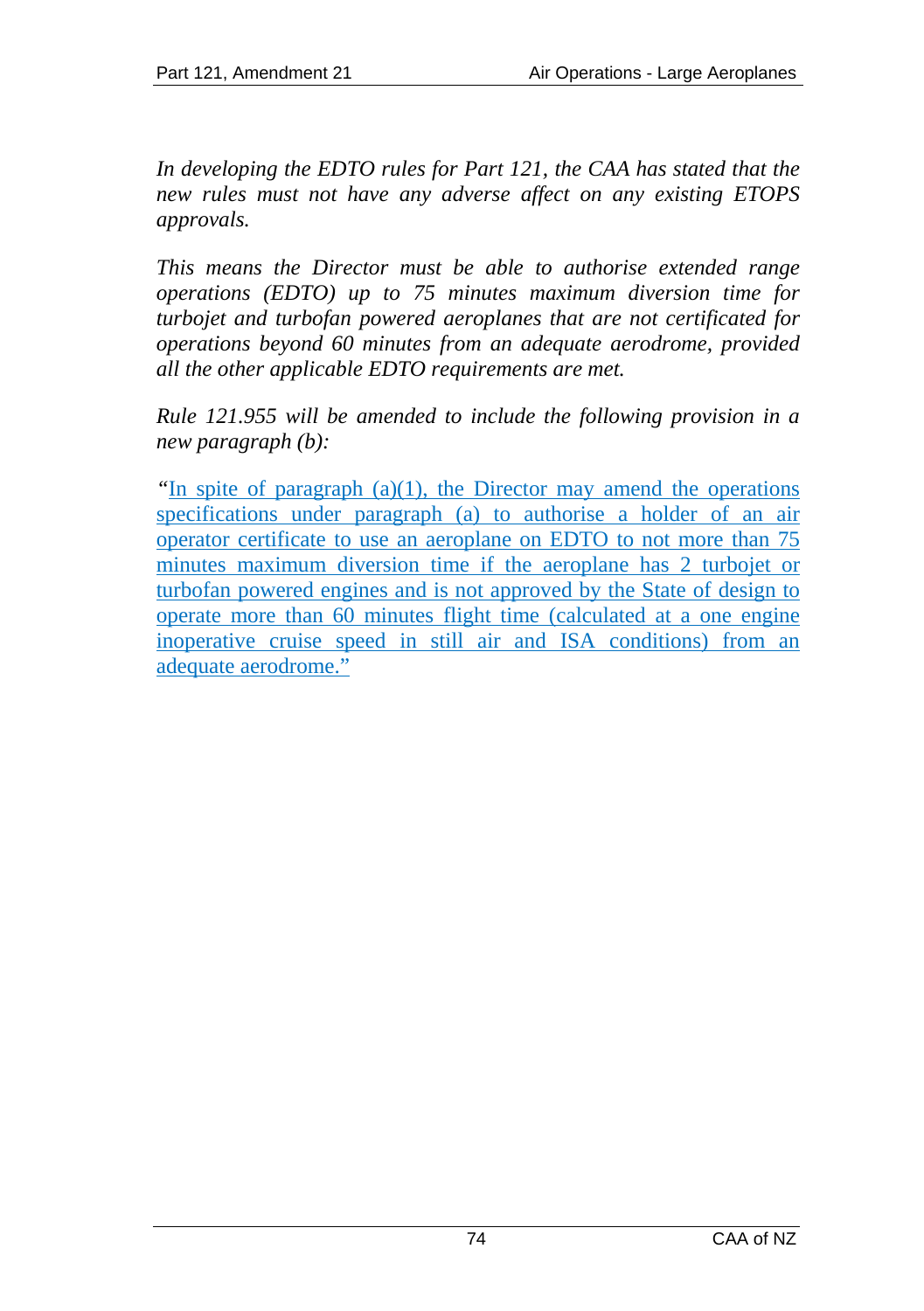*In developing the EDTO rules for Part 121, the CAA has stated that the new rules must not have any adverse affect on any existing ETOPS approvals.*

*This means the Director must be able to authorise extended range operations (EDTO) up to 75 minutes maximum diversion time for turbojet and turbofan powered aeroplanes that are not certificated for operations beyond 60 minutes from an adequate aerodrome, provided all the other applicable EDTO requirements are met.*

*Rule 121.955 will be amended to include the following provision in a new paragraph (b):*

*"*<u>In spite of paragraph (a)(1), the Director may amend the operations specifications under paragraph (a) to authorise a holder of an air operator certificate to use an aeroplane on EDTO to not more than 75 minutes maximum diversion time if the aeroplane has 2 turbojet or turbofan powered engines and is not approved by the State of design to operate more than 60 minutes flight time (calculated at a one engine inoperative cruise speed in still air and ISA conditions) from an adequate aerodrome."</u>